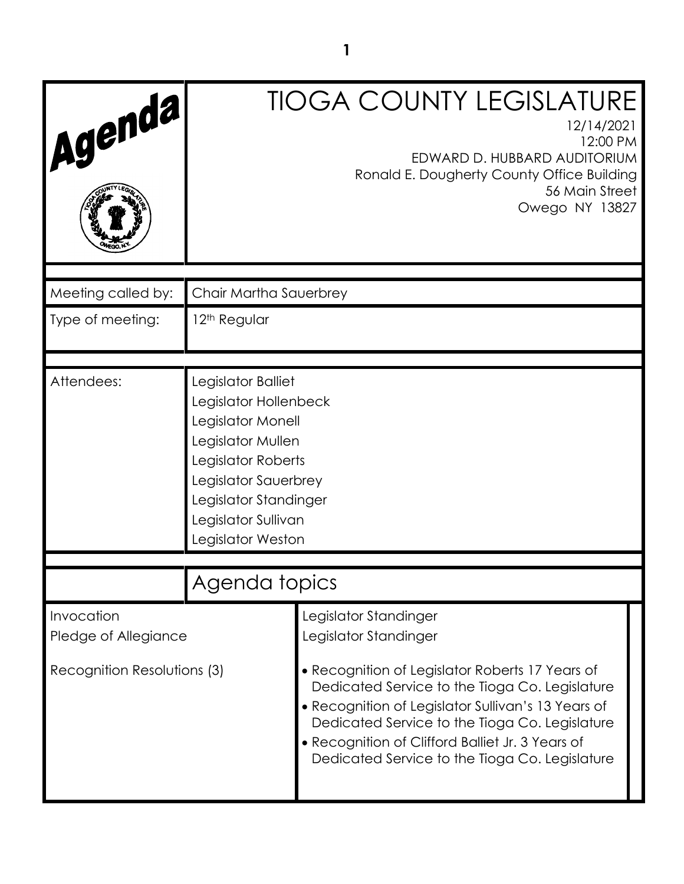# Agenda

# TIOGA COUNTY LEGISLATURE

12/14/2021
12:00 PM
EDWARD D. HUBBARD AUDITORIUM
Ronald E. Dougherty County Office Building
56 Main Street
Owego NY 13827

| | |
|---|---|
| Meeting called by: | Chair Martha Sauerbrey |
| Type of meeting: | 12th Regular |

| | |
|---|---|
| Attendees: | Legislator Balliet<br>Legislator Hollenbeck<br>Legislator Monell<br>Legislator Mullen<br>Legislator Roberts<br>Legislator Sauerbrey<br>Legislator Standinger<br>Legislator Sullivan<br>Legislator Weston |

## Agenda topics

| | |
|---|---|
| Invocation | Legislator Standinger |
| Pledge of Allegiance | Legislator Standinger |
| Recognition Resolutions (3) | • Recognition of Legislator Roberts 17 Years of Dedicated Service to the Tioga Co. Legislature<br>• Recognition of Legislator Sullivan's 13 Years of Dedicated Service to the Tioga Co. Legislature<br>• Recognition of Clifford Balliet Jr. 3 Years of Dedicated Service to the Tioga Co. Legislature |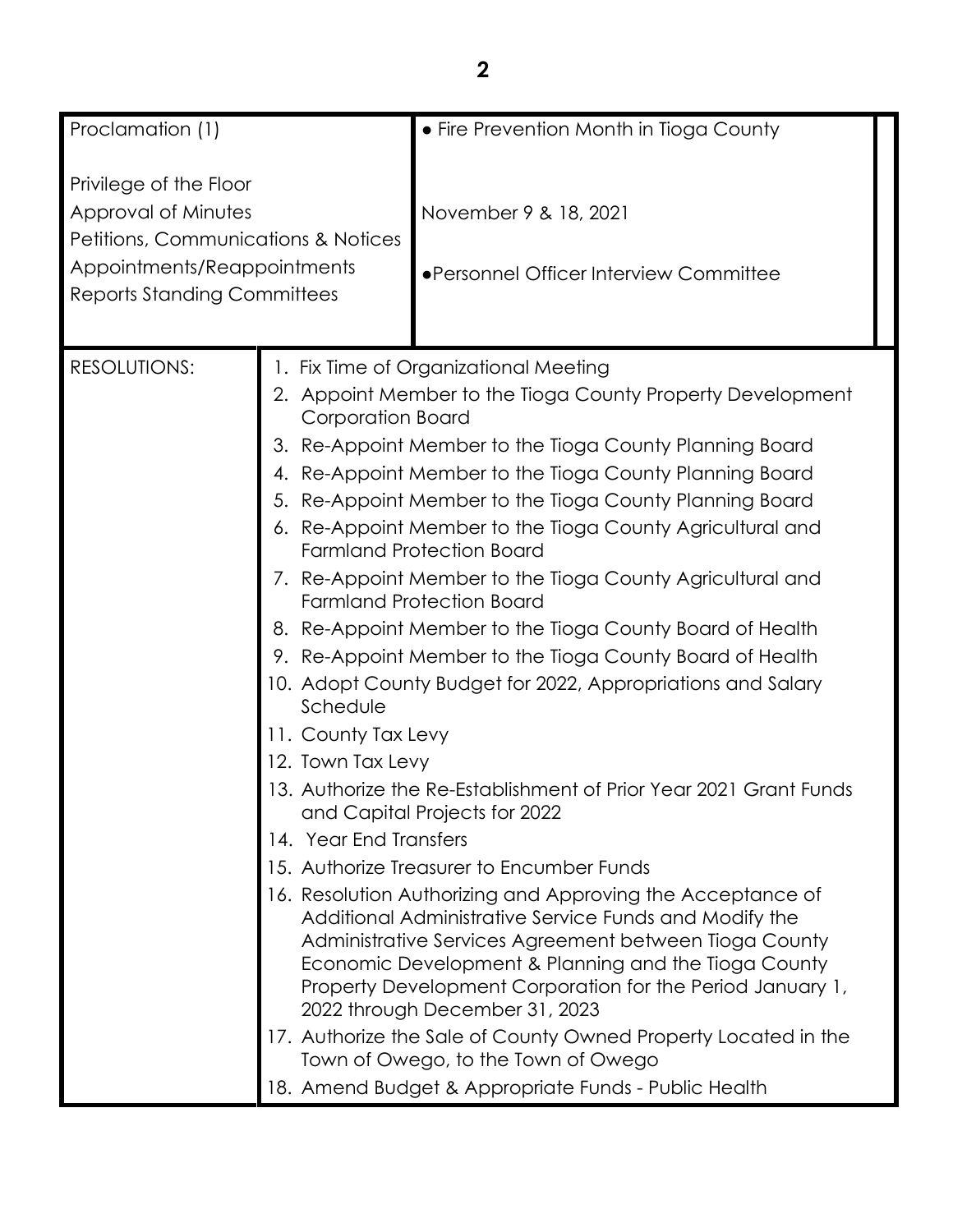| | |
|---|---|
| Proclamation (1) | • Fire Prevention Month in Tioga County |
| Privilege of the Floor | |
| Approval of Minutes | November 9 & 18, 2021 |
| Petitions, Communications & Notices | |
| Appointments/Reappointments | •Personnel Officer Interview Committee |
| Reports Standing Committees | |

| | |
|---|---|
| RESOLUTIONS: | 1. Fix Time of Organizational Meeting<br>2. Appoint Member to the Tioga County Property Development Corporation Board<br>3. Re-Appoint Member to the Tioga County Planning Board<br>4. Re-Appoint Member to the Tioga County Planning Board<br>5. Re-Appoint Member to the Tioga County Planning Board<br>6. Re-Appoint Member to the Tioga County Agricultural and Farmland Protection Board<br>7. Re-Appoint Member to the Tioga County Agricultural and Farmland Protection Board<br>8. Re-Appoint Member to the Tioga County Board of Health<br>9. Re-Appoint Member to the Tioga County Board of Health<br>10. Adopt County Budget for 2022, Appropriations and Salary Schedule<br>11. County Tax Levy<br>12. Town Tax Levy<br>13. Authorize the Re-Establishment of Prior Year 2021 Grant Funds and Capital Projects for 2022<br>14. Year End Transfers<br>15. Authorize Treasurer to Encumber Funds<br>16. Resolution Authorizing and Approving the Acceptance of Additional Administrative Service Funds and Modify the Administrative Services Agreement between Tioga County Economic Development & Planning and the Tioga County Property Development Corporation for the Period January 1, 2022 through December 31, 2023<br>17. Authorize the Sale of County Owned Property Located in the Town of Owego, to the Town of Owego<br>18. Amend Budget & Appropriate Funds - Public Health |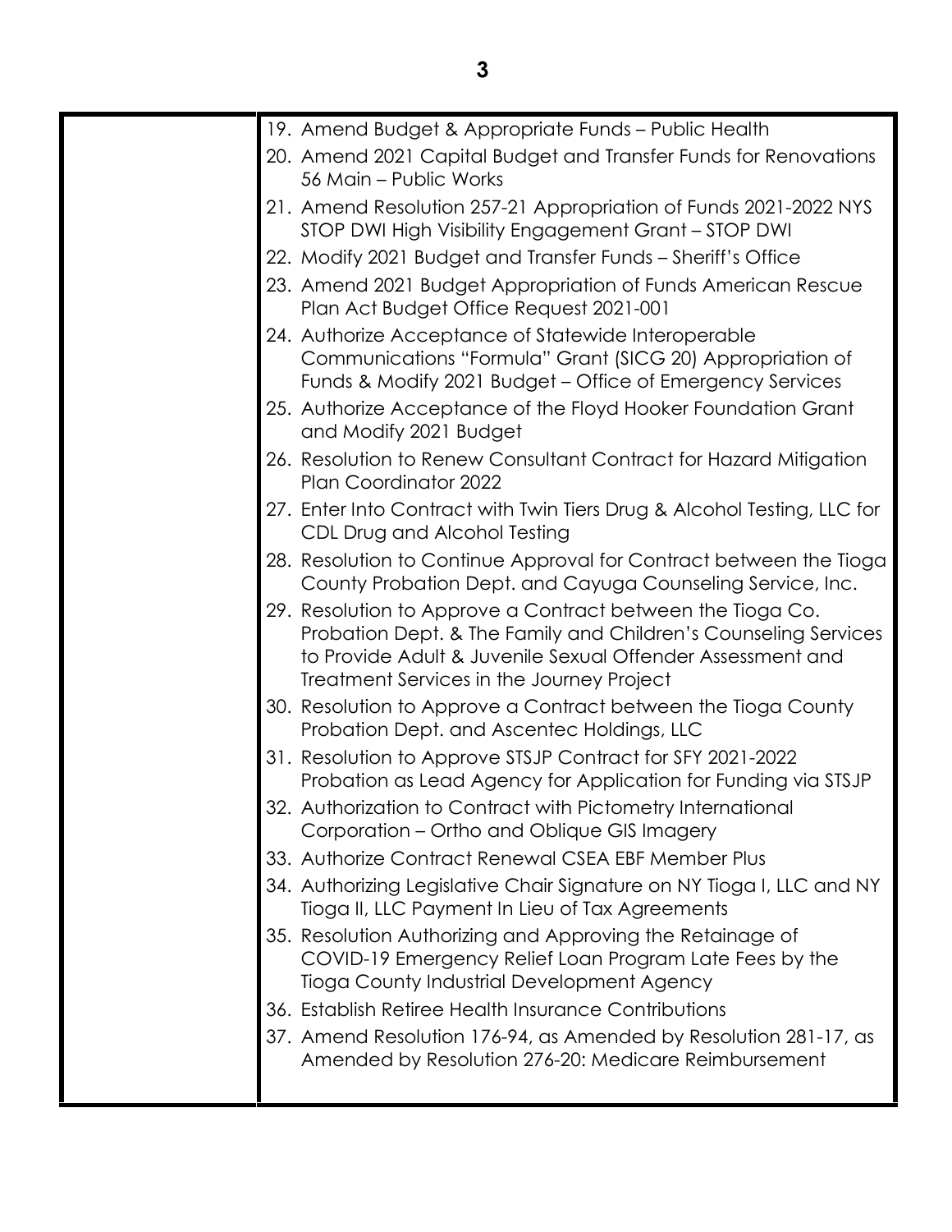19. Amend Budget & Appropriate Funds – Public Health
20. Amend 2021 Capital Budget and Transfer Funds for Renovations 56 Main – Public Works
21. Amend Resolution 257-21 Appropriation of Funds 2021-2022 NYS STOP DWI High Visibility Engagement Grant – STOP DWI
22. Modify 2021 Budget and Transfer Funds – Sheriff's Office
23. Amend 2021 Budget Appropriation of Funds American Rescue Plan Act Budget Office Request 2021-001
24. Authorize Acceptance of Statewide Interoperable Communications "Formula" Grant (SICG 20) Appropriation of Funds & Modify 2021 Budget – Office of Emergency Services
25. Authorize Acceptance of the Floyd Hooker Foundation Grant and Modify 2021 Budget
26. Resolution to Renew Consultant Contract for Hazard Mitigation Plan Coordinator 2022
27. Enter Into Contract with Twin Tiers Drug & Alcohol Testing, LLC for CDL Drug and Alcohol Testing
28. Resolution to Continue Approval for Contract between the Tioga County Probation Dept. and Cayuga Counseling Service, Inc.
29. Resolution to Approve a Contract between the Tioga Co. Probation Dept. & The Family and Children's Counseling Services to Provide Adult & Juvenile Sexual Offender Assessment and Treatment Services in the Journey Project
30. Resolution to Approve a Contract between the Tioga County Probation Dept. and Ascentec Holdings, LLC
31. Resolution to Approve STSJP Contract for SFY 2021-2022 Probation as Lead Agency for Application for Funding via STSJP
32. Authorization to Contract with Pictometry International Corporation – Ortho and Oblique GIS Imagery
33. Authorize Contract Renewal CSEA EBF Member Plus
34. Authorizing Legislative Chair Signature on NY Tioga I, LLC and NY Tioga II, LLC Payment In Lieu of Tax Agreements
35. Resolution Authorizing and Approving the Retainage of COVID-19 Emergency Relief Loan Program Late Fees by the Tioga County Industrial Development Agency
36. Establish Retiree Health Insurance Contributions
37. Amend Resolution 176-94, as Amended by Resolution 281-17, as Amended by Resolution 276-20: Medicare Reimbursement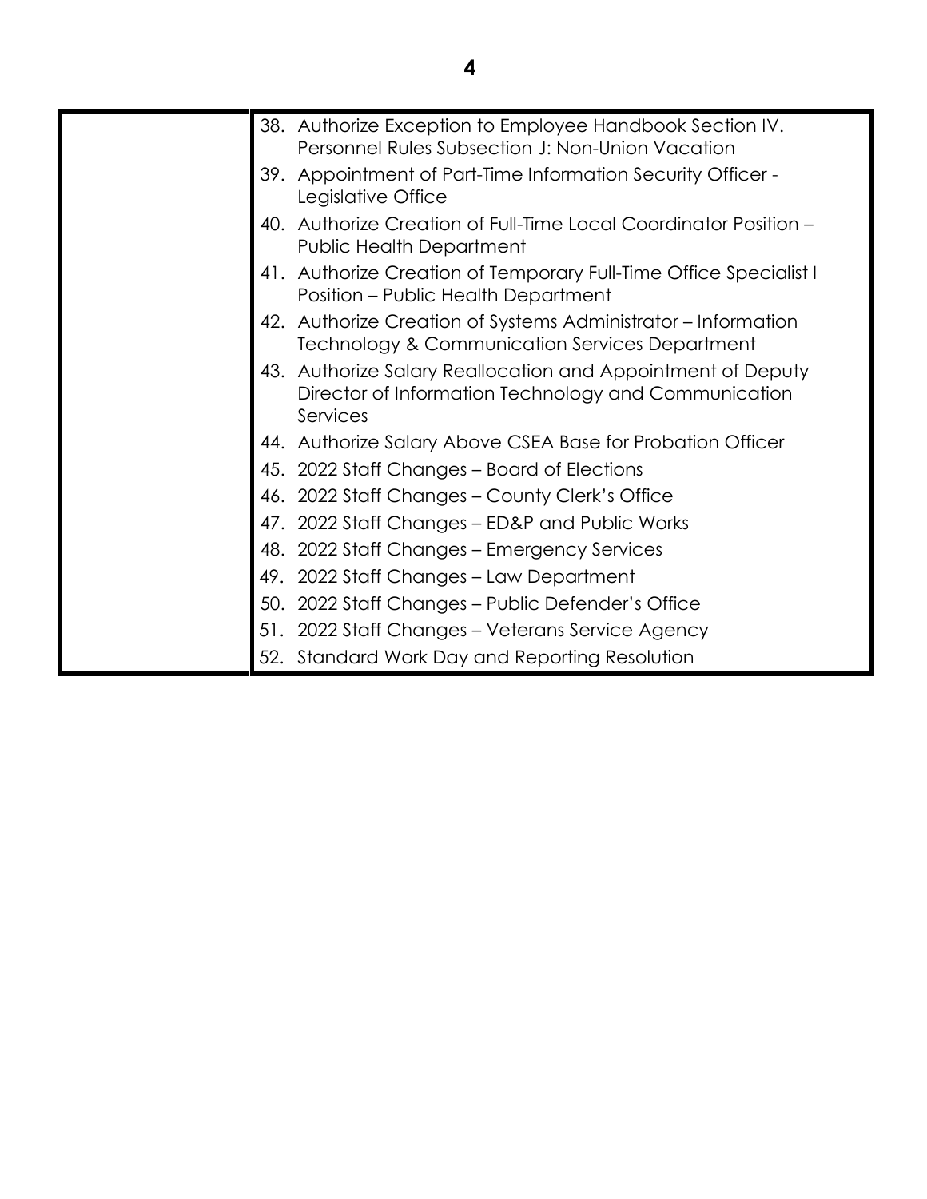| | |
|---|---|
| | 38. Authorize Exception to Employee Handbook Section IV. Personnel Rules Subsection J: Non-Union Vacation<br>39. Appointment of Part-Time Information Security Officer - Legislative Office<br>40. Authorize Creation of Full-Time Local Coordinator Position – Public Health Department<br>41. Authorize Creation of Temporary Full-Time Office Specialist I Position – Public Health Department<br>42. Authorize Creation of Systems Administrator – Information Technology & Communication Services Department<br>43. Authorize Salary Reallocation and Appointment of Deputy Director of Information Technology and Communication Services<br>44. Authorize Salary Above CSEA Base for Probation Officer<br>45. 2022 Staff Changes – Board of Elections<br>46. 2022 Staff Changes – County Clerk's Office<br>47. 2022 Staff Changes – ED&P and Public Works<br>48. 2022 Staff Changes – Emergency Services<br>49. 2022 Staff Changes – Law Department<br>50. 2022 Staff Changes – Public Defender's Office<br>51. 2022 Staff Changes – Veterans Service Agency<br>52. Standard Work Day and Reporting Resolution |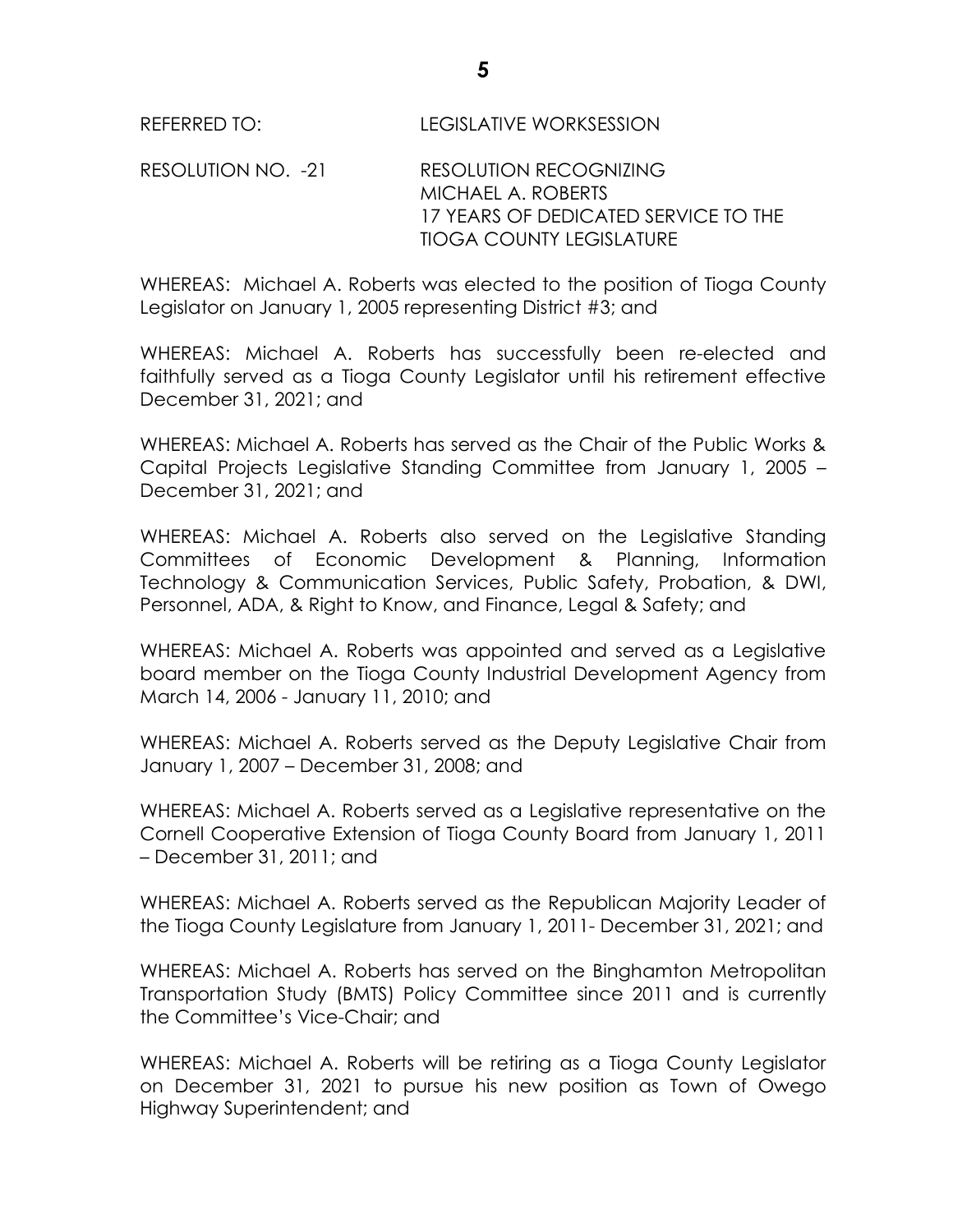REFERRED TO: LEGISLATIVE WORKSESSION

RESOLUTION NO. -21 RESOLUTION RECOGNIZING MICHAEL A. ROBERTS 17 YEARS OF DEDICATED SERVICE TO THE TIOGA COUNTY LEGISLATURE

WHEREAS: Michael A. Roberts was elected to the position of Tioga County Legislator on January 1, 2005 representing District #3; and

WHEREAS: Michael A. Roberts has successfully been re-elected and faithfully served as a Tioga County Legislator until his retirement effective December 31, 2021; and

WHEREAS: Michael A. Roberts has served as the Chair of the Public Works & Capital Projects Legislative Standing Committee from January 1, 2005 – December 31, 2021; and

WHEREAS: Michael A. Roberts also served on the Legislative Standing Committees of Economic Development & Planning, Information Technology & Communication Services, Public Safety, Probation, & DWI, Personnel, ADA, & Right to Know, and Finance, Legal & Safety; and

WHEREAS: Michael A. Roberts was appointed and served as a Legislative board member on the Tioga County Industrial Development Agency from March 14, 2006 - January 11, 2010; and

WHEREAS: Michael A. Roberts served as the Deputy Legislative Chair from January 1, 2007 – December 31, 2008; and

WHEREAS: Michael A. Roberts served as a Legislative representative on the Cornell Cooperative Extension of Tioga County Board from January 1, 2011 – December 31, 2011; and

WHEREAS: Michael A. Roberts served as the Republican Majority Leader of the Tioga County Legislature from January 1, 2011- December 31, 2021; and

WHEREAS: Michael A. Roberts has served on the Binghamton Metropolitan Transportation Study (BMTS) Policy Committee since 2011 and is currently the Committee's Vice-Chair; and

WHEREAS: Michael A. Roberts will be retiring as a Tioga County Legislator on December 31, 2021 to pursue his new position as Town of Owego Highway Superintendent; and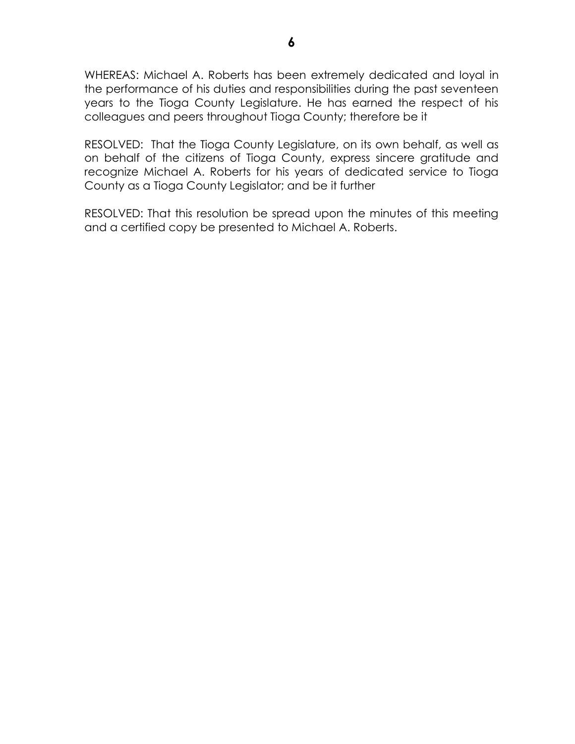WHEREAS: Michael A. Roberts has been extremely dedicated and loyal in the performance of his duties and responsibilities during the past seventeen years to the Tioga County Legislature. He has earned the respect of his colleagues and peers throughout Tioga County; therefore be it

RESOLVED: That the Tioga County Legislature, on its own behalf, as well as on behalf of the citizens of Tioga County, express sincere gratitude and recognize Michael A. Roberts for his years of dedicated service to Tioga County as a Tioga County Legislator; and be it further

RESOLVED: That this resolution be spread upon the minutes of this meeting and a certified copy be presented to Michael A. Roberts.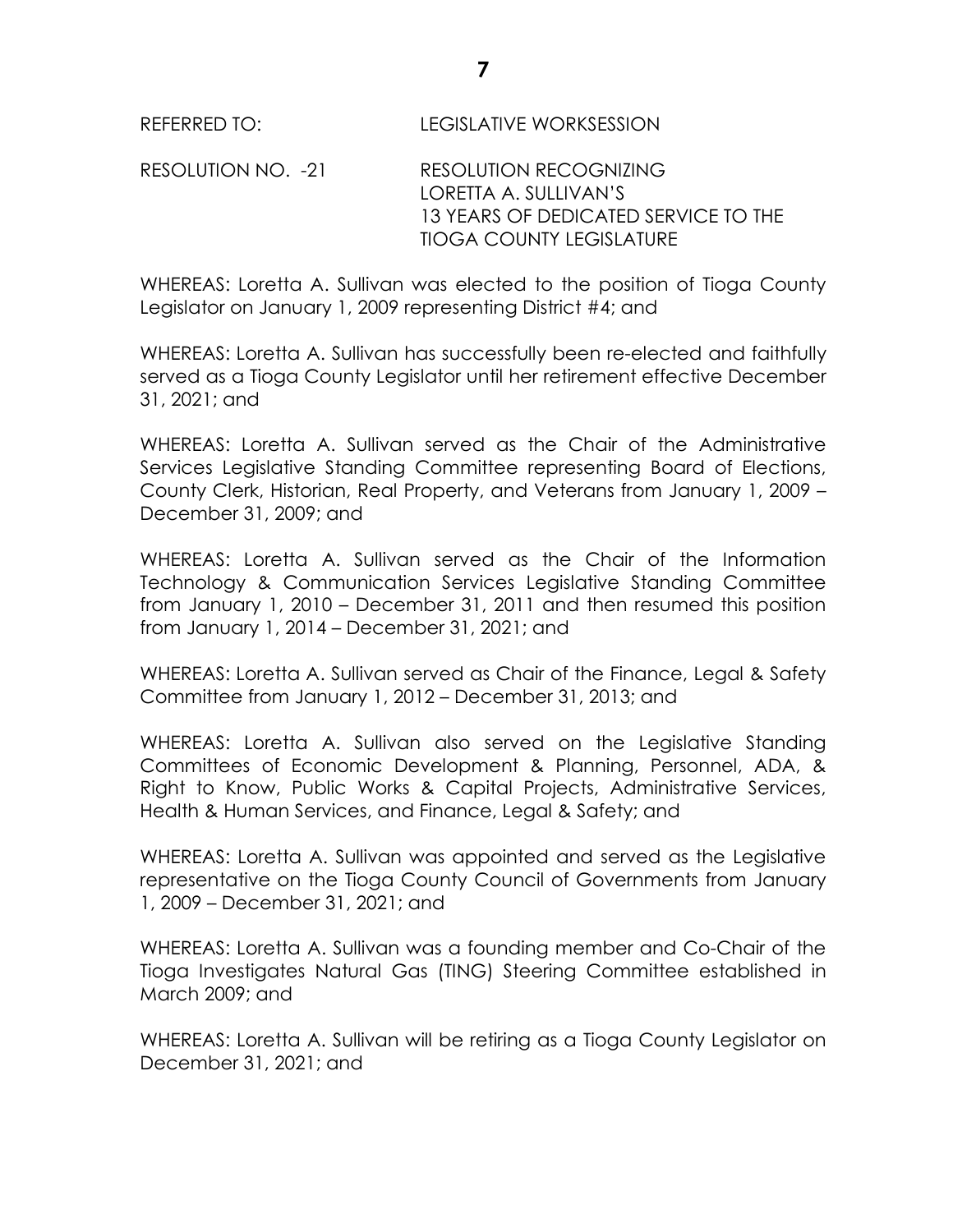REFERRED TO: LEGISLATIVE WORKSESSION

RESOLUTION NO. -21 RESOLUTION RECOGNIZING LORETTA A. SULLIVAN'S 13 YEARS OF DEDICATED SERVICE TO THE TIOGA COUNTY LEGISLATURE

WHEREAS: Loretta A. Sullivan was elected to the position of Tioga County Legislator on January 1, 2009 representing District #4; and

WHEREAS: Loretta A. Sullivan has successfully been re-elected and faithfully served as a Tioga County Legislator until her retirement effective December 31, 2021; and

WHEREAS: Loretta A. Sullivan served as the Chair of the Administrative Services Legislative Standing Committee representing Board of Elections, County Clerk, Historian, Real Property, and Veterans from January 1, 2009 – December 31, 2009; and

WHEREAS: Loretta A. Sullivan served as the Chair of the Information Technology & Communication Services Legislative Standing Committee from January 1, 2010 – December 31, 2011 and then resumed this position from January 1, 2014 – December 31, 2021; and

WHEREAS: Loretta A. Sullivan served as Chair of the Finance, Legal & Safety Committee from January 1, 2012 – December 31, 2013; and

WHEREAS: Loretta A. Sullivan also served on the Legislative Standing Committees of Economic Development & Planning, Personnel, ADA, & Right to Know, Public Works & Capital Projects, Administrative Services, Health & Human Services, and Finance, Legal & Safety; and

WHEREAS: Loretta A. Sullivan was appointed and served as the Legislative representative on the Tioga County Council of Governments from January 1, 2009 – December 31, 2021; and

WHEREAS: Loretta A. Sullivan was a founding member and Co-Chair of the Tioga Investigates Natural Gas (TING) Steering Committee established in March 2009; and

WHEREAS: Loretta A. Sullivan will be retiring as a Tioga County Legislator on December 31, 2021; and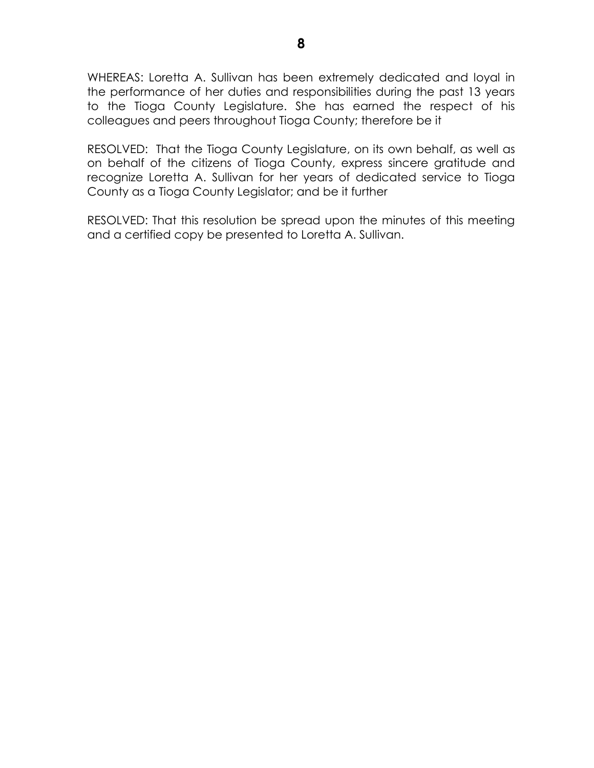WHEREAS: Loretta A. Sullivan has been extremely dedicated and loyal in the performance of her duties and responsibilities during the past 13 years to the Tioga County Legislature. She has earned the respect of his colleagues and peers throughout Tioga County; therefore be it

RESOLVED: That the Tioga County Legislature, on its own behalf, as well as on behalf of the citizens of Tioga County, express sincere gratitude and recognize Loretta A. Sullivan for her years of dedicated service to Tioga County as a Tioga County Legislator; and be it further

RESOLVED: That this resolution be spread upon the minutes of this meeting and a certified copy be presented to Loretta A. Sullivan.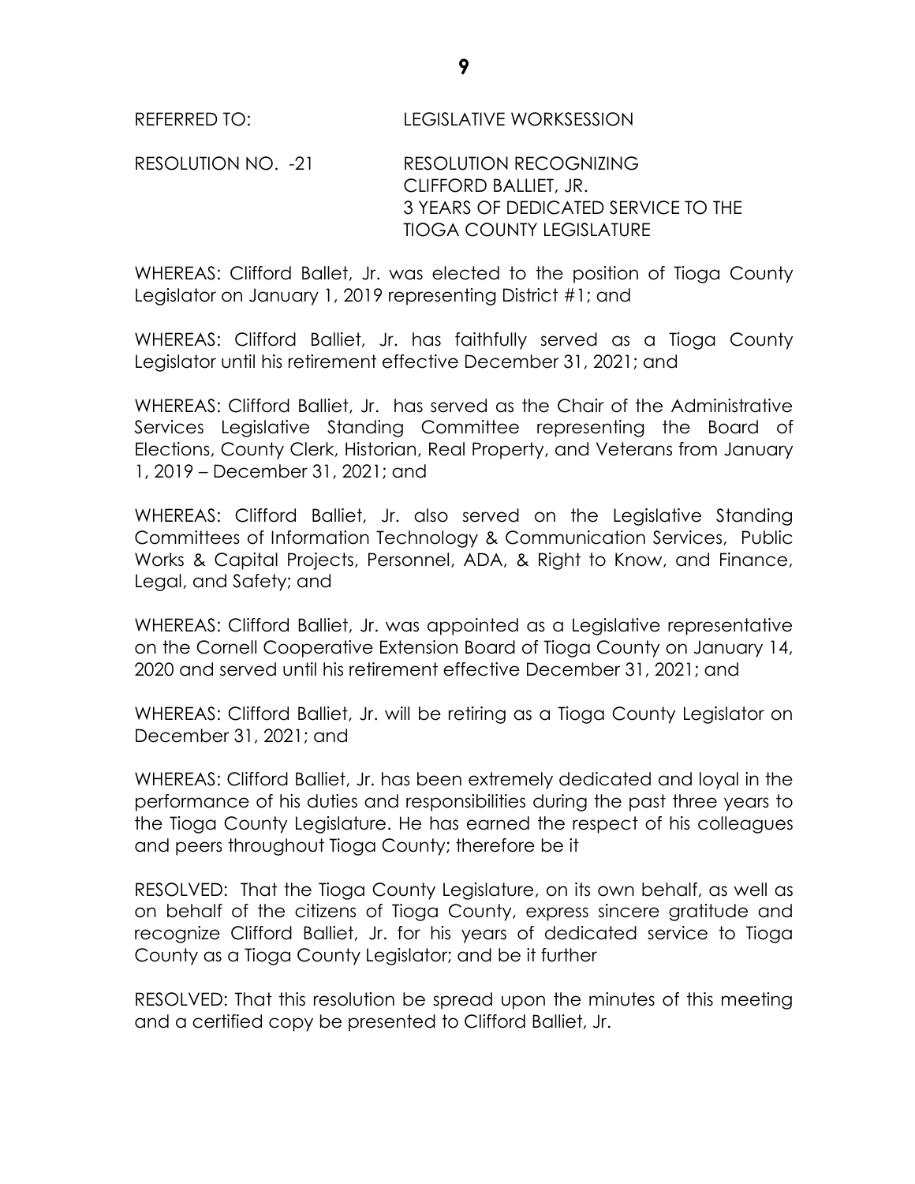REFERRED TO: LEGISLATIVE WORKSESSION

RESOLUTION NO. -21 RESOLUTION RECOGNIZING CLIFFORD BALLIET, JR. 3 YEARS OF DEDICATED SERVICE TO THE TIOGA COUNTY LEGISLATURE

WHEREAS: Clifford Ballet, Jr. was elected to the position of Tioga County Legislator on January 1, 2019 representing District #1; and

WHEREAS: Clifford Balliet, Jr. has faithfully served as a Tioga County Legislator until his retirement effective December 31, 2021; and

WHEREAS: Clifford Balliet, Jr. has served as the Chair of the Administrative Services Legislative Standing Committee representing the Board of Elections, County Clerk, Historian, Real Property, and Veterans from January 1, 2019 – December 31, 2021; and

WHEREAS: Clifford Balliet, Jr. also served on the Legislative Standing Committees of Information Technology & Communication Services, Public Works & Capital Projects, Personnel, ADA, & Right to Know, and Finance, Legal, and Safety; and

WHEREAS: Clifford Balliet, Jr. was appointed as a Legislative representative on the Cornell Cooperative Extension Board of Tioga County on January 14, 2020 and served until his retirement effective December 31, 2021; and

WHEREAS: Clifford Balliet, Jr. will be retiring as a Tioga County Legislator on December 31, 2021; and

WHEREAS: Clifford Balliet, Jr. has been extremely dedicated and loyal in the performance of his duties and responsibilities during the past three years to the Tioga County Legislature. He has earned the respect of his colleagues and peers throughout Tioga County; therefore be it

RESOLVED: That the Tioga County Legislature, on its own behalf, as well as on behalf of the citizens of Tioga County, express sincere gratitude and recognize Clifford Balliet, Jr. for his years of dedicated service to Tioga County as a Tioga County Legislator; and be it further

RESOLVED: That this resolution be spread upon the minutes of this meeting and a certified copy be presented to Clifford Balliet, Jr.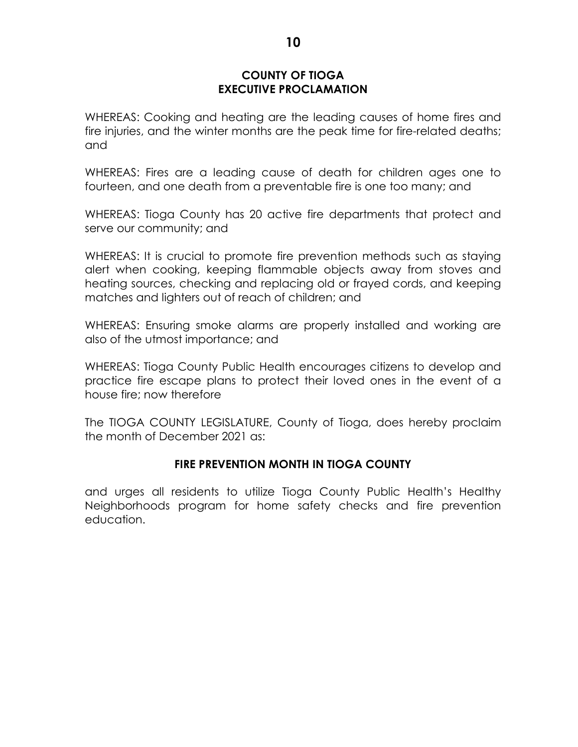**COUNTY OF TIOGA**
**EXECUTIVE PROCLAMATION**

WHEREAS: Cooking and heating are the leading causes of home fires and fire injuries, and the winter months are the peak time for fire-related deaths; and

WHEREAS: Fires are a leading cause of death for children ages one to fourteen, and one death from a preventable fire is one too many; and

WHEREAS: Tioga County has 20 active fire departments that protect and serve our community; and

WHEREAS: It is crucial to promote fire prevention methods such as staying alert when cooking, keeping flammable objects away from stoves and heating sources, checking and replacing old or frayed cords, and keeping matches and lighters out of reach of children; and

WHEREAS: Ensuring smoke alarms are properly installed and working are also of the utmost importance; and

WHEREAS: Tioga County Public Health encourages citizens to develop and practice fire escape plans to protect their loved ones in the event of a house fire; now therefore

The TIOGA COUNTY LEGISLATURE, County of Tioga, does hereby proclaim the month of December 2021 as:

**FIRE PREVENTION MONTH IN TIOGA COUNTY**

and urges all residents to utilize Tioga County Public Health's Healthy Neighborhoods program for home safety checks and fire prevention education.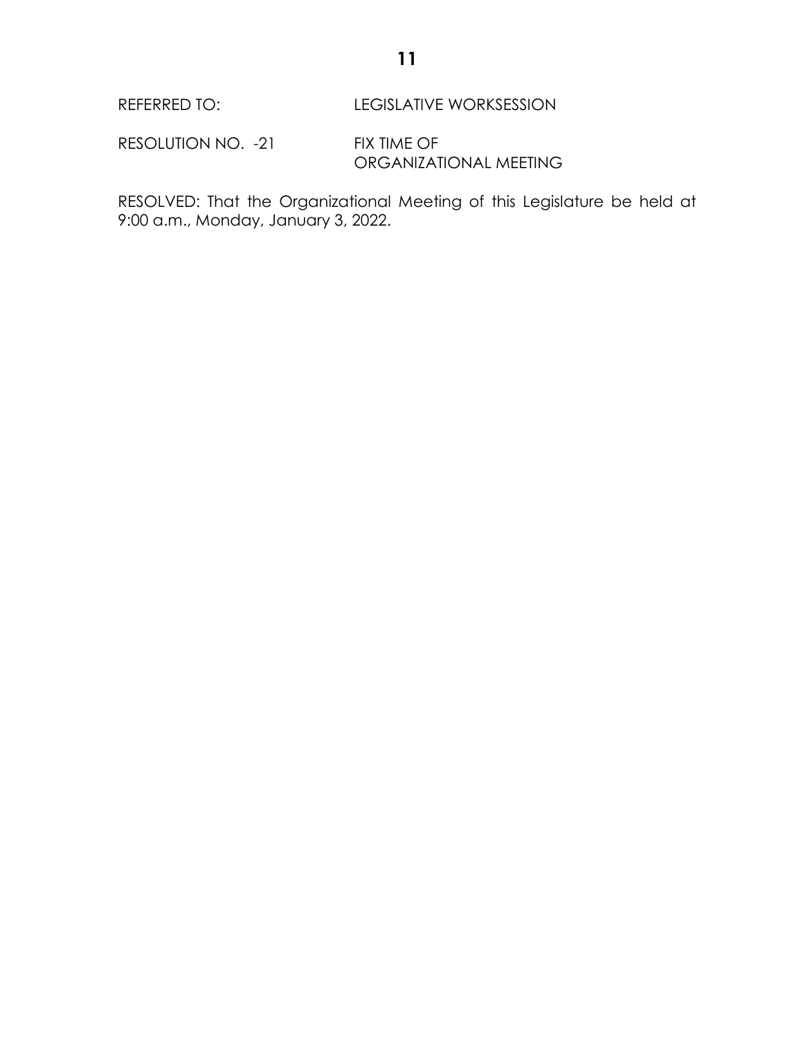REFERRED TO: LEGISLATIVE WORKSESSION

RESOLUTION NO. -21 FIX TIME OF ORGANIZATIONAL MEETING

RESOLVED: That the Organizational Meeting of this Legislature be held at 9:00 a.m., Monday, January 3, 2022.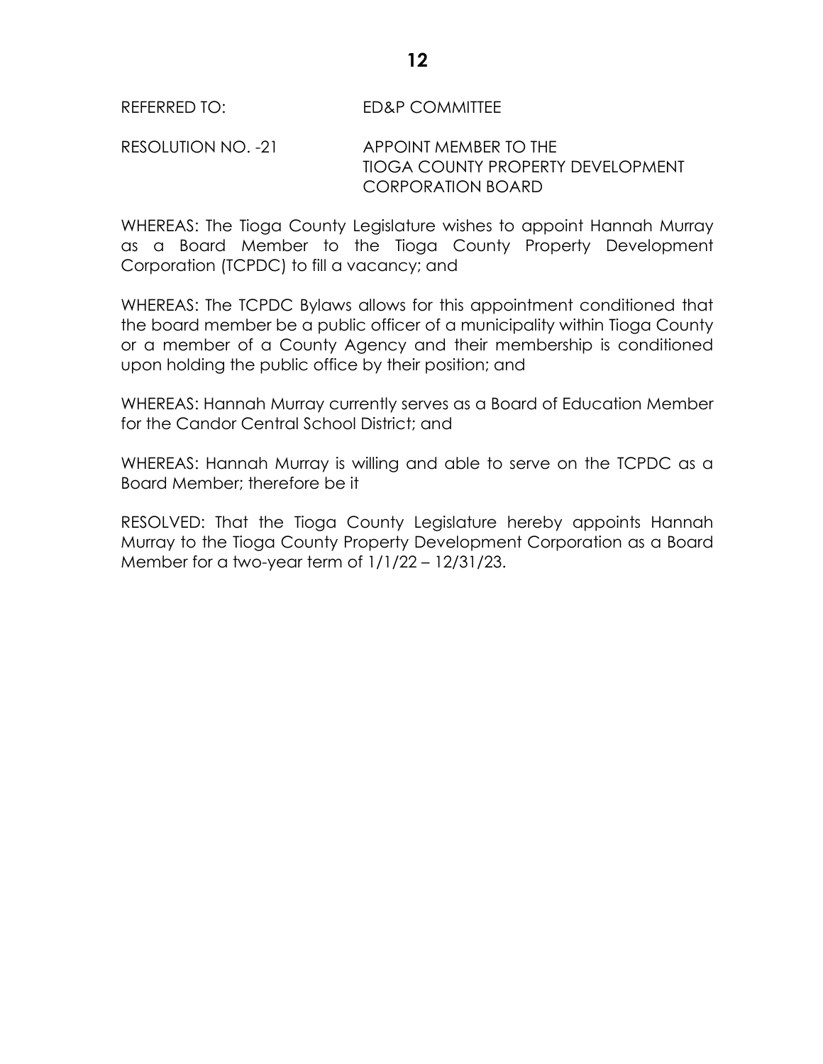REFERRED TO: ED&P COMMITTEE

RESOLUTION NO. -21 APPOINT MEMBER TO THE TIOGA COUNTY PROPERTY DEVELOPMENT CORPORATION BOARD

WHEREAS: The Tioga County Legislature wishes to appoint Hannah Murray as a Board Member to the Tioga County Property Development Corporation (TCPDC) to fill a vacancy; and

WHEREAS: The TCPDC Bylaws allows for this appointment conditioned that the board member be a public officer of a municipality within Tioga County or a member of a County Agency and their membership is conditioned upon holding the public office by their position; and

WHEREAS: Hannah Murray currently serves as a Board of Education Member for the Candor Central School District; and

WHEREAS: Hannah Murray is willing and able to serve on the TCPDC as a Board Member; therefore be it

RESOLVED: That the Tioga County Legislature hereby appoints Hannah Murray to the Tioga County Property Development Corporation as a Board Member for a two-year term of 1/1/22 – 12/31/23.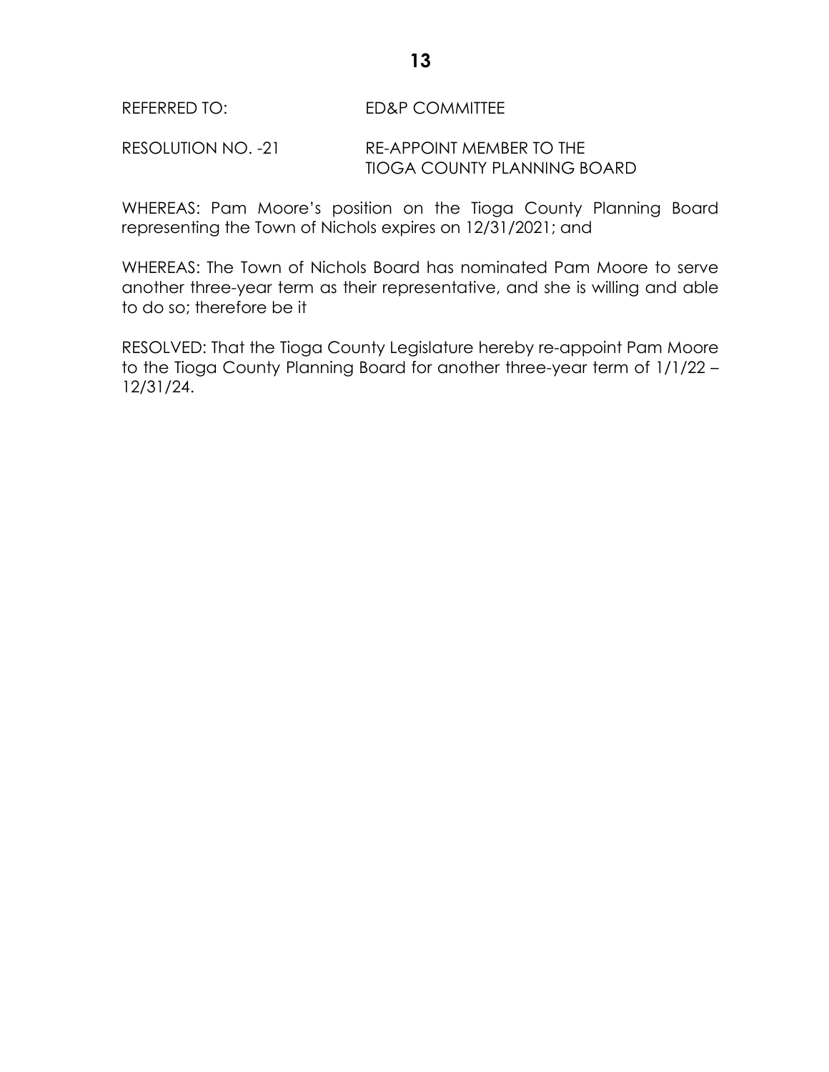REFERRED TO: ED&P COMMITTEE

RESOLUTION NO. -21 RE-APPOINT MEMBER TO THE TIOGA COUNTY PLANNING BOARD

WHEREAS: Pam Moore's position on the Tioga County Planning Board representing the Town of Nichols expires on 12/31/2021; and

WHEREAS: The Town of Nichols Board has nominated Pam Moore to serve another three-year term as their representative, and she is willing and able to do so; therefore be it

RESOLVED: That the Tioga County Legislature hereby re-appoint Pam Moore to the Tioga County Planning Board for another three-year term of 1/1/22 – 12/31/24.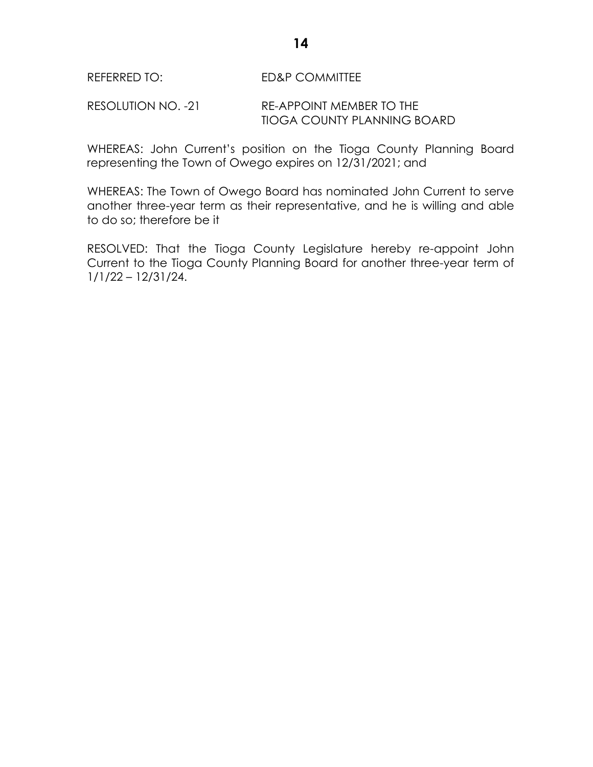REFERRED TO: ED&P COMMITTEE

RESOLUTION NO. -21 RE-APPOINT MEMBER TO THE TIOGA COUNTY PLANNING BOARD

WHEREAS: John Current's position on the Tioga County Planning Board representing the Town of Owego expires on 12/31/2021; and

WHEREAS: The Town of Owego Board has nominated John Current to serve another three-year term as their representative, and he is willing and able to do so; therefore be it

RESOLVED: That the Tioga County Legislature hereby re-appoint John Current to the Tioga County Planning Board for another three-year term of 1/1/22 – 12/31/24.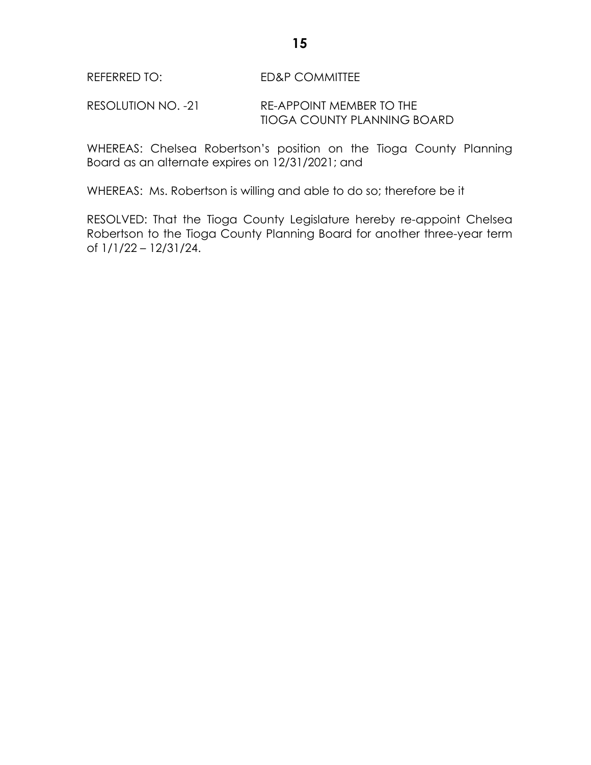REFERRED TO: ED&P COMMITTEE

RESOLUTION NO. -21 RE-APPOINT MEMBER TO THE TIOGA COUNTY PLANNING BOARD

WHEREAS: Chelsea Robertson's position on the Tioga County Planning Board as an alternate expires on 12/31/2021; and

WHEREAS: Ms. Robertson is willing and able to do so; therefore be it

RESOLVED: That the Tioga County Legislature hereby re-appoint Chelsea Robertson to the Tioga County Planning Board for another three-year term of 1/1/22 – 12/31/24.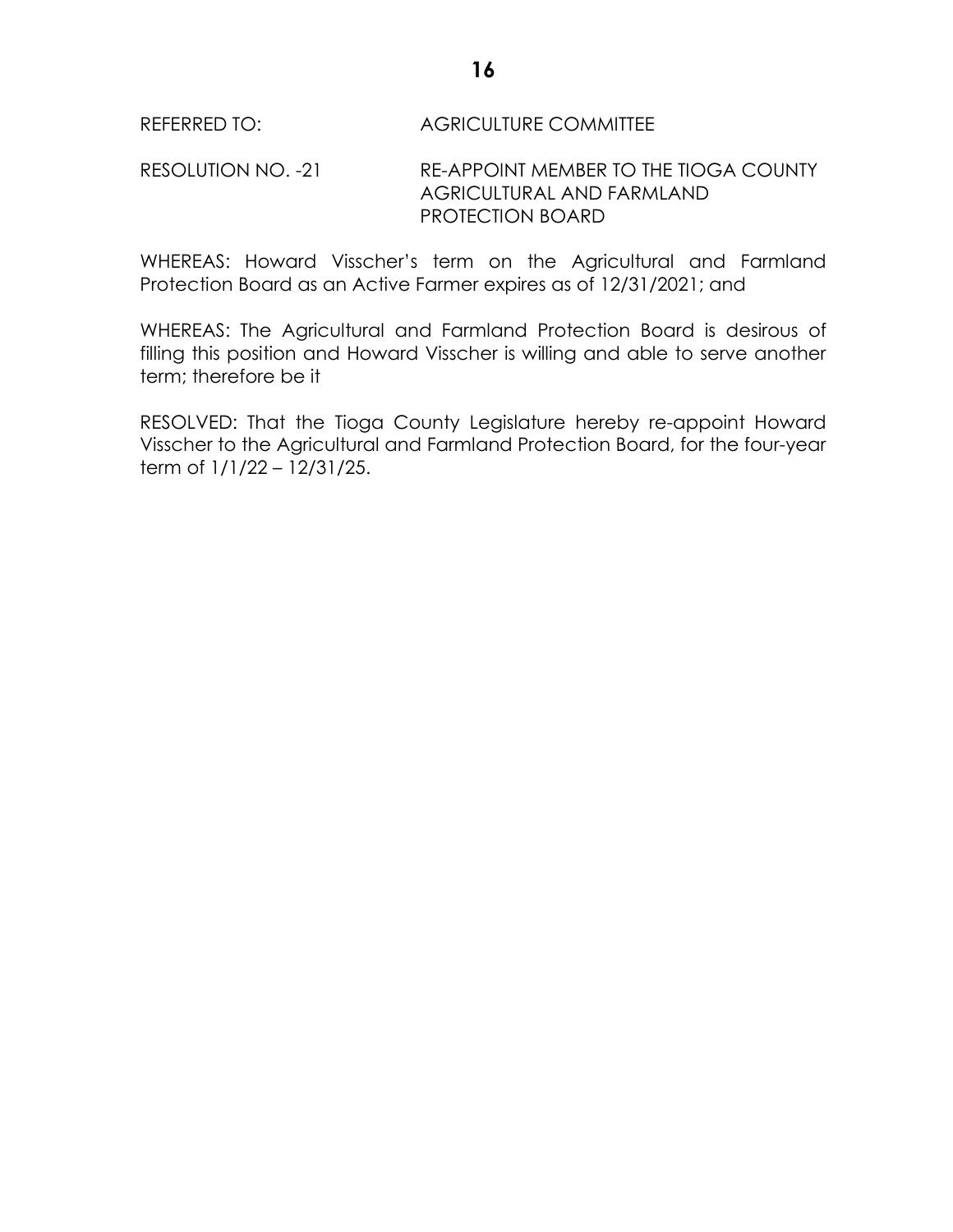REFERRED TO: AGRICULTURE COMMITTEE

RESOLUTION NO. -21 RE-APPOINT MEMBER TO THE TIOGA COUNTY AGRICULTURAL AND FARMLAND PROTECTION BOARD

WHEREAS: Howard Visscher's term on the Agricultural and Farmland Protection Board as an Active Farmer expires as of 12/31/2021; and

WHEREAS: The Agricultural and Farmland Protection Board is desirous of filling this position and Howard Visscher is willing and able to serve another term; therefore be it

RESOLVED: That the Tioga County Legislature hereby re-appoint Howard Visscher to the Agricultural and Farmland Protection Board, for the four-year term of 1/1/22 – 12/31/25.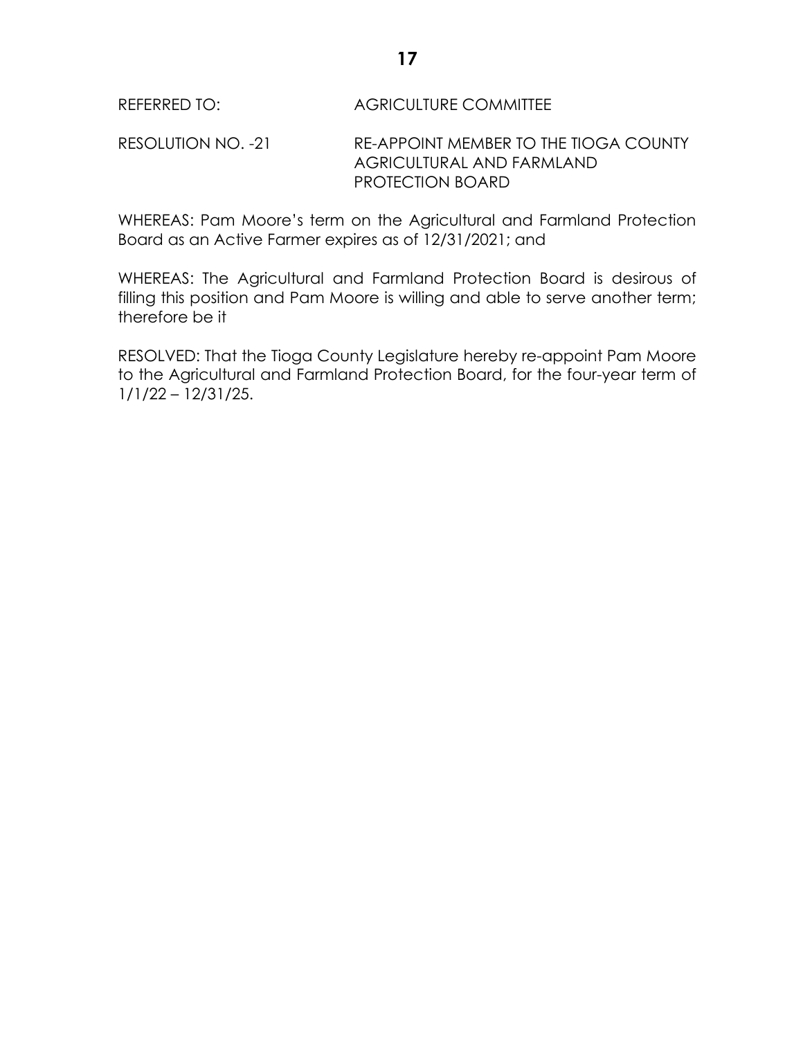REFERRED TO: AGRICULTURE COMMITTEE

RESOLUTION NO. -21 RE-APPOINT MEMBER TO THE TIOGA COUNTY AGRICULTURAL AND FARMLAND PROTECTION BOARD

WHEREAS: Pam Moore's term on the Agricultural and Farmland Protection Board as an Active Farmer expires as of 12/31/2021; and

WHEREAS: The Agricultural and Farmland Protection Board is desirous of filling this position and Pam Moore is willing and able to serve another term; therefore be it

RESOLVED: That the Tioga County Legislature hereby re-appoint Pam Moore to the Agricultural and Farmland Protection Board, for the four-year term of 1/1/22 – 12/31/25.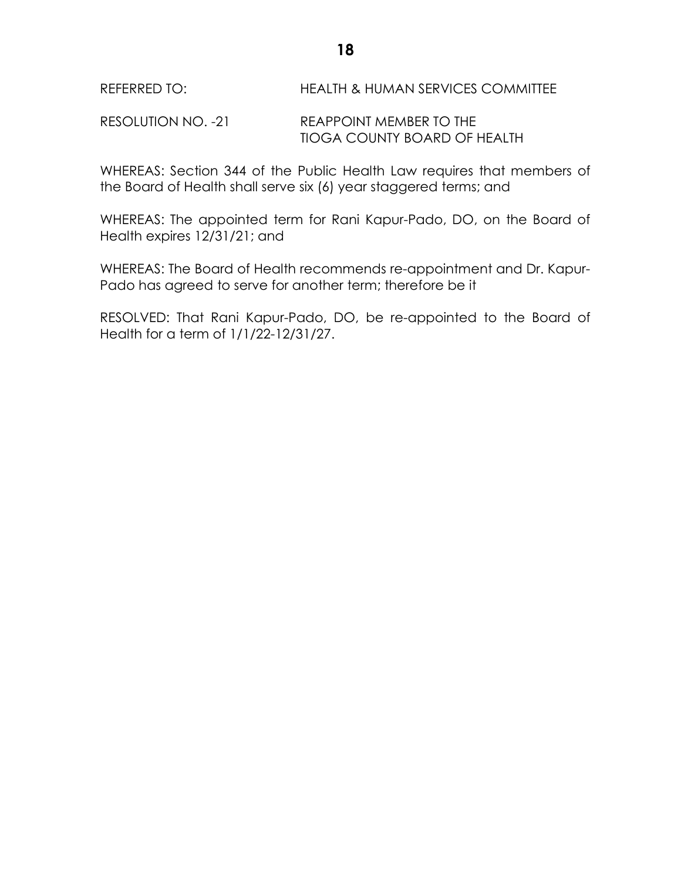REFERRED TO: HEALTH & HUMAN SERVICES COMMITTEE

RESOLUTION NO. -21 REAPPOINT MEMBER TO THE TIOGA COUNTY BOARD OF HEALTH

WHEREAS: Section 344 of the Public Health Law requires that members of the Board of Health shall serve six (6) year staggered terms; and

WHEREAS: The appointed term for Rani Kapur-Pado, DO, on the Board of Health expires 12/31/21; and

WHEREAS: The Board of Health recommends re-appointment and Dr. Kapur-Pado has agreed to serve for another term; therefore be it

RESOLVED: That Rani Kapur-Pado, DO, be re-appointed to the Board of Health for a term of 1/1/22-12/31/27.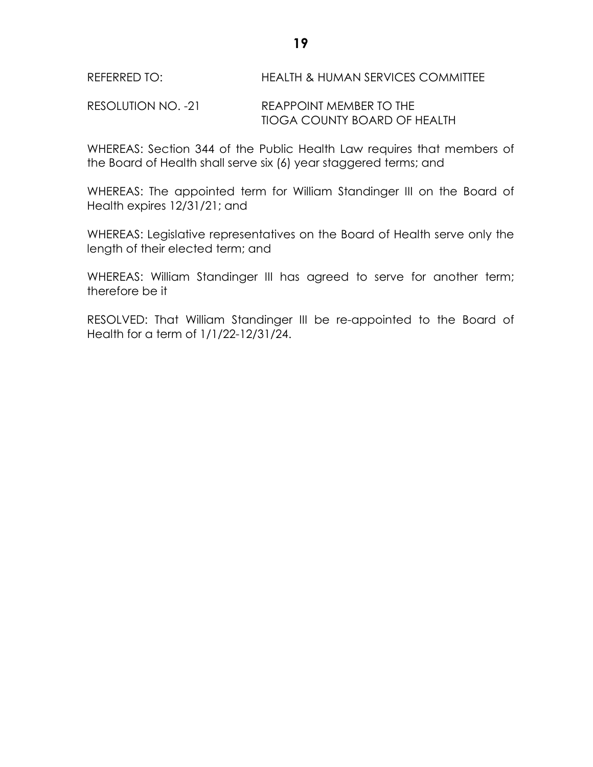REFERRED TO: HEALTH & HUMAN SERVICES COMMITTEE

RESOLUTION NO. -21 REAPPOINT MEMBER TO THE TIOGA COUNTY BOARD OF HEALTH

WHEREAS: Section 344 of the Public Health Law requires that members of the Board of Health shall serve six (6) year staggered terms; and

WHEREAS: The appointed term for William Standinger III on the Board of Health expires 12/31/21; and

WHEREAS: Legislative representatives on the Board of Health serve only the length of their elected term; and

WHEREAS: William Standinger III has agreed to serve for another term; therefore be it

RESOLVED: That William Standinger III be re-appointed to the Board of Health for a term of 1/1/22-12/31/24.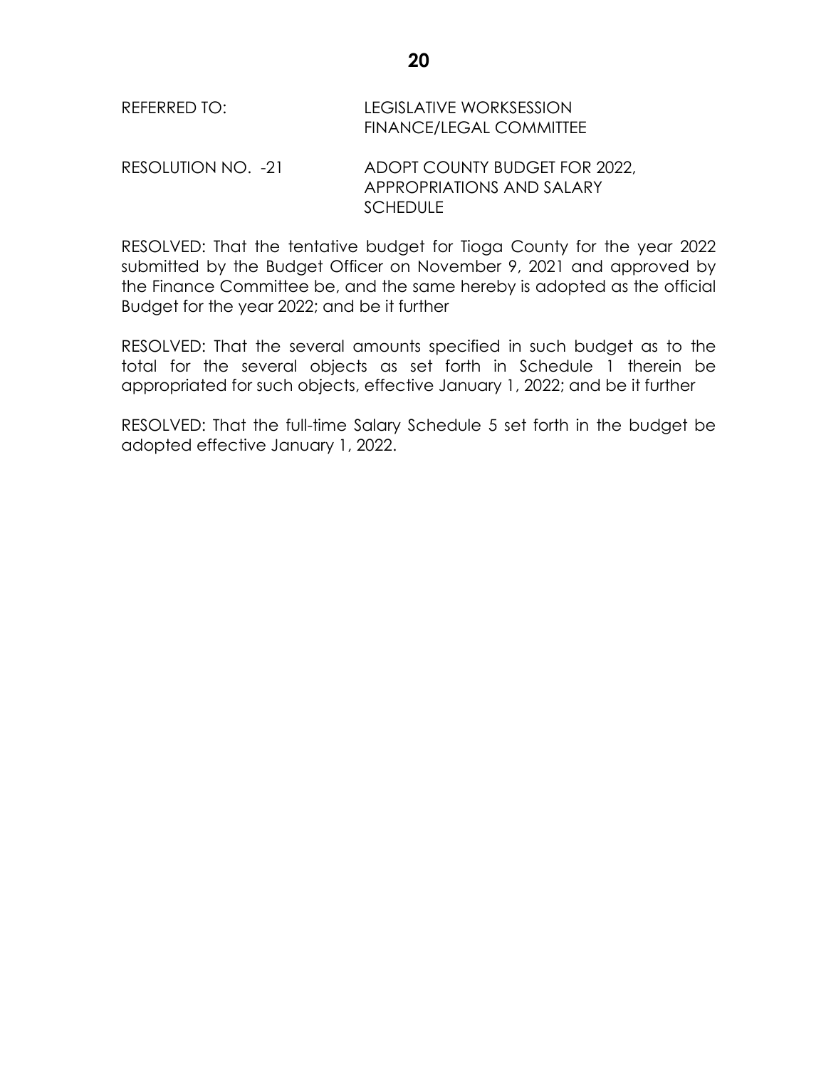REFERRED TO: LEGISLATIVE WORKSESSION
FINANCE/LEGAL COMMITTEE

RESOLUTION NO. -21 ADOPT COUNTY BUDGET FOR 2022, APPROPRIATIONS AND SALARY SCHEDULE

RESOLVED: That the tentative budget for Tioga County for the year 2022 submitted by the Budget Officer on November 9, 2021 and approved by the Finance Committee be, and the same hereby is adopted as the official Budget for the year 2022; and be it further

RESOLVED: That the several amounts specified in such budget as to the total for the several objects as set forth in Schedule 1 therein be appropriated for such objects, effective January 1, 2022; and be it further

RESOLVED: That the full-time Salary Schedule 5 set forth in the budget be adopted effective January 1, 2022.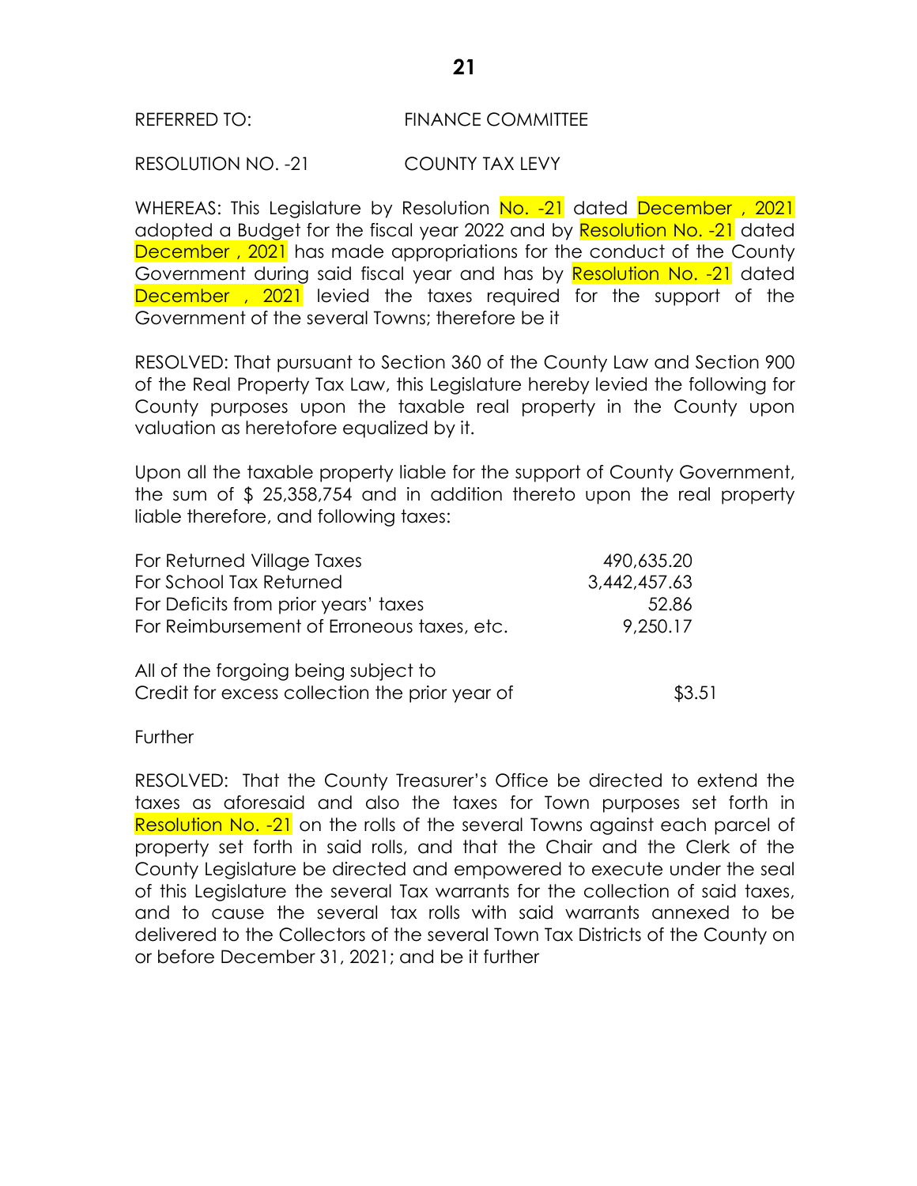REFERRED TO: FINANCE COMMITTEE

RESOLUTION NO. -21 COUNTY TAX LEVY

WHEREAS: This Legislature by Resolution No. -21 dated December , 2021 adopted a Budget for the fiscal year 2022 and by Resolution No. -21 dated December , 2021 has made appropriations for the conduct of the County Government during said fiscal year and has by Resolution No. -21 dated December , 2021 levied the taxes required for the support of the Government of the several Towns; therefore be it

RESOLVED: That pursuant to Section 360 of the County Law and Section 900 of the Real Property Tax Law, this Legislature hereby levied the following for County purposes upon the taxable real property in the County upon valuation as heretofore equalized by it.

Upon all the taxable property liable for the support of County Government, the sum of $ 25,358,754 and in addition thereto upon the real property liable therefore, and following taxes:

| | |
|---|---|
| For Returned Village Taxes | 490,635.20 |
| For School Tax Returned | 3,442,457.63 |
| For Deficits from prior years' taxes | 52.86 |
| For Reimbursement of Erroneous taxes, etc. | 9,250.17 |

All of the forgoing being subject to
Credit for excess collection the prior year of $3.51

Further

RESOLVED: That the County Treasurer's Office be directed to extend the taxes as aforesaid and also the taxes for Town purposes set forth in Resolution No. -21 on the rolls of the several Towns against each parcel of property set forth in said rolls, and that the Chair and the Clerk of the County Legislature be directed and empowered to execute under the seal of this Legislature the several Tax warrants for the collection of said taxes, and to cause the several tax rolls with said warrants annexed to be delivered to the Collectors of the several Town Tax Districts of the County on or before December 31, 2021; and be it further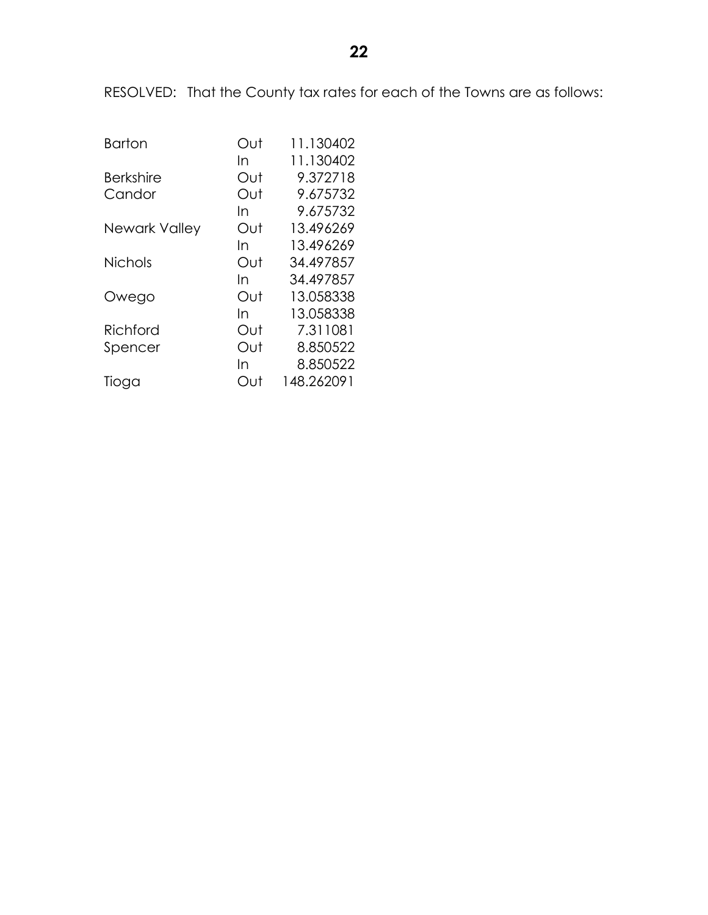RESOLVED: That the County tax rates for each of the Towns are as follows:

| Town | | Rate |
|---|---|---|
| Barton | Out | 11.130402 |
| | In | 11.130402 |
| Berkshire | Out | 9.372718 |
| Candor | Out | 9.675732 |
| | In | 9.675732 |
| Newark Valley | Out | 13.496269 |
| | In | 13.496269 |
| Nichols | Out | 34.497857 |
| | In | 34.497857 |
| Owego | Out | 13.058338 |
| | In | 13.058338 |
| Richford | Out | 7.311081 |
| Spencer | Out | 8.850522 |
| | In | 8.850522 |
| Tioga | Out | 148.262091 |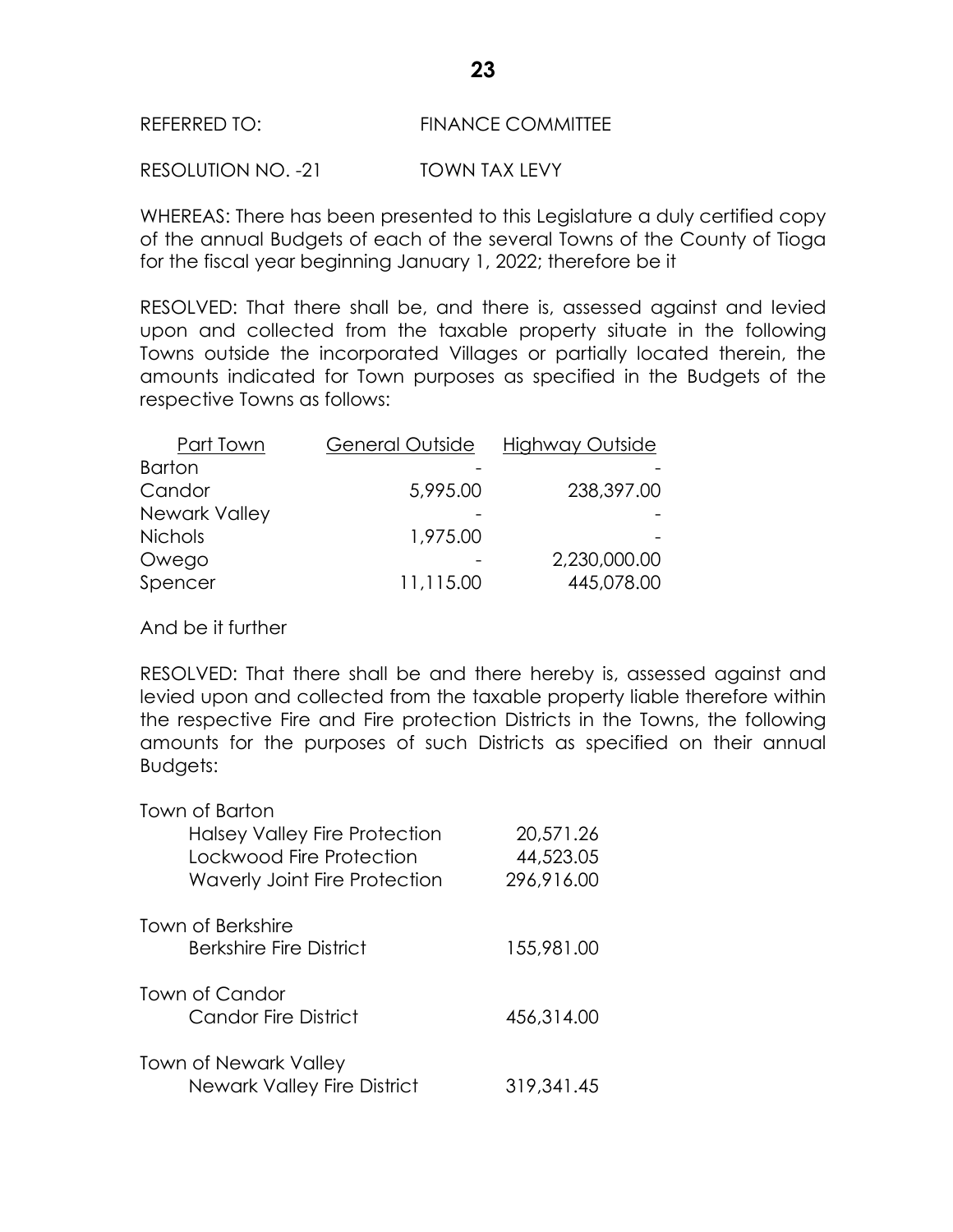REFERRED TO: FINANCE COMMITTEE

RESOLUTION NO. -21 TOWN TAX LEVY

WHEREAS: There has been presented to this Legislature a duly certified copy of the annual Budgets of each of the several Towns of the County of Tioga for the fiscal year beginning January 1, 2022; therefore be it

RESOLVED: That there shall be, and there is, assessed against and levied upon and collected from the taxable property situate in the following Towns outside the incorporated Villages or partially located therein, the amounts indicated for Town purposes as specified in the Budgets of the respective Towns as follows:

| Part Town | General Outside | Highway Outside |
|---|---|---|
| Barton | - | - |
| Candor | 5,995.00 | 238,397.00 |
| Newark Valley | - | - |
| Nichols | 1,975.00 | - |
| Owego | - | 2,230,000.00 |
| Spencer | 11,115.00 | 445,078.00 |

And be it further

RESOLVED: That there shall be and there hereby is, assessed against and levied upon and collected from the taxable property liable therefore within the respective Fire and Fire protection Districts in the Towns, the following amounts for the purposes of such Districts as specified on their annual Budgets:

| | |
|---|---|
| Town of Barton | |
| Halsey Valley Fire Protection | 20,571.26 |
| Lockwood Fire Protection | 44,523.05 |
| Waverly Joint Fire Protection | 296,916.00 |
| Town of Berkshire | |
| Berkshire Fire District | 155,981.00 |
| Town of Candor | |
| Candor Fire District | 456,314.00 |
| Town of Newark Valley | |
| Newark Valley Fire District | 319,341.45 |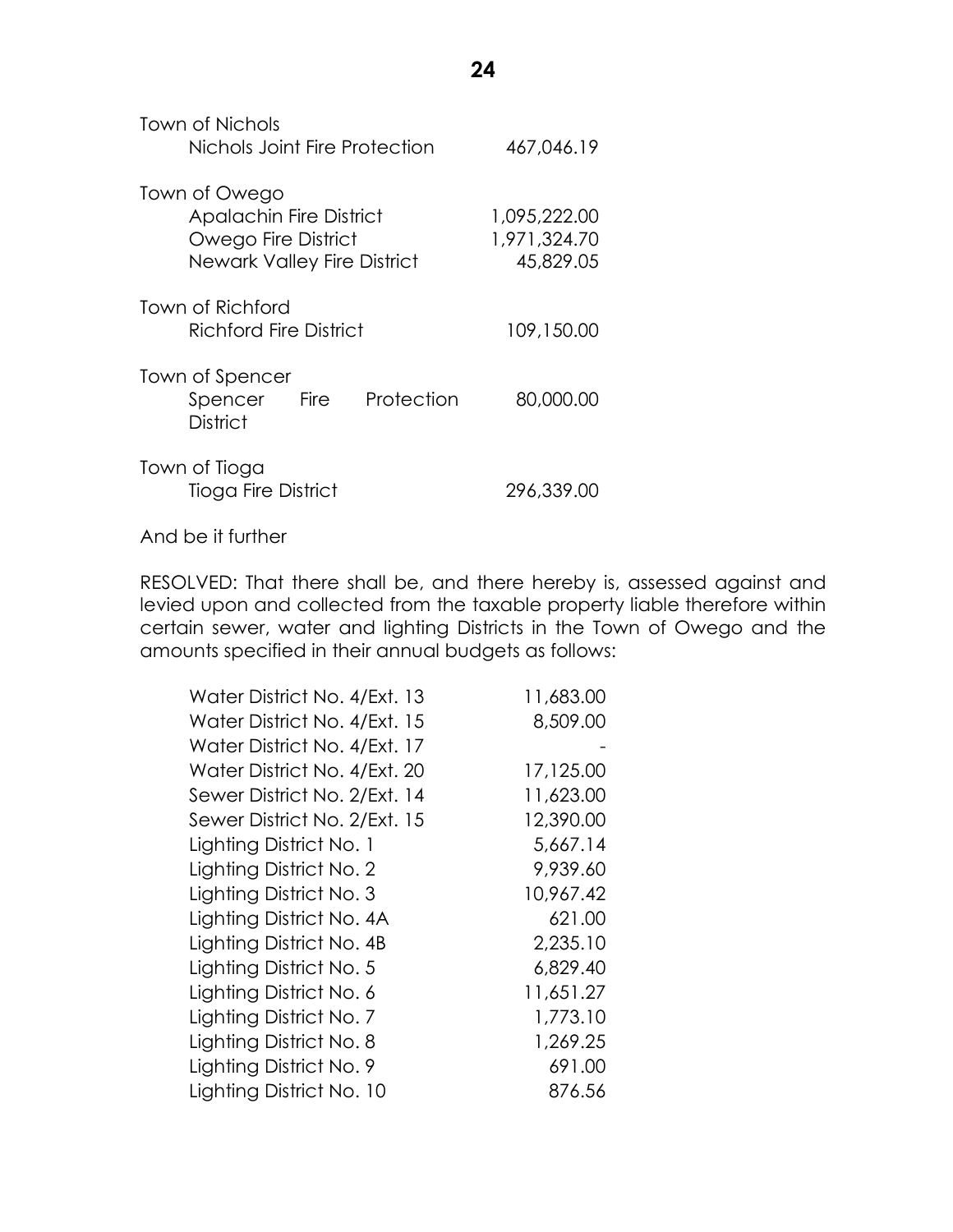| | |
|---|---|
| Town of Nichols | |
| Nichols Joint Fire Protection | 467,046.19 |
| Town of Owego | |
| Apalachin Fire District | 1,095,222.00 |
| Owego Fire District | 1,971,324.70 |
| Newark Valley Fire District | 45,829.05 |
| Town of Richford | |
| Richford Fire District | 109,150.00 |
| Town of Spencer | |
| Spencer Fire Protection District | 80,000.00 |
| Town of Tioga | |
| Tioga Fire District | 296,339.00 |

And be it further

RESOLVED: That there shall be, and there hereby is, assessed against and levied upon and collected from the taxable property liable therefore within certain sewer, water and lighting Districts in the Town of Owego and the amounts specified in their annual budgets as follows:

| | |
|---|---|
| Water District No. 4/Ext. 13 | 11,683.00 |
| Water District No. 4/Ext. 15 | 8,509.00 |
| Water District No. 4/Ext. 17 | - |
| Water District No. 4/Ext. 20 | 17,125.00 |
| Sewer District No. 2/Ext. 14 | 11,623.00 |
| Sewer District No. 2/Ext. 15 | 12,390.00 |
| Lighting District No. 1 | 5,667.14 |
| Lighting District No. 2 | 9,939.60 |
| Lighting District No. 3 | 10,967.42 |
| Lighting District No. 4A | 621.00 |
| Lighting District No. 4B | 2,235.10 |
| Lighting District No. 5 | 6,829.40 |
| Lighting District No. 6 | 11,651.27 |
| Lighting District No. 7 | 1,773.10 |
| Lighting District No. 8 | 1,269.25 |
| Lighting District No. 9 | 691.00 |
| Lighting District No. 10 | 876.56 |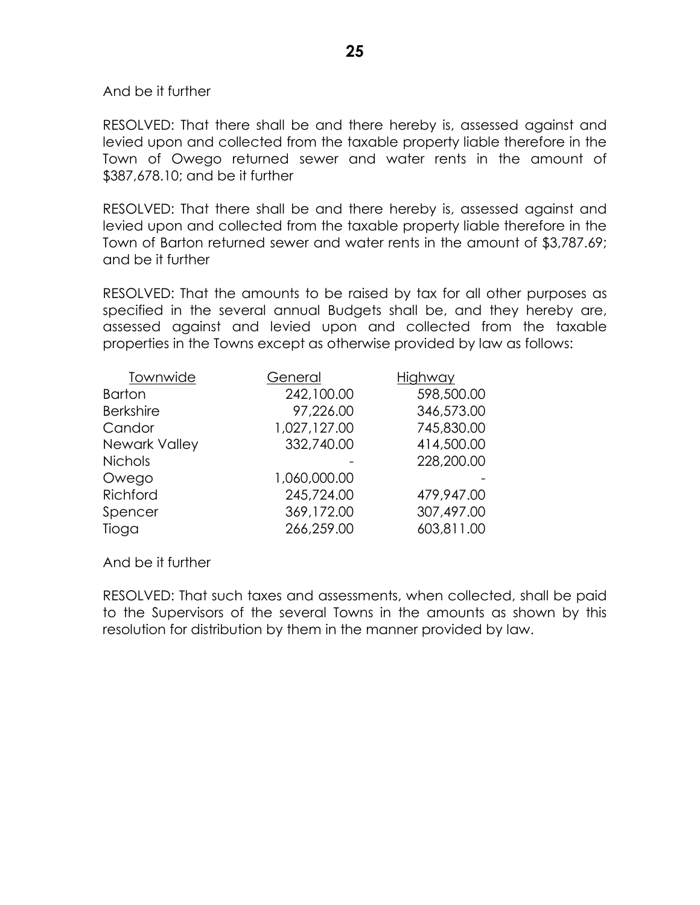And be it further

RESOLVED: That there shall be and there hereby is, assessed against and levied upon and collected from the taxable property liable therefore in the Town of Owego returned sewer and water rents in the amount of $387,678.10; and be it further

RESOLVED: That there shall be and there hereby is, assessed against and levied upon and collected from the taxable property liable therefore in the Town of Barton returned sewer and water rents in the amount of $3,787.69; and be it further

RESOLVED: That the amounts to be raised by tax for all other purposes as specified in the several annual Budgets shall be, and they hereby are, assessed against and levied upon and collected from the taxable properties in the Towns except as otherwise provided by law as follows:

| Townwide | General | Highway |
|---|---:|---:|
| Barton | 242,100.00 | 598,500.00 |
| Berkshire | 97,226.00 | 346,573.00 |
| Candor | 1,027,127.00 | 745,830.00 |
| Newark Valley | 332,740.00 | 414,500.00 |
| Nichols | - | 228,200.00 |
| Owego | 1,060,000.00 | - |
| Richford | 245,724.00 | 479,947.00 |
| Spencer | 369,172.00 | 307,497.00 |
| Tioga | 266,259.00 | 603,811.00 |

And be it further

RESOLVED: That such taxes and assessments, when collected, shall be paid to the Supervisors of the several Towns in the amounts as shown by this resolution for distribution by them in the manner provided by law.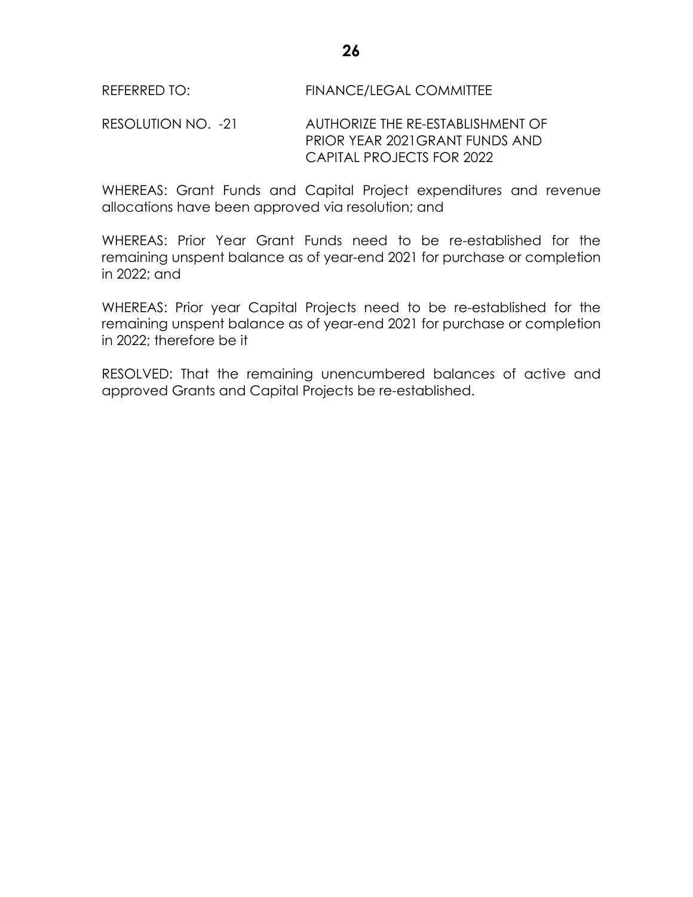REFERRED TO: FINANCE/LEGAL COMMITTEE

RESOLUTION NO. -21 AUTHORIZE THE RE-ESTABLISHMENT OF PRIOR YEAR 2021GRANT FUNDS AND CAPITAL PROJECTS FOR 2022

WHEREAS: Grant Funds and Capital Project expenditures and revenue allocations have been approved via resolution; and

WHEREAS: Prior Year Grant Funds need to be re-established for the remaining unspent balance as of year-end 2021 for purchase or completion in 2022; and

WHEREAS: Prior year Capital Projects need to be re-established for the remaining unspent balance as of year-end 2021 for purchase or completion in 2022; therefore be it

RESOLVED: That the remaining unencumbered balances of active and approved Grants and Capital Projects be re-established.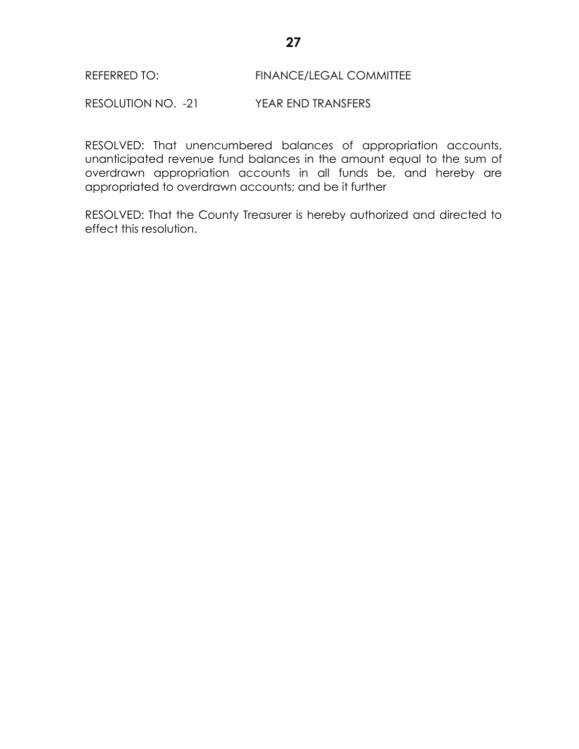REFERRED TO: FINANCE/LEGAL COMMITTEE

RESOLUTION NO. -21 YEAR END TRANSFERS

RESOLVED: That unencumbered balances of appropriation accounts, unanticipated revenue fund balances in the amount equal to the sum of overdrawn appropriation accounts in all funds be, and hereby are appropriated to overdrawn accounts; and be it further

RESOLVED: That the County Treasurer is hereby authorized and directed to effect this resolution.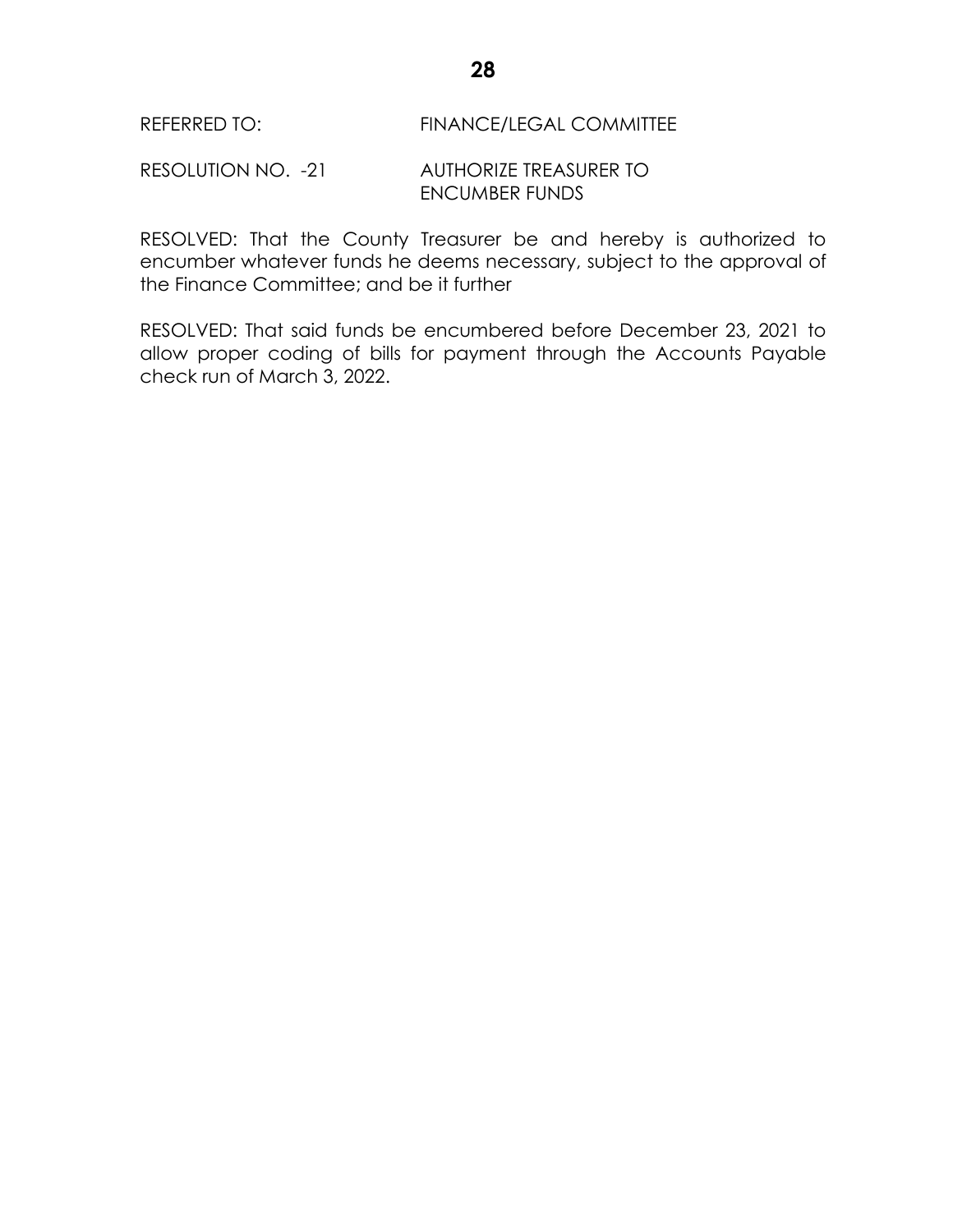REFERRED TO: FINANCE/LEGAL COMMITTEE

RESOLUTION NO. -21 AUTHORIZE TREASURER TO ENCUMBER FUNDS

RESOLVED: That the County Treasurer be and hereby is authorized to encumber whatever funds he deems necessary, subject to the approval of the Finance Committee; and be it further

RESOLVED: That said funds be encumbered before December 23, 2021 to allow proper coding of bills for payment through the Accounts Payable check run of March 3, 2022.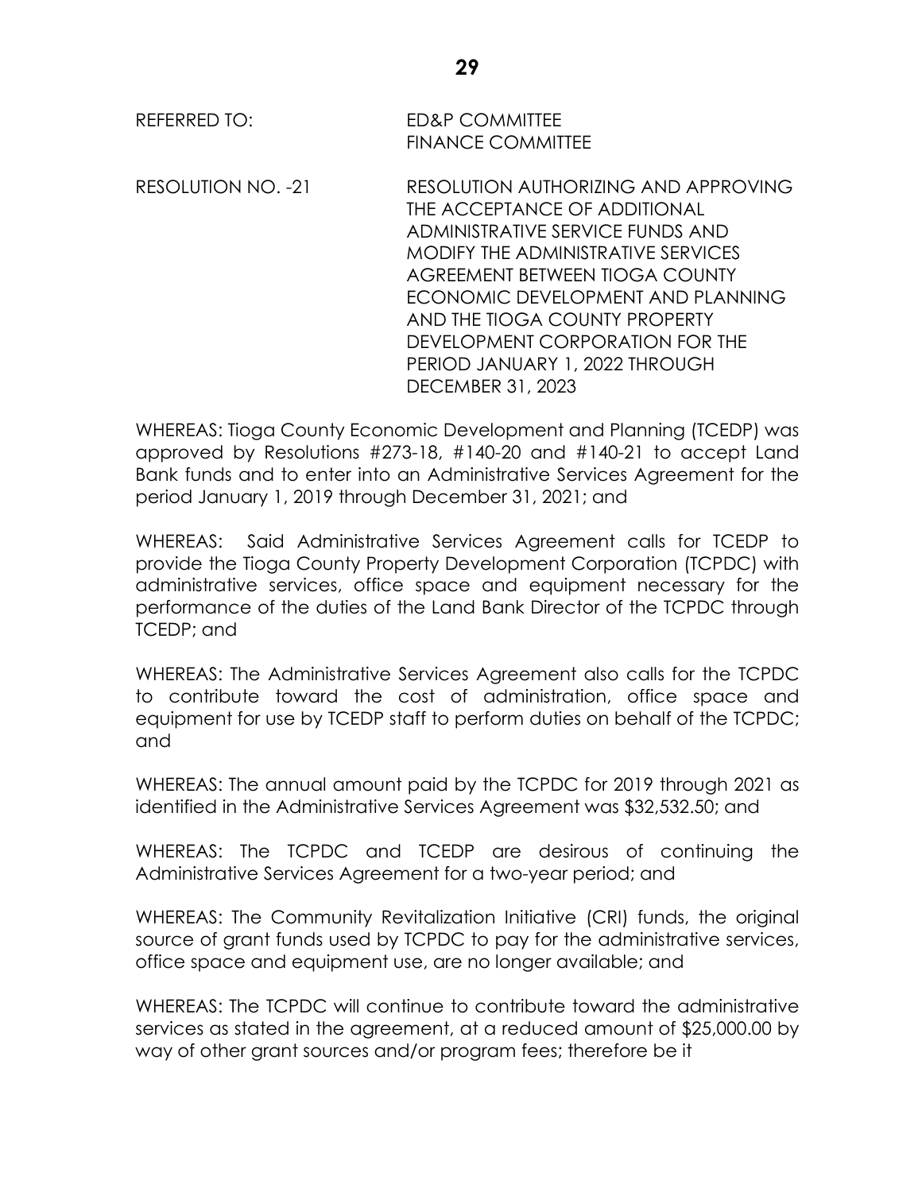REFERRED TO: ED&P COMMITTEE
FINANCE COMMITTEE

RESOLUTION NO. -21 RESOLUTION AUTHORIZING AND APPROVING THE ACCEPTANCE OF ADDITIONAL ADMINISTRATIVE SERVICE FUNDS AND MODIFY THE ADMINISTRATIVE SERVICES AGREEMENT BETWEEN TIOGA COUNTY ECONOMIC DEVELOPMENT AND PLANNING AND THE TIOGA COUNTY PROPERTY DEVELOPMENT CORPORATION FOR THE PERIOD JANUARY 1, 2022 THROUGH DECEMBER 31, 2023

WHEREAS: Tioga County Economic Development and Planning (TCEDP) was approved by Resolutions #273-18, #140-20 and #140-21 to accept Land Bank funds and to enter into an Administrative Services Agreement for the period January 1, 2019 through December 31, 2021; and

WHEREAS: Said Administrative Services Agreement calls for TCEDP to provide the Tioga County Property Development Corporation (TCPDC) with administrative services, office space and equipment necessary for the performance of the duties of the Land Bank Director of the TCPDC through TCEDP; and

WHEREAS: The Administrative Services Agreement also calls for the TCPDC to contribute toward the cost of administration, office space and equipment for use by TCEDP staff to perform duties on behalf of the TCPDC; and

WHEREAS: The annual amount paid by the TCPDC for 2019 through 2021 as identified in the Administrative Services Agreement was $32,532.50; and

WHEREAS: The TCPDC and TCEDP are desirous of continuing the Administrative Services Agreement for a two-year period; and

WHEREAS: The Community Revitalization Initiative (CRI) funds, the original source of grant funds used by TCPDC to pay for the administrative services, office space and equipment use, are no longer available; and

WHEREAS: The TCPDC will continue to contribute toward the administrative services as stated in the agreement, at a reduced amount of $25,000.00 by way of other grant sources and/or program fees; therefore be it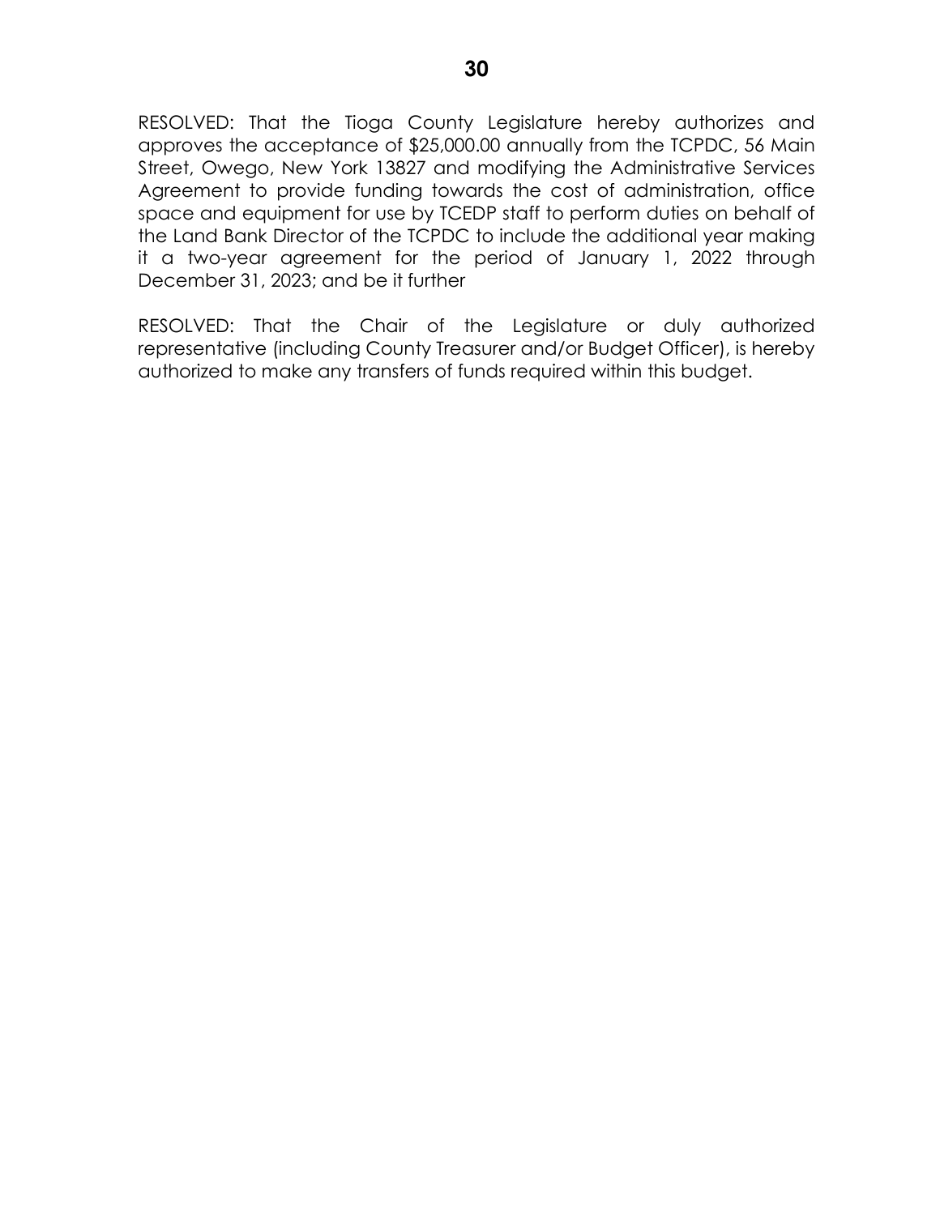RESOLVED: That the Tioga County Legislature hereby authorizes and approves the acceptance of $25,000.00 annually from the TCPDC, 56 Main Street, Owego, New York 13827 and modifying the Administrative Services Agreement to provide funding towards the cost of administration, office space and equipment for use by TCEDP staff to perform duties on behalf of the Land Bank Director of the TCPDC to include the additional year making it a two-year agreement for the period of January 1, 2022 through December 31, 2023; and be it further

RESOLVED: That the Chair of the Legislature or duly authorized representative (including County Treasurer and/or Budget Officer), is hereby authorized to make any transfers of funds required within this budget.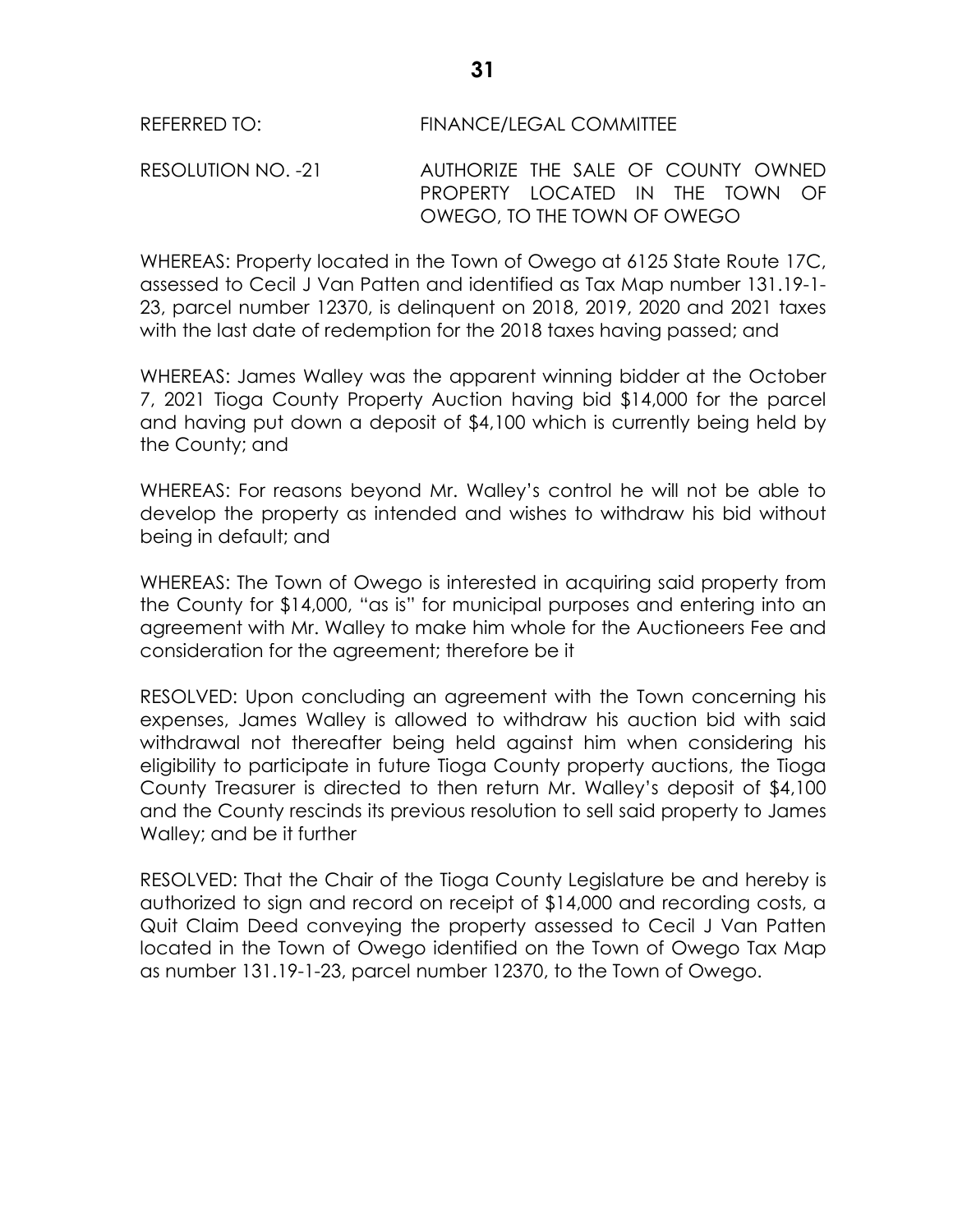REFERRED TO: FINANCE/LEGAL COMMITTEE

RESOLUTION NO. -21 AUTHORIZE THE SALE OF COUNTY OWNED PROPERTY LOCATED IN THE TOWN OF OWEGO, TO THE TOWN OF OWEGO

WHEREAS: Property located in the Town of Owego at 6125 State Route 17C, assessed to Cecil J Van Patten and identified as Tax Map number 131.19-1-23, parcel number 12370, is delinquent on 2018, 2019, 2020 and 2021 taxes with the last date of redemption for the 2018 taxes having passed; and

WHEREAS: James Walley was the apparent winning bidder at the October 7, 2021 Tioga County Property Auction having bid $14,000 for the parcel and having put down a deposit of $4,100 which is currently being held by the County; and

WHEREAS: For reasons beyond Mr. Walley's control he will not be able to develop the property as intended and wishes to withdraw his bid without being in default; and

WHEREAS: The Town of Owego is interested in acquiring said property from the County for $14,000, "as is" for municipal purposes and entering into an agreement with Mr. Walley to make him whole for the Auctioneers Fee and consideration for the agreement; therefore be it

RESOLVED: Upon concluding an agreement with the Town concerning his expenses, James Walley is allowed to withdraw his auction bid with said withdrawal not thereafter being held against him when considering his eligibility to participate in future Tioga County property auctions, the Tioga County Treasurer is directed to then return Mr. Walley's deposit of $4,100 and the County rescinds its previous resolution to sell said property to James Walley; and be it further

RESOLVED: That the Chair of the Tioga County Legislature be and hereby is authorized to sign and record on receipt of $14,000 and recording costs, a Quit Claim Deed conveying the property assessed to Cecil J Van Patten located in the Town of Owego identified on the Town of Owego Tax Map as number 131.19-1-23, parcel number 12370, to the Town of Owego.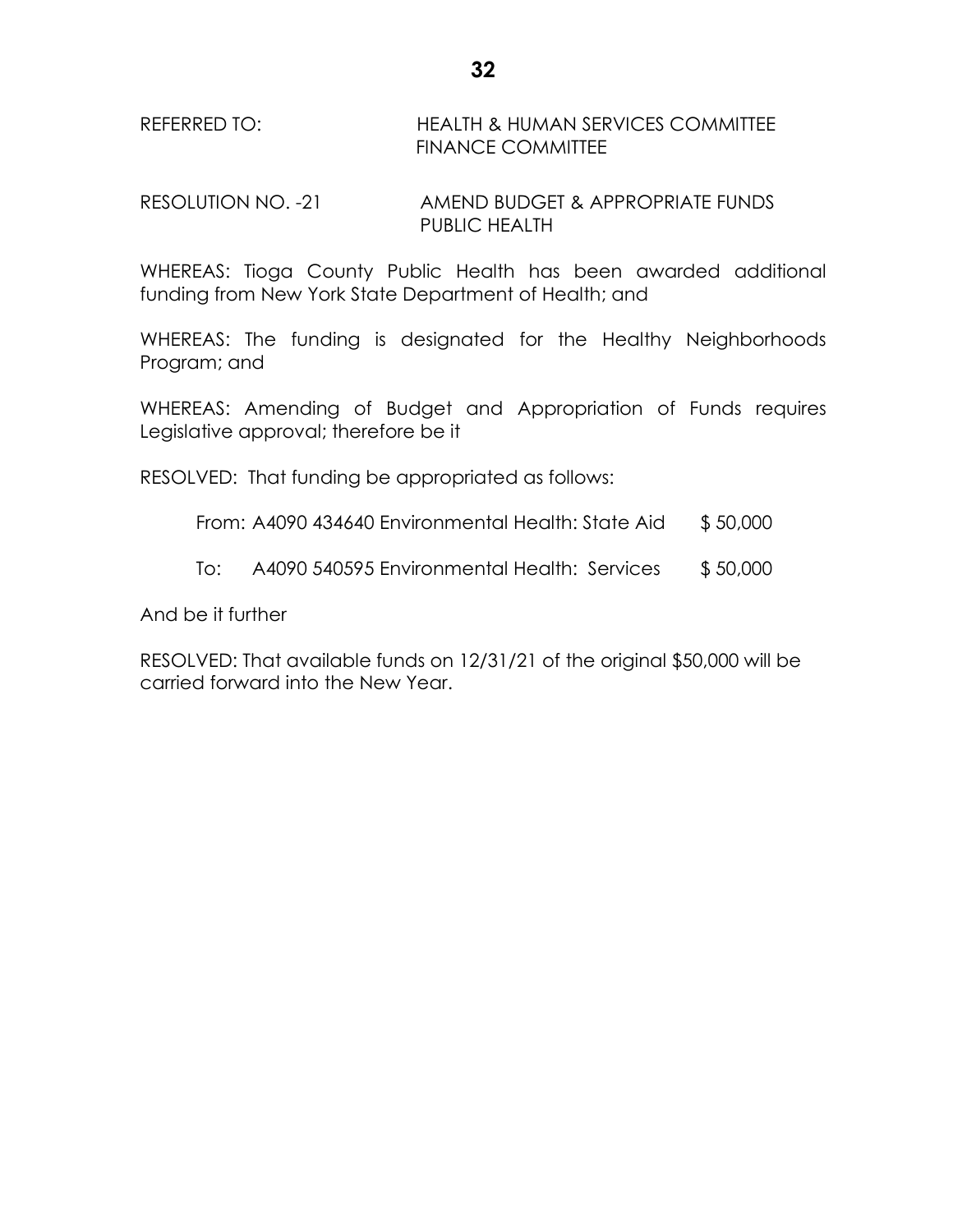REFERRED TO: HEALTH & HUMAN SERVICES COMMITTEE
FINANCE COMMITTEE

RESOLUTION NO. -21 AMEND BUDGET & APPROPRIATE FUNDS
PUBLIC HEALTH

WHEREAS: Tioga County Public Health has been awarded additional funding from New York State Department of Health; and

WHEREAS: The funding is designated for the Healthy Neighborhoods Program; and

WHEREAS: Amending of Budget and Appropriation of Funds requires Legislative approval; therefore be it

RESOLVED: That funding be appropriated as follows:

From: A4090 434640 Environmental Health: State Aid $ 50,000

To: A4090 540595 Environmental Health: Services $ 50,000

And be it further

RESOLVED: That available funds on 12/31/21 of the original $50,000 will be carried forward into the New Year.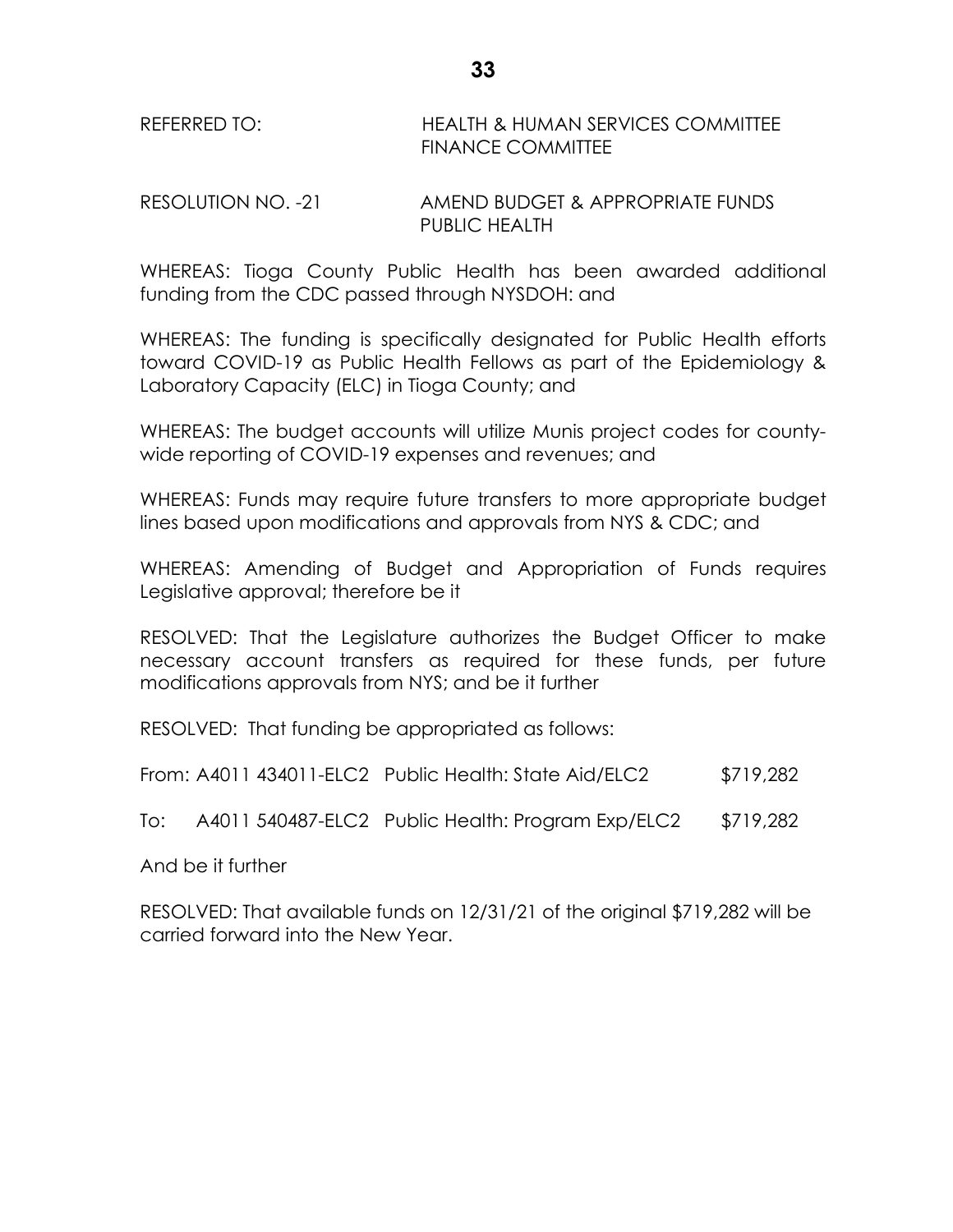REFERRED TO: HEALTH & HUMAN SERVICES COMMITTEE
FINANCE COMMITTEE

RESOLUTION NO. -21 AMEND BUDGET & APPROPRIATE FUNDS
PUBLIC HEALTH

WHEREAS: Tioga County Public Health has been awarded additional funding from the CDC passed through NYSDOH: and

WHEREAS: The funding is specifically designated for Public Health efforts toward COVID-19 as Public Health Fellows as part of the Epidemiology & Laboratory Capacity (ELC) in Tioga County; and

WHEREAS: The budget accounts will utilize Munis project codes for county-wide reporting of COVID-19 expenses and revenues; and

WHEREAS: Funds may require future transfers to more appropriate budget lines based upon modifications and approvals from NYS & CDC; and

WHEREAS: Amending of Budget and Appropriation of Funds requires Legislative approval; therefore be it

RESOLVED: That the Legislature authorizes the Budget Officer to make necessary account transfers as required for these funds, per future modifications approvals from NYS; and be it further

RESOLVED: That funding be appropriated as follows:

| | | | |
|---|---|---|---|
| From: | A4011 434011-ELC2 | Public Health: State Aid/ELC2 | $719,282 |
| To: | A4011 540487-ELC2 | Public Health: Program Exp/ELC2 | $719,282 |

And be it further

RESOLVED: That available funds on 12/31/21 of the original $719,282 will be carried forward into the New Year.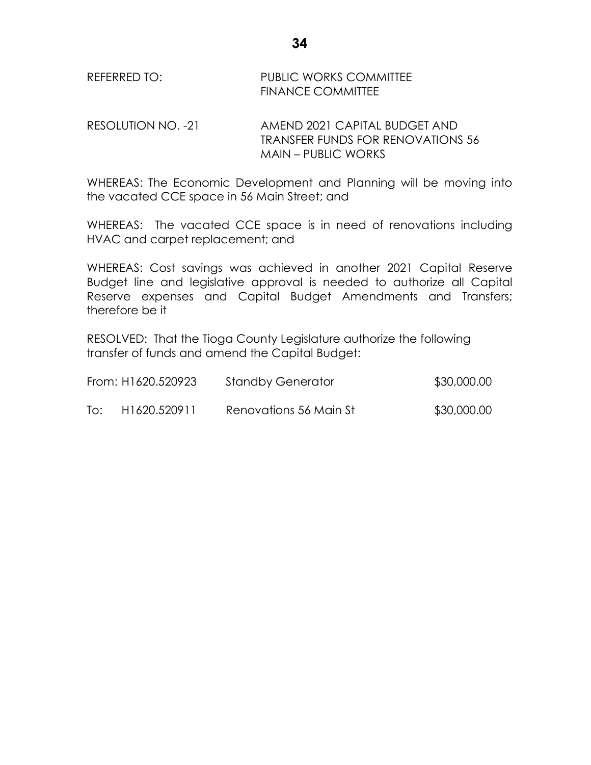REFERRED TO: PUBLIC WORKS COMMITTEE
FINANCE COMMITTEE

RESOLUTION NO. -21 AMEND 2021 CAPITAL BUDGET AND TRANSFER FUNDS FOR RENOVATIONS 56 MAIN – PUBLIC WORKS

WHEREAS: The Economic Development and Planning will be moving into the vacated CCE space in 56 Main Street; and

WHEREAS: The vacated CCE space is in need of renovations including HVAC and carpet replacement; and

WHEREAS: Cost savings was achieved in another 2021 Capital Reserve Budget line and legislative approval is needed to authorize all Capital Reserve expenses and Capital Budget Amendments and Transfers; therefore be it

RESOLVED: That the Tioga County Legislature authorize the following transfer of funds and amend the Capital Budget:

| | | | |
|---|---|---|---|
| From: | H1620.520923 | Standby Generator | $30,000.00 |
| To: | H1620.520911 | Renovations 56 Main St | $30,000.00 |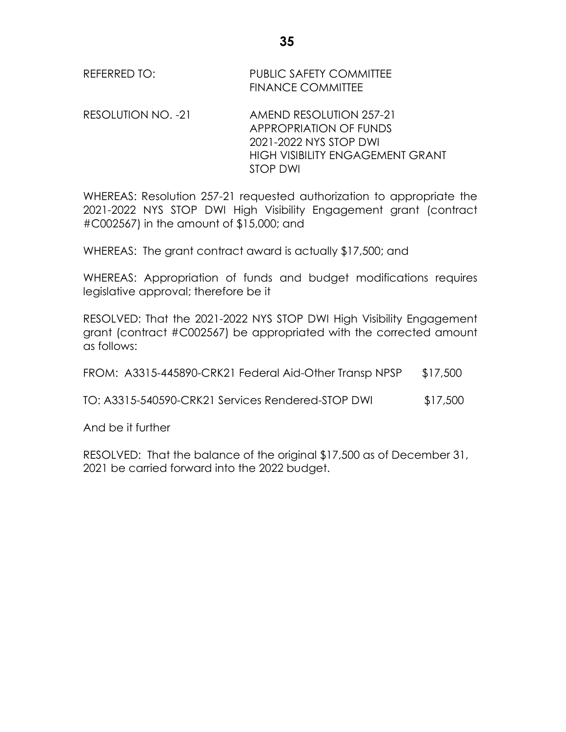REFERRED TO: PUBLIC SAFETY COMMITTEE
FINANCE COMMITTEE

RESOLUTION NO. -21 AMEND RESOLUTION 257-21
APPROPRIATION OF FUNDS
2021-2022 NYS STOP DWI
HIGH VISIBILITY ENGAGEMENT GRANT
STOP DWI

WHEREAS: Resolution 257-21 requested authorization to appropriate the 2021-2022 NYS STOP DWI High Visibility Engagement grant (contract #C002567) in the amount of $15,000; and

WHEREAS: The grant contract award is actually $17,500; and

WHEREAS: Appropriation of funds and budget modifications requires legislative approval; therefore be it

RESOLVED: That the 2021-2022 NYS STOP DWI High Visibility Engagement grant (contract #C002567) be appropriated with the corrected amount as follows:

FROM: A3315-445890-CRK21 Federal Aid-Other Transp NPSP $17,500

TO: A3315-540590-CRK21 Services Rendered-STOP DWI $17,500

And be it further

RESOLVED: That the balance of the original $17,500 as of December 31, 2021 be carried forward into the 2022 budget.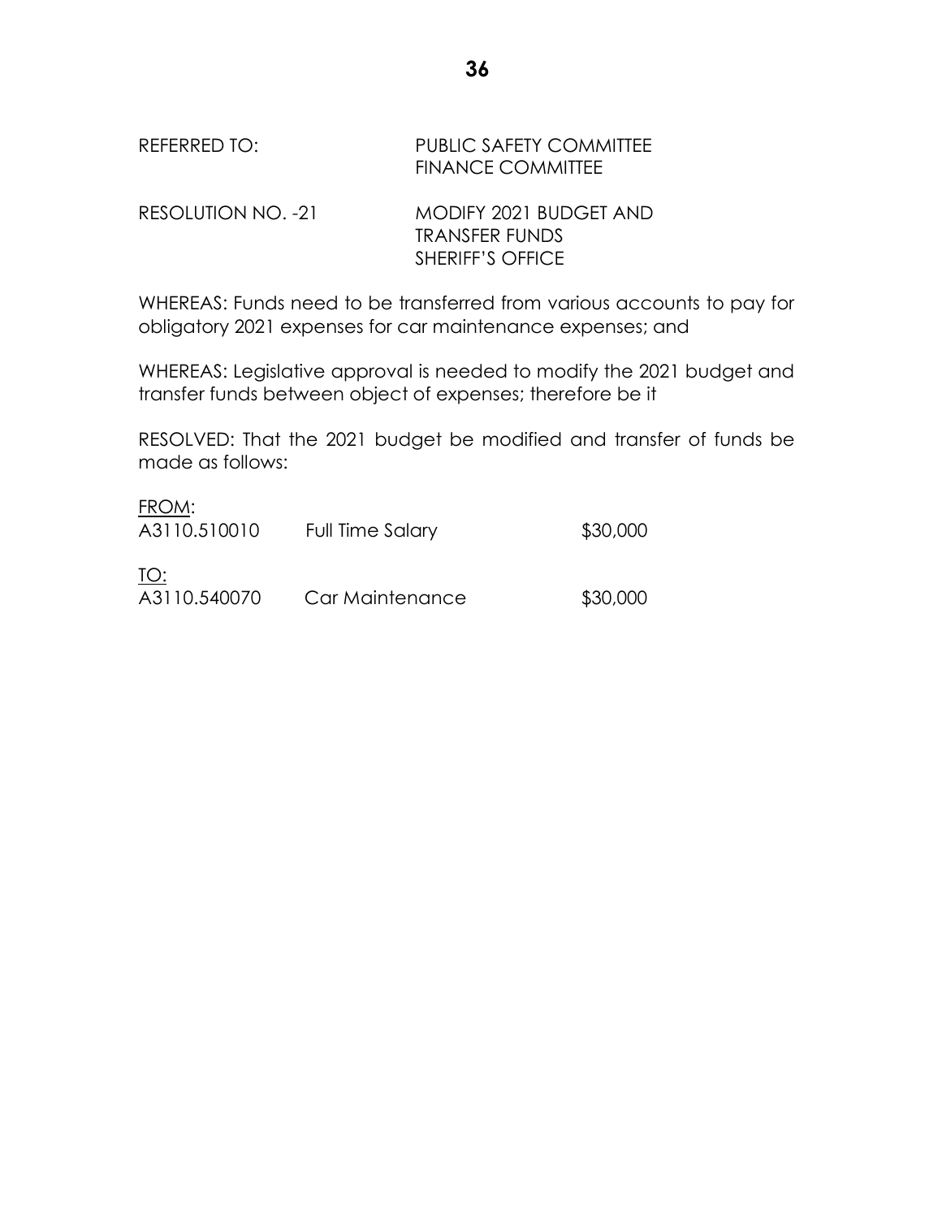REFERRED TO: PUBLIC SAFETY COMMITTEE
FINANCE COMMITTEE

RESOLUTION NO. -21 MODIFY 2021 BUDGET AND
TRANSFER FUNDS
SHERIFF'S OFFICE

WHEREAS: Funds need to be transferred from various accounts to pay for obligatory 2021 expenses for car maintenance expenses; and

WHEREAS: Legislative approval is needed to modify the 2021 budget and transfer funds between object of expenses; therefore be it

RESOLVED: That the 2021 budget be modified and transfer of funds be made as follows:

<u>FROM</u>:

| A3110.510010 | Full Time Salary | $30,000 |
|---|---|---|

<u>TO:</u>

| A3110.540070 | Car Maintenance | $30,000 |
|---|---|---|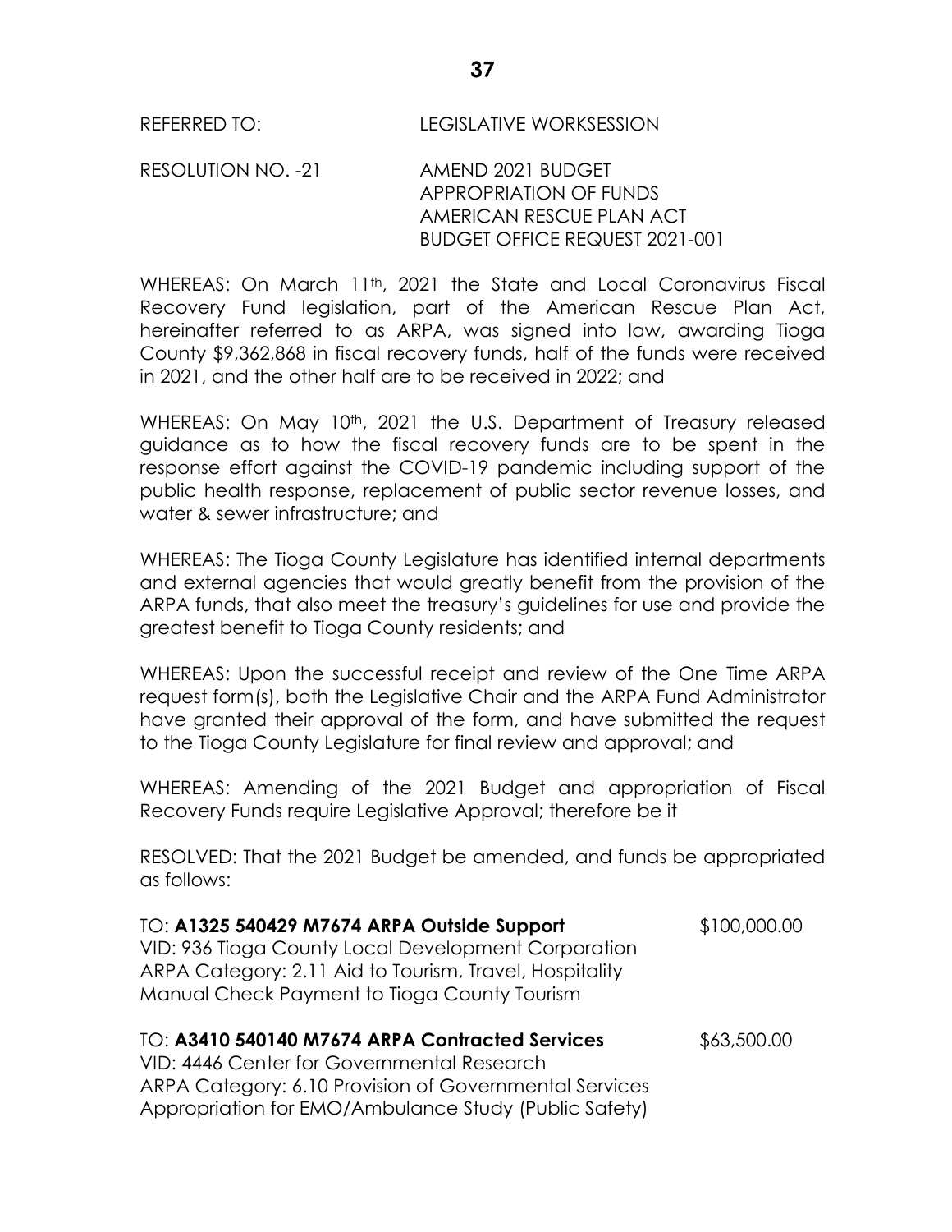REFERRED TO: LEGISLATIVE WORKSESSION

RESOLUTION NO. -21 AMEND 2021 BUDGET
APPROPRIATION OF FUNDS
AMERICAN RESCUE PLAN ACT
BUDGET OFFICE REQUEST 2021-001

WHEREAS: On March 11th, 2021 the State and Local Coronavirus Fiscal Recovery Fund legislation, part of the American Rescue Plan Act, hereinafter referred to as ARPA, was signed into law, awarding Tioga County $9,362,868 in fiscal recovery funds, half of the funds were received in 2021, and the other half are to be received in 2022; and

WHEREAS: On May 10th, 2021 the U.S. Department of Treasury released guidance as to how the fiscal recovery funds are to be spent in the response effort against the COVID-19 pandemic including support of the public health response, replacement of public sector revenue losses, and water & sewer infrastructure; and

WHEREAS: The Tioga County Legislature has identified internal departments and external agencies that would greatly benefit from the provision of the ARPA funds, that also meet the treasury's guidelines for use and provide the greatest benefit to Tioga County residents; and

WHEREAS: Upon the successful receipt and review of the One Time ARPA request form(s), both the Legislative Chair and the ARPA Fund Administrator have granted their approval of the form, and have submitted the request to the Tioga County Legislature for final review and approval; and

WHEREAS: Amending of the 2021 Budget and appropriation of Fiscal Recovery Funds require Legislative Approval; therefore be it

RESOLVED: That the 2021 Budget be amended, and funds be appropriated as follows:

TO: **A1325 540429 M7674 ARPA Outside Support** $100,000.00
VID: 936 Tioga County Local Development Corporation
ARPA Category: 2.11 Aid to Tourism, Travel, Hospitality
Manual Check Payment to Tioga County Tourism

TO: **A3410 540140 M7674 ARPA Contracted Services** $63,500.00
VID: 4446 Center for Governmental Research
ARPA Category: 6.10 Provision of Governmental Services
Appropriation for EMO/Ambulance Study (Public Safety)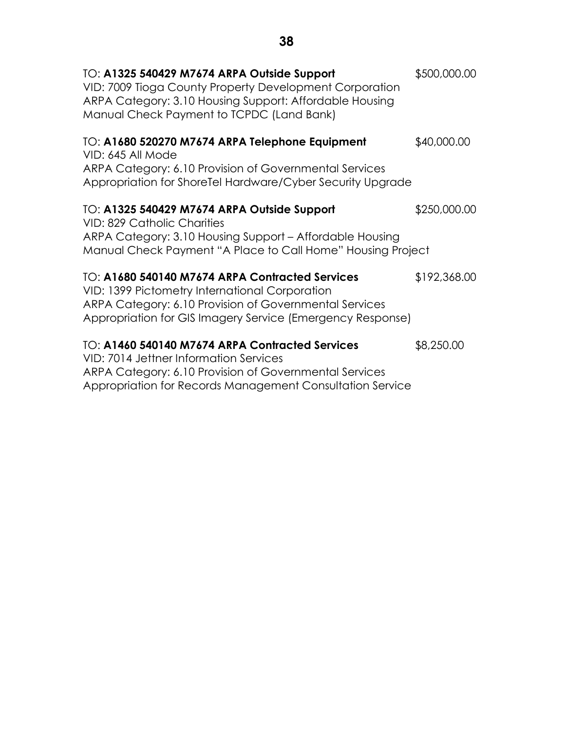TO: **A1325 540429 M7674 ARPA Outside Support** $500,000.00
VID: 7009 Tioga County Property Development Corporation
ARPA Category: 3.10 Housing Support: Affordable Housing
Manual Check Payment to TCPDC (Land Bank)

TO: **A1680 520270 M7674 ARPA Telephone Equipment** $40,000.00
VID: 645 All Mode
ARPA Category: 6.10 Provision of Governmental Services
Appropriation for ShoreTel Hardware/Cyber Security Upgrade

TO: **A1325 540429 M7674 ARPA Outside Support** $250,000.00
VID: 829 Catholic Charities
ARPA Category: 3.10 Housing Support – Affordable Housing
Manual Check Payment "A Place to Call Home" Housing Project

TO: **A1680 540140 M7674 ARPA Contracted Services** $192,368.00
VID: 1399 Pictometry International Corporation
ARPA Category: 6.10 Provision of Governmental Services
Appropriation for GIS Imagery Service (Emergency Response)

TO: **A1460 540140 M7674 ARPA Contracted Services** $8,250.00
VID: 7014 Jettner Information Services
ARPA Category: 6.10 Provision of Governmental Services
Appropriation for Records Management Consultation Service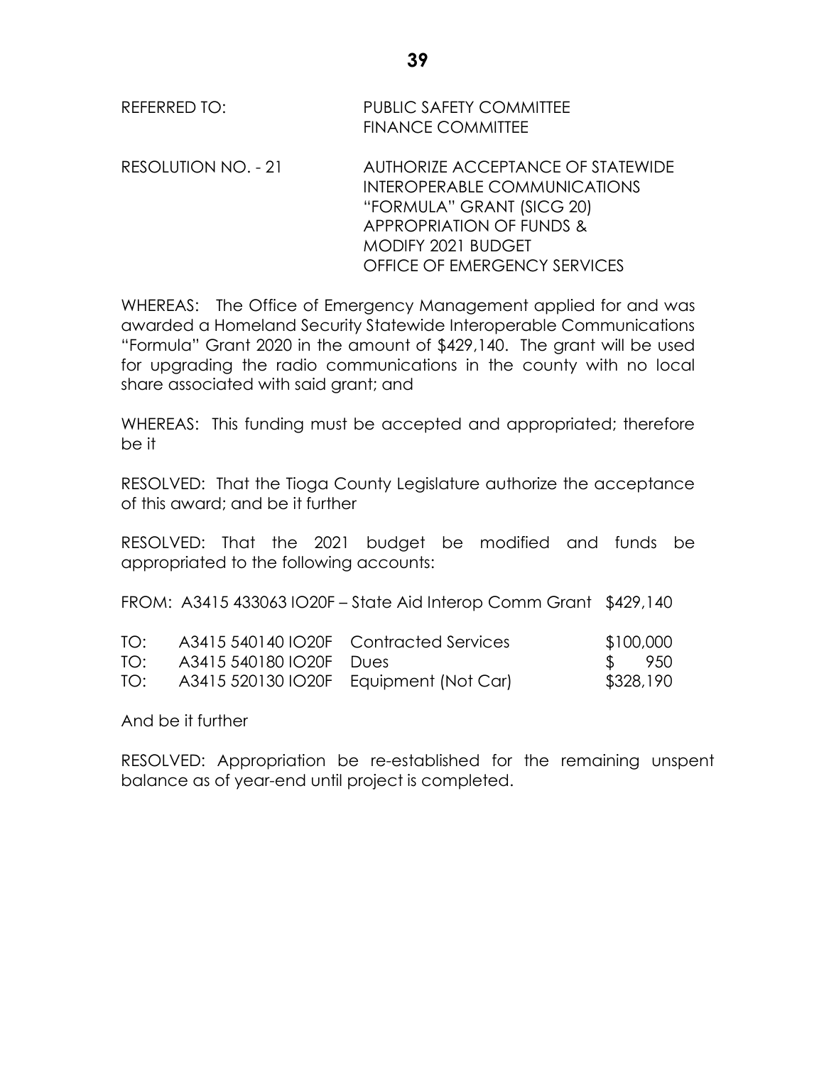REFERRED TO: PUBLIC SAFETY COMMITTEE
FINANCE COMMITTEE

RESOLUTION NO. - 21 AUTHORIZE ACCEPTANCE OF STATEWIDE INTEROPERABLE COMMUNICATIONS "FORMULA" GRANT (SICG 20) APPROPRIATION OF FUNDS & MODIFY 2021 BUDGET OFFICE OF EMERGENCY SERVICES

WHEREAS: The Office of Emergency Management applied for and was awarded a Homeland Security Statewide Interoperable Communications "Formula" Grant 2020 in the amount of $429,140. The grant will be used for upgrading the radio communications in the county with no local share associated with said grant; and

WHEREAS: This funding must be accepted and appropriated; therefore be it

RESOLVED: That the Tioga County Legislature authorize the acceptance of this award; and be it further

RESOLVED: That the 2021 budget be modified and funds be appropriated to the following accounts:

FROM: A3415 433063 IO20F – State Aid Interop Comm Grant $429,140

| | | | |
|---|---|---|---|
| TO: | A3415 540140 IO20F | Contracted Services | $100,000 |
| TO: | A3415 540180 IO20F | Dues | $ 950 |
| TO: | A3415 520130 IO20F | Equipment (Not Car) | $328,190 |

And be it further

RESOLVED: Appropriation be re-established for the remaining unspent balance as of year-end until project is completed.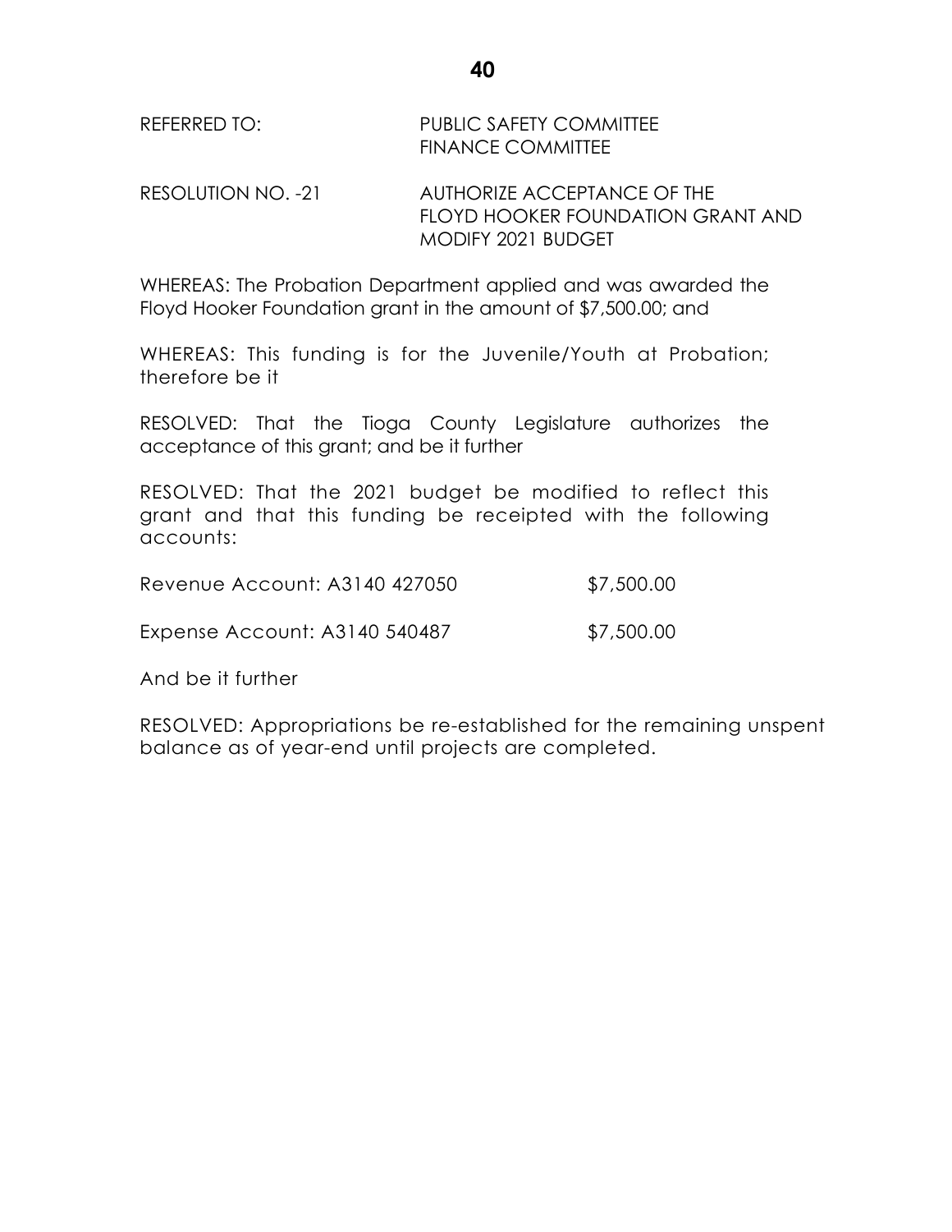REFERRED TO: PUBLIC SAFETY COMMITTEE
FINANCE COMMITTEE

RESOLUTION NO. -21 AUTHORIZE ACCEPTANCE OF THE FLOYD HOOKER FOUNDATION GRANT AND MODIFY 2021 BUDGET

WHEREAS: The Probation Department applied and was awarded the Floyd Hooker Foundation grant in the amount of $7,500.00; and

WHEREAS: This funding is for the Juvenile/Youth at Probation; therefore be it

RESOLVED: That the Tioga County Legislature authorizes the acceptance of this grant; and be it further

RESOLVED: That the 2021 budget be modified to reflect this grant and that this funding be receipted with the following accounts:

Revenue Account: A3140 427050 $7,500.00

Expense Account: A3140 540487 $7,500.00

And be it further

RESOLVED: Appropriations be re-established for the remaining unspent balance as of year-end until projects are completed.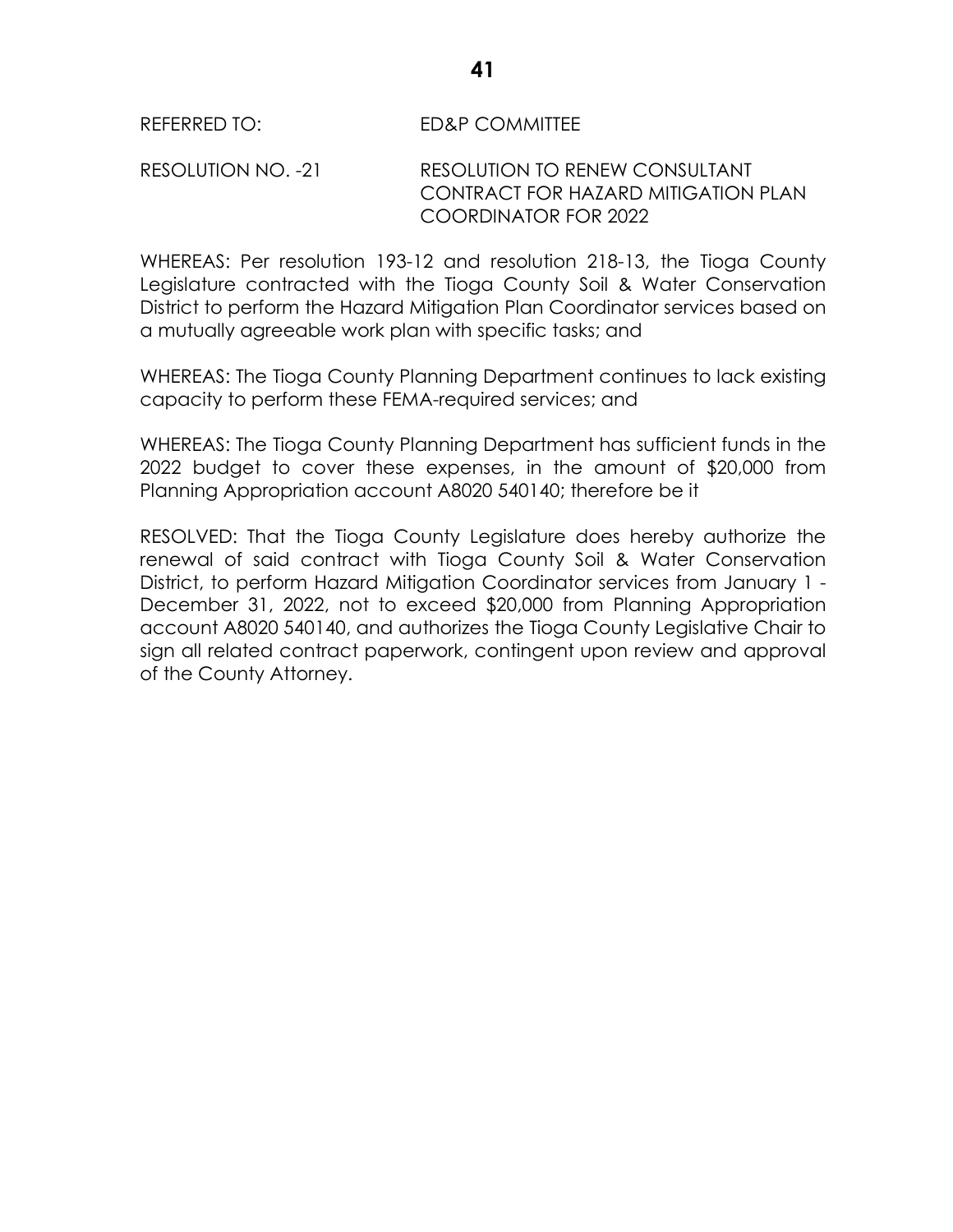REFERRED TO: ED&P COMMITTEE

RESOLUTION NO. -21 RESOLUTION TO RENEW CONSULTANT CONTRACT FOR HAZARD MITIGATION PLAN COORDINATOR FOR 2022

WHEREAS: Per resolution 193-12 and resolution 218-13, the Tioga County Legislature contracted with the Tioga County Soil & Water Conservation District to perform the Hazard Mitigation Plan Coordinator services based on a mutually agreeable work plan with specific tasks; and

WHEREAS: The Tioga County Planning Department continues to lack existing capacity to perform these FEMA-required services; and

WHEREAS: The Tioga County Planning Department has sufficient funds in the 2022 budget to cover these expenses, in the amount of $20,000 from Planning Appropriation account A8020 540140; therefore be it

RESOLVED: That the Tioga County Legislature does hereby authorize the renewal of said contract with Tioga County Soil & Water Conservation District, to perform Hazard Mitigation Coordinator services from January 1 - December 31, 2022, not to exceed $20,000 from Planning Appropriation account A8020 540140, and authorizes the Tioga County Legislative Chair to sign all related contract paperwork, contingent upon review and approval of the County Attorney.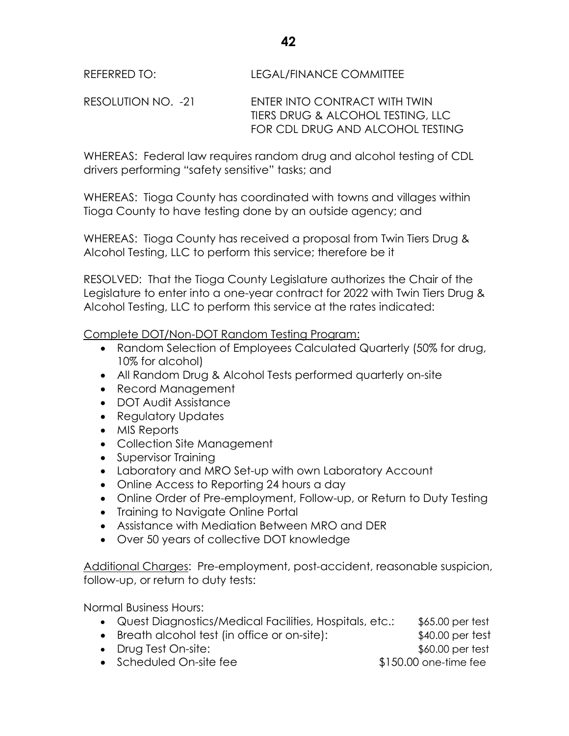REFERRED TO: LEGAL/FINANCE COMMITTEE

RESOLUTION NO. -21 ENTER INTO CONTRACT WITH TWIN TIERS DRUG & ALCOHOL TESTING, LLC FOR CDL DRUG AND ALCOHOL TESTING

WHEREAS: Federal law requires random drug and alcohol testing of CDL drivers performing "safety sensitive" tasks; and

WHEREAS: Tioga County has coordinated with towns and villages within Tioga County to have testing done by an outside agency; and

WHEREAS: Tioga County has received a proposal from Twin Tiers Drug & Alcohol Testing, LLC to perform this service; therefore be it

RESOLVED: That the Tioga County Legislature authorizes the Chair of the Legislature to enter into a one-year contract for 2022 with Twin Tiers Drug & Alcohol Testing, LLC to perform this service at the rates indicated:

Complete DOT/Non-DOT Random Testing Program:

- Random Selection of Employees Calculated Quarterly (50% for drug, 10% for alcohol)
- All Random Drug & Alcohol Tests performed quarterly on-site
- Record Management
- DOT Audit Assistance
- Regulatory Updates
- MIS Reports
- Collection Site Management
- Supervisor Training
- Laboratory and MRO Set-up with own Laboratory Account
- Online Access to Reporting 24 hours a day
- Online Order of Pre-employment, Follow-up, or Return to Duty Testing
- Training to Navigate Online Portal
- Assistance with Mediation Between MRO and DER
- Over 50 years of collective DOT knowledge

Additional Charges: Pre-employment, post-accident, reasonable suspicion, follow-up, or return to duty tests:

Normal Business Hours:

- Quest Diagnostics/Medical Facilities, Hospitals, etc.: $65.00 per test
- Breath alcohol test (in office or on-site): $40.00 per test
- Drug Test On-site: $60.00 per test
- Scheduled On-site fee $150.00 one-time fee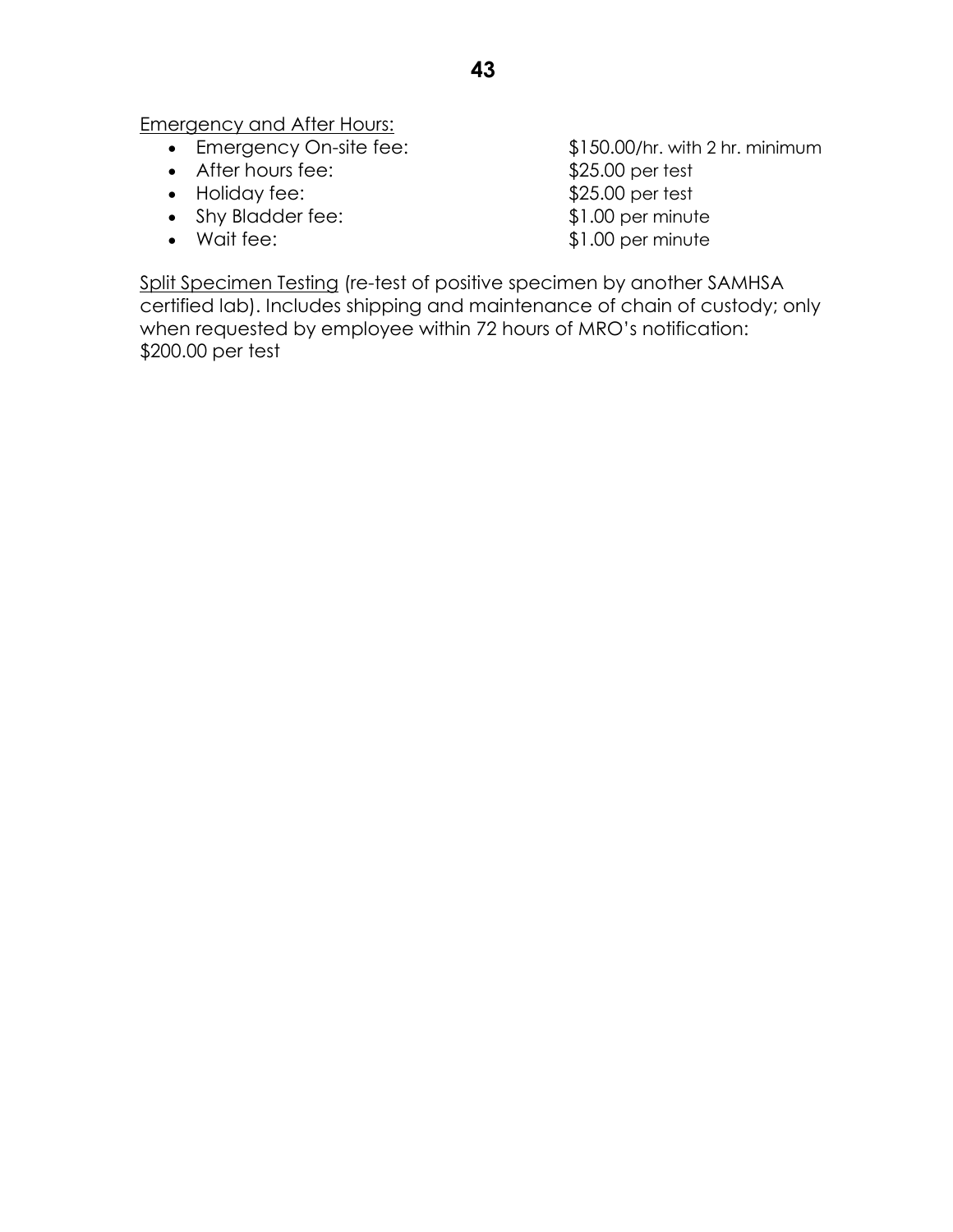<u>Emergency and After Hours:</u>

- Emergency On-site fee: $150.00/hr. with 2 hr. minimum
- After hours fee: $25.00 per test
- Holiday fee: $25.00 per test
- Shy Bladder fee: $1.00 per minute
- Wait fee: $1.00 per minute

<u>Split Specimen Testing</u> (re-test of positive specimen by another SAMHSA certified lab). Includes shipping and maintenance of chain of custody; only when requested by employee within 72 hours of MRO's notification: $200.00 per test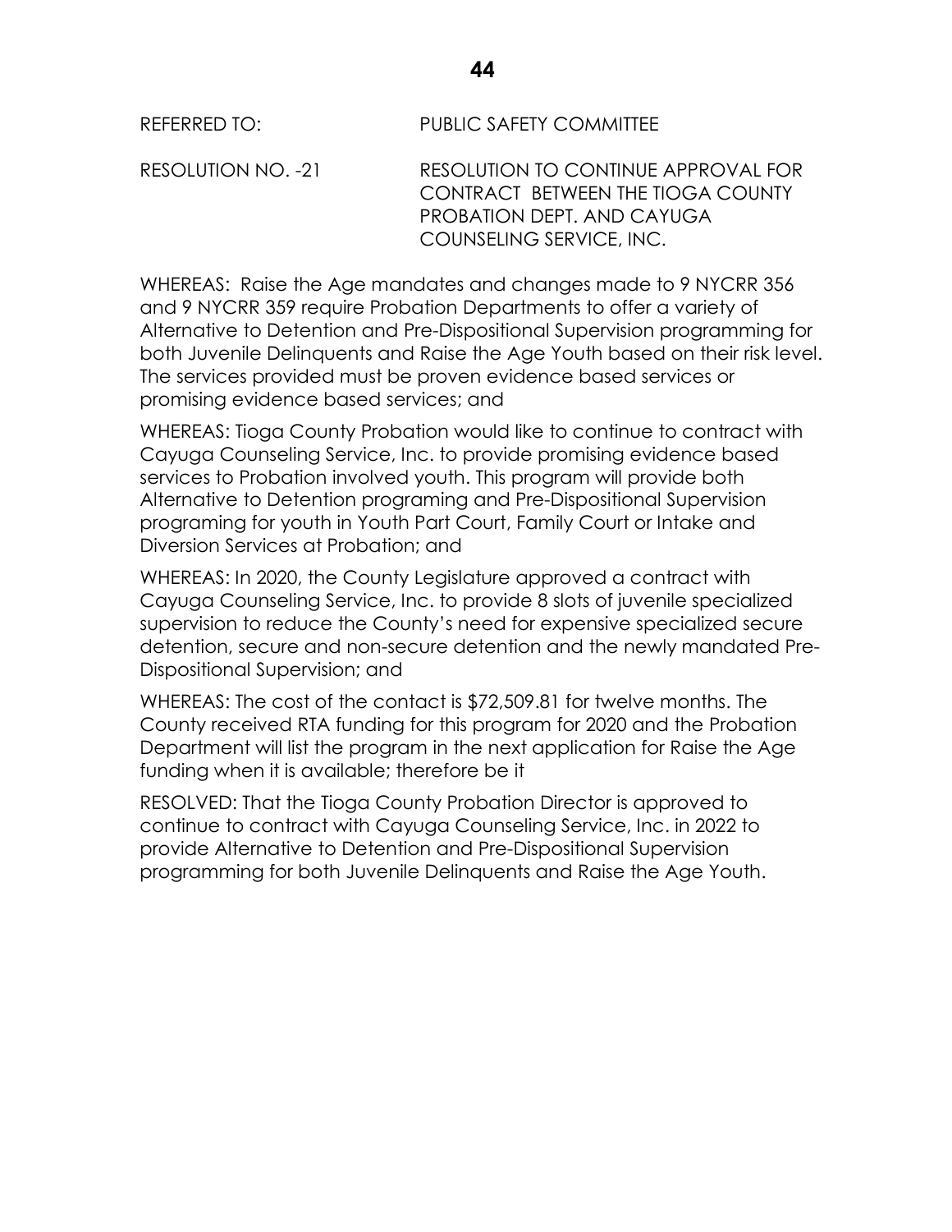REFERRED TO: PUBLIC SAFETY COMMITTEE

RESOLUTION NO. -21 RESOLUTION TO CONTINUE APPROVAL FOR CONTRACT BETWEEN THE TIOGA COUNTY PROBATION DEPT. AND CAYUGA COUNSELING SERVICE, INC.

WHEREAS: Raise the Age mandates and changes made to 9 NYCRR 356 and 9 NYCRR 359 require Probation Departments to offer a variety of Alternative to Detention and Pre-Dispositional Supervision programming for both Juvenile Delinquents and Raise the Age Youth based on their risk level. The services provided must be proven evidence based services or promising evidence based services; and

WHEREAS: Tioga County Probation would like to continue to contract with Cayuga Counseling Service, Inc. to provide promising evidence based services to Probation involved youth. This program will provide both Alternative to Detention programing and Pre-Dispositional Supervision programing for youth in Youth Part Court, Family Court or Intake and Diversion Services at Probation; and

WHEREAS: In 2020, the County Legislature approved a contract with Cayuga Counseling Service, Inc. to provide 8 slots of juvenile specialized supervision to reduce the County's need for expensive specialized secure detention, secure and non-secure detention and the newly mandated Pre-Dispositional Supervision; and

WHEREAS: The cost of the contact is $72,509.81 for twelve months. The County received RTA funding for this program for 2020 and the Probation Department will list the program in the next application for Raise the Age funding when it is available; therefore be it

RESOLVED: That the Tioga County Probation Director is approved to continue to contract with Cayuga Counseling Service, Inc. in 2022 to provide Alternative to Detention and Pre-Dispositional Supervision programming for both Juvenile Delinquents and Raise the Age Youth.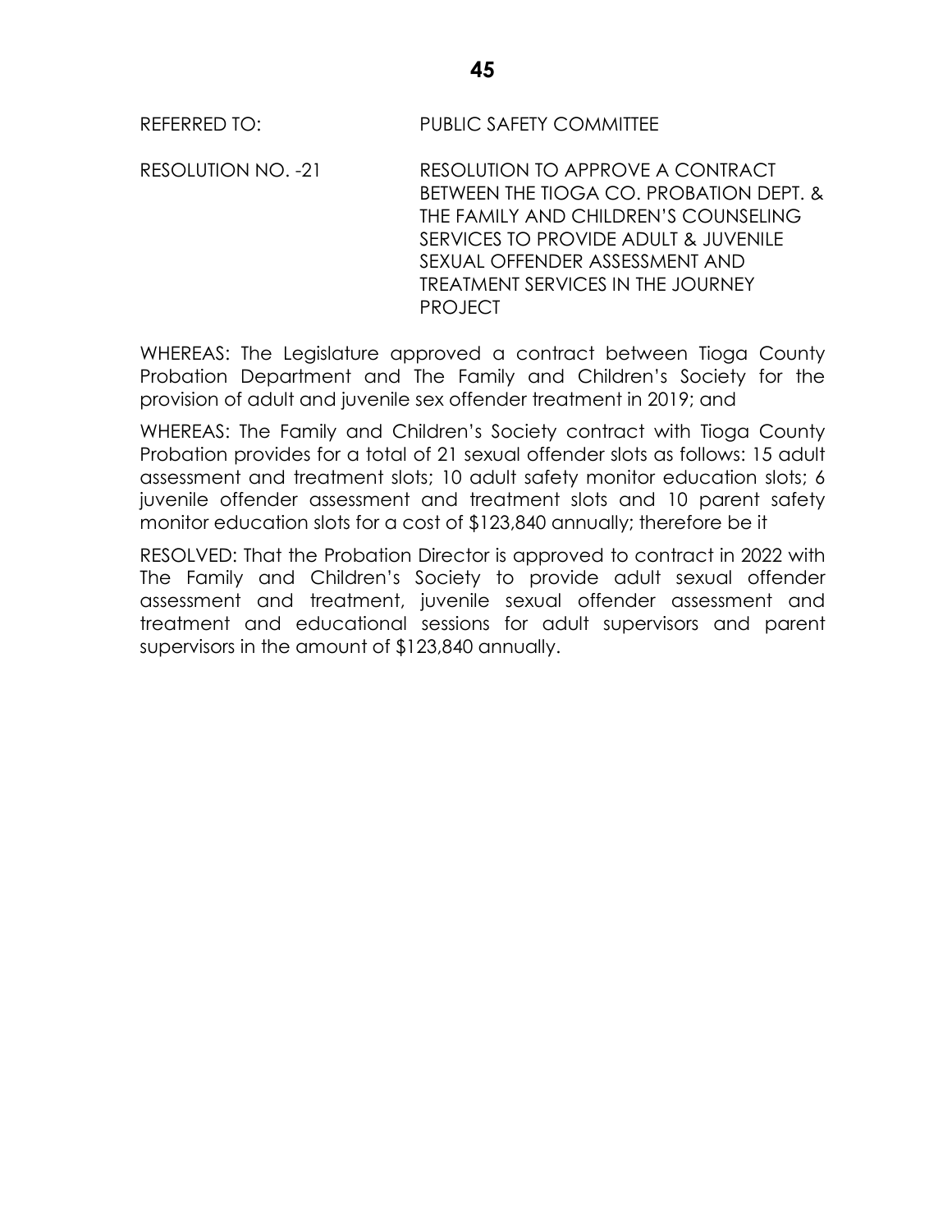REFERRED TO: PUBLIC SAFETY COMMITTEE

RESOLUTION NO. -21 RESOLUTION TO APPROVE A CONTRACT BETWEEN THE TIOGA CO. PROBATION DEPT. & THE FAMILY AND CHILDREN'S COUNSELING SERVICES TO PROVIDE ADULT & JUVENILE SEXUAL OFFENDER ASSESSMENT AND TREATMENT SERVICES IN THE JOURNEY PROJECT

WHEREAS: The Legislature approved a contract between Tioga County Probation Department and The Family and Children's Society for the provision of adult and juvenile sex offender treatment in 2019; and

WHEREAS: The Family and Children's Society contract with Tioga County Probation provides for a total of 21 sexual offender slots as follows: 15 adult assessment and treatment slots; 10 adult safety monitor education slots; 6 juvenile offender assessment and treatment slots and 10 parent safety monitor education slots for a cost of $123,840 annually; therefore be it

RESOLVED: That the Probation Director is approved to contract in 2022 with The Family and Children's Society to provide adult sexual offender assessment and treatment, juvenile sexual offender assessment and treatment and educational sessions for adult supervisors and parent supervisors in the amount of $123,840 annually.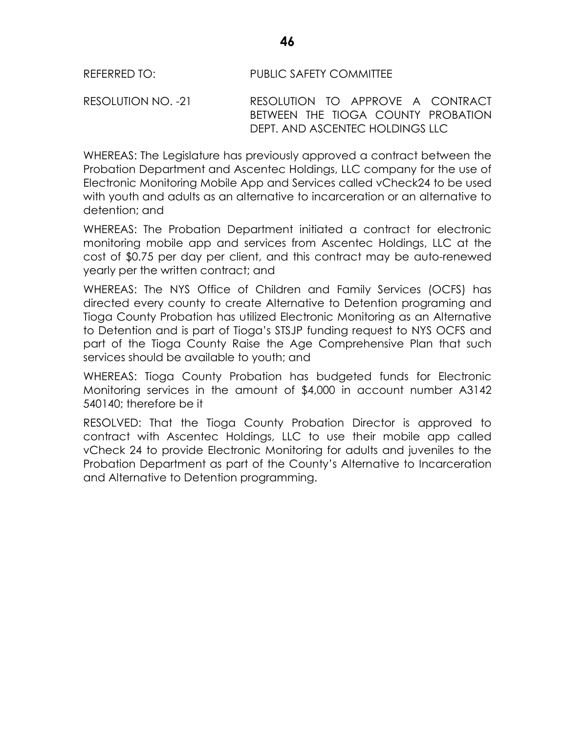REFERRED TO: PUBLIC SAFETY COMMITTEE

RESOLUTION NO. -21 RESOLUTION TO APPROVE A CONTRACT BETWEEN THE TIOGA COUNTY PROBATION DEPT. AND ASCENTEC HOLDINGS LLC

WHEREAS: The Legislature has previously approved a contract between the Probation Department and Ascentec Holdings, LLC company for the use of Electronic Monitoring Mobile App and Services called vCheck24 to be used with youth and adults as an alternative to incarceration or an alternative to detention; and

WHEREAS: The Probation Department initiated a contract for electronic monitoring mobile app and services from Ascentec Holdings, LLC at the cost of $0.75 per day per client, and this contract may be auto-renewed yearly per the written contract; and

WHEREAS: The NYS Office of Children and Family Services (OCFS) has directed every county to create Alternative to Detention programing and Tioga County Probation has utilized Electronic Monitoring as an Alternative to Detention and is part of Tioga's STSJP funding request to NYS OCFS and part of the Tioga County Raise the Age Comprehensive Plan that such services should be available to youth; and

WHEREAS: Tioga County Probation has budgeted funds for Electronic Monitoring services in the amount of $4,000 in account number A3142 540140; therefore be it

RESOLVED: That the Tioga County Probation Director is approved to contract with Ascentec Holdings, LLC to use their mobile app called vCheck 24 to provide Electronic Monitoring for adults and juveniles to the Probation Department as part of the County's Alternative to Incarceration and Alternative to Detention programming.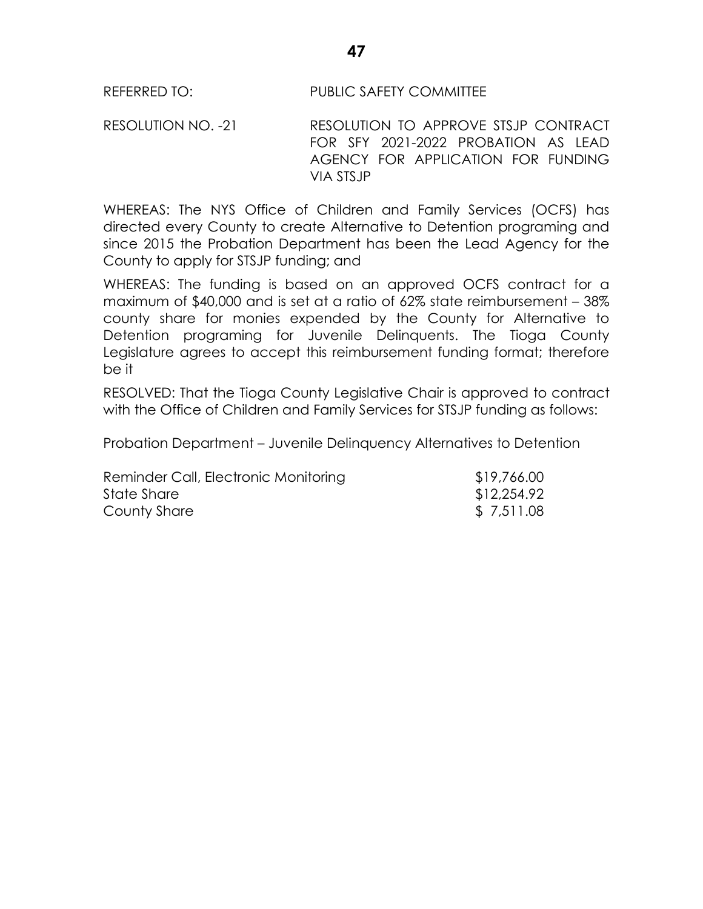REFERRED TO: PUBLIC SAFETY COMMITTEE

RESOLUTION NO. -21 RESOLUTION TO APPROVE STSJP CONTRACT FOR SFY 2021-2022 PROBATION AS LEAD AGENCY FOR APPLICATION FOR FUNDING VIA STSJP

WHEREAS: The NYS Office of Children and Family Services (OCFS) has directed every County to create Alternative to Detention programing and since 2015 the Probation Department has been the Lead Agency for the County to apply for STSJP funding; and

WHEREAS: The funding is based on an approved OCFS contract for a maximum of $40,000 and is set at a ratio of 62% state reimbursement – 38% county share for monies expended by the County for Alternative to Detention programing for Juvenile Delinquents. The Tioga County Legislature agrees to accept this reimbursement funding format; therefore be it

RESOLVED: That the Tioga County Legislative Chair is approved to contract with the Office of Children and Family Services for STSJP funding as follows:

Probation Department – Juvenile Delinquency Alternatives to Detention

| | |
|---|---|
| Reminder Call, Electronic Monitoring | $19,766.00 |
| State Share | $12,254.92 |
| County Share | $ 7,511.08 |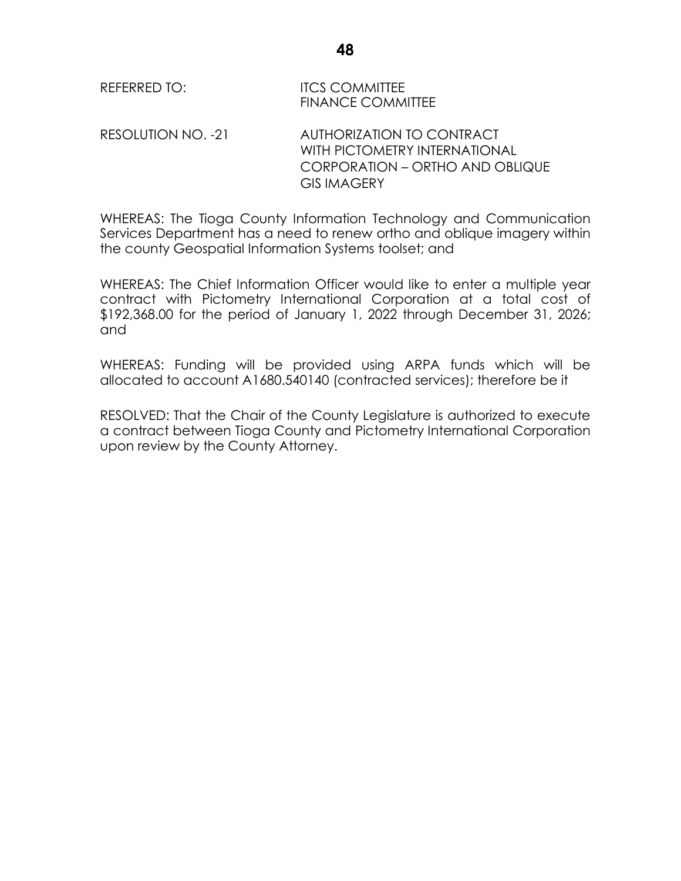REFERRED TO: ITCS COMMITTEE
FINANCE COMMITTEE

RESOLUTION NO. -21 AUTHORIZATION TO CONTRACT WITH PICTOMETRY INTERNATIONAL CORPORATION – ORTHO AND OBLIQUE GIS IMAGERY

WHEREAS: The Tioga County Information Technology and Communication Services Department has a need to renew ortho and oblique imagery within the county Geospatial Information Systems toolset; and

WHEREAS: The Chief Information Officer would like to enter a multiple year contract with Pictometry International Corporation at a total cost of $192,368.00 for the period of January 1, 2022 through December 31, 2026; and

WHEREAS: Funding will be provided using ARPA funds which will be allocated to account A1680.540140 (contracted services); therefore be it

RESOLVED: That the Chair of the County Legislature is authorized to execute a contract between Tioga County and Pictometry International Corporation upon review by the County Attorney.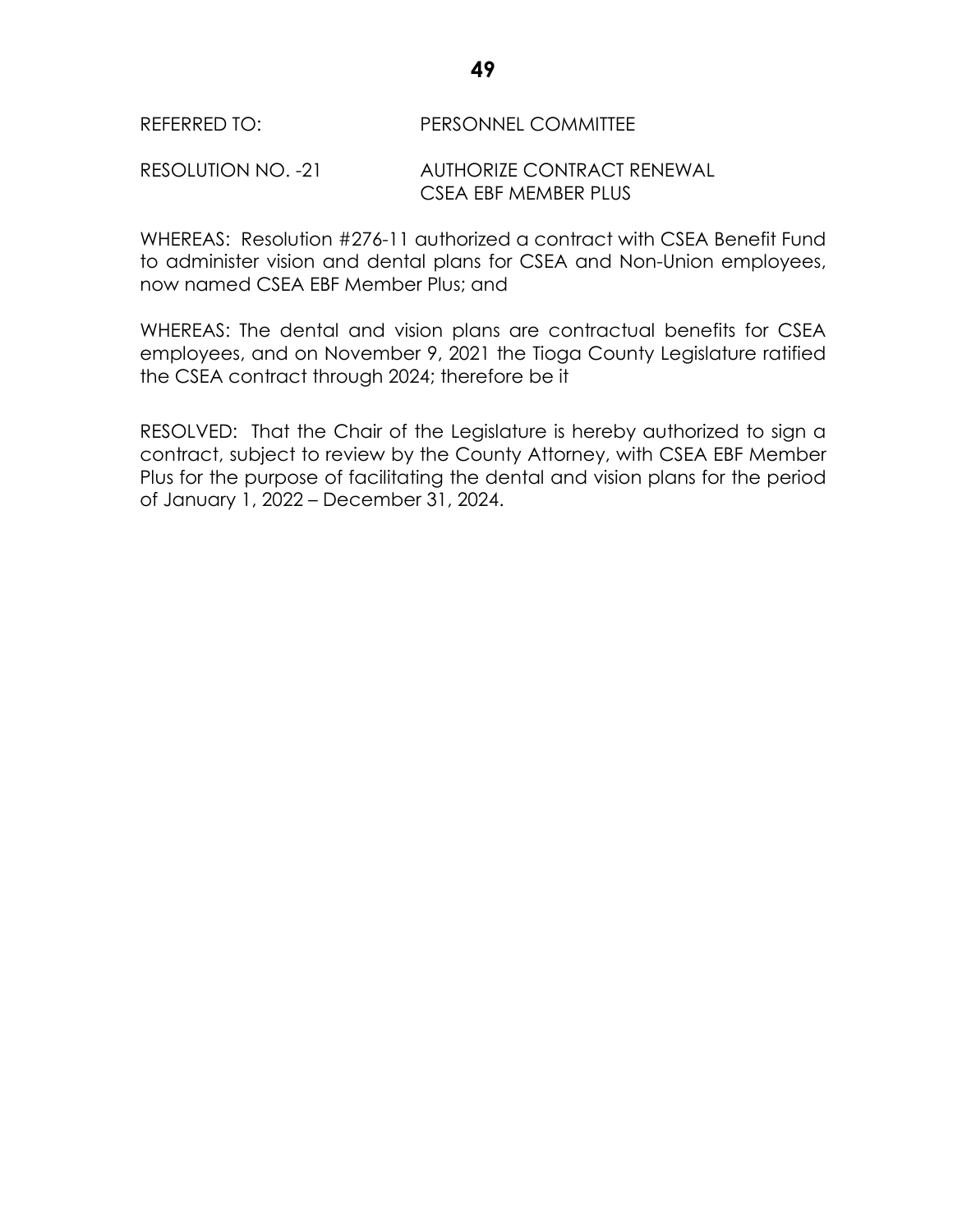REFERRED TO: PERSONNEL COMMITTEE

RESOLUTION NO. -21 AUTHORIZE CONTRACT RENEWAL CSEA EBF MEMBER PLUS

WHEREAS: Resolution #276-11 authorized a contract with CSEA Benefit Fund to administer vision and dental plans for CSEA and Non-Union employees, now named CSEA EBF Member Plus; and

WHEREAS: The dental and vision plans are contractual benefits for CSEA employees, and on November 9, 2021 the Tioga County Legislature ratified the CSEA contract through 2024; therefore be it

RESOLVED: That the Chair of the Legislature is hereby authorized to sign a contract, subject to review by the County Attorney, with CSEA EBF Member Plus for the purpose of facilitating the dental and vision plans for the period of January 1, 2022 – December 31, 2024.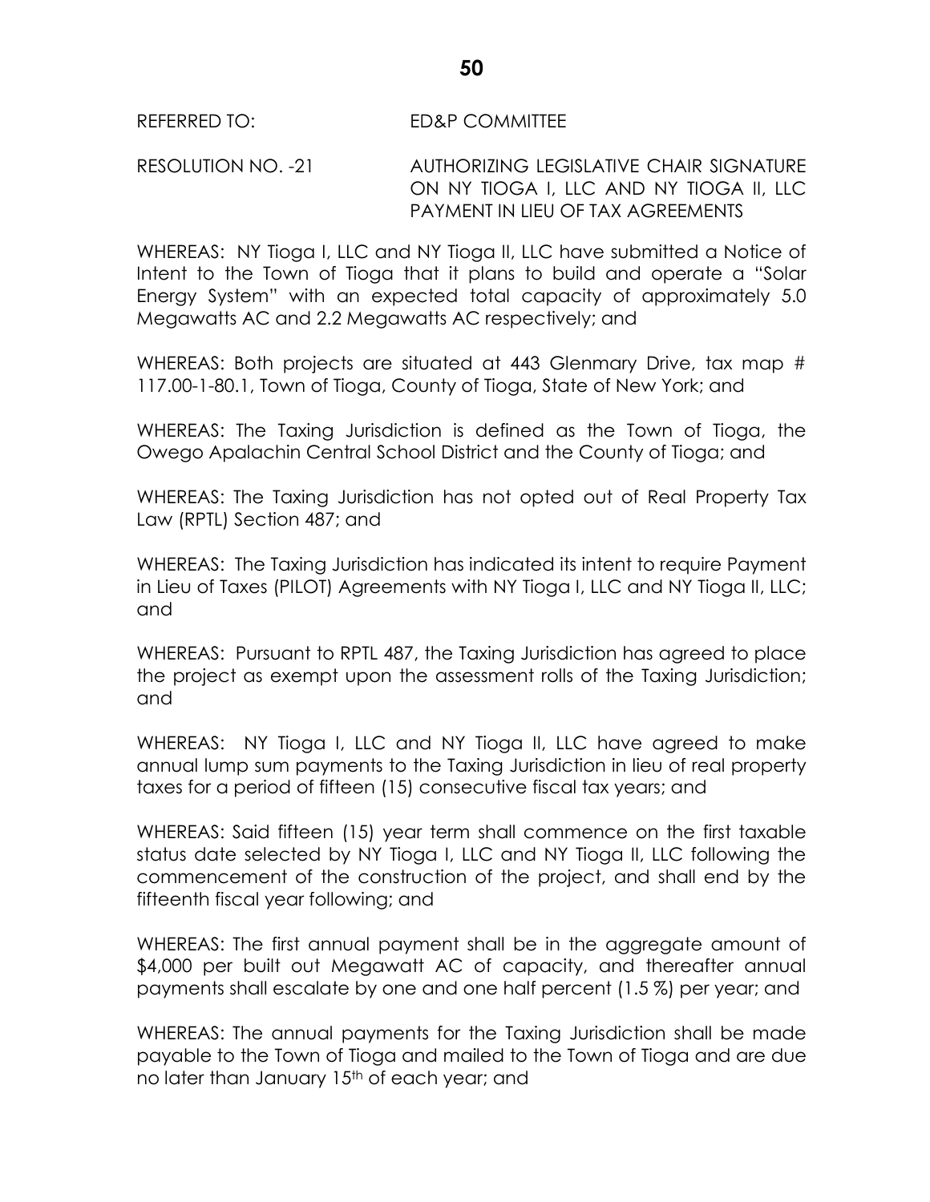REFERRED TO: ED&P COMMITTEE

RESOLUTION NO. -21 AUTHORIZING LEGISLATIVE CHAIR SIGNATURE ON NY TIOGA I, LLC AND NY TIOGA II, LLC PAYMENT IN LIEU OF TAX AGREEMENTS

WHEREAS: NY Tioga I, LLC and NY Tioga II, LLC have submitted a Notice of Intent to the Town of Tioga that it plans to build and operate a "Solar Energy System" with an expected total capacity of approximately 5.0 Megawatts AC and 2.2 Megawatts AC respectively; and

WHEREAS: Both projects are situated at 443 Glenmary Drive, tax map # 117.00-1-80.1, Town of Tioga, County of Tioga, State of New York; and

WHEREAS: The Taxing Jurisdiction is defined as the Town of Tioga, the Owego Apalachin Central School District and the County of Tioga; and

WHEREAS: The Taxing Jurisdiction has not opted out of Real Property Tax Law (RPTL) Section 487; and

WHEREAS: The Taxing Jurisdiction has indicated its intent to require Payment in Lieu of Taxes (PILOT) Agreements with NY Tioga I, LLC and NY Tioga II, LLC; and

WHEREAS: Pursuant to RPTL 487, the Taxing Jurisdiction has agreed to place the project as exempt upon the assessment rolls of the Taxing Jurisdiction; and

WHEREAS: NY Tioga I, LLC and NY Tioga II, LLC have agreed to make annual lump sum payments to the Taxing Jurisdiction in lieu of real property taxes for a period of fifteen (15) consecutive fiscal tax years; and

WHEREAS: Said fifteen (15) year term shall commence on the first taxable status date selected by NY Tioga I, LLC and NY Tioga II, LLC following the commencement of the construction of the project, and shall end by the fifteenth fiscal year following; and

WHEREAS: The first annual payment shall be in the aggregate amount of $4,000 per built out Megawatt AC of capacity, and thereafter annual payments shall escalate by one and one half percent (1.5 %) per year; and

WHEREAS: The annual payments for the Taxing Jurisdiction shall be made payable to the Town of Tioga and mailed to the Town of Tioga and are due no later than January 15th of each year; and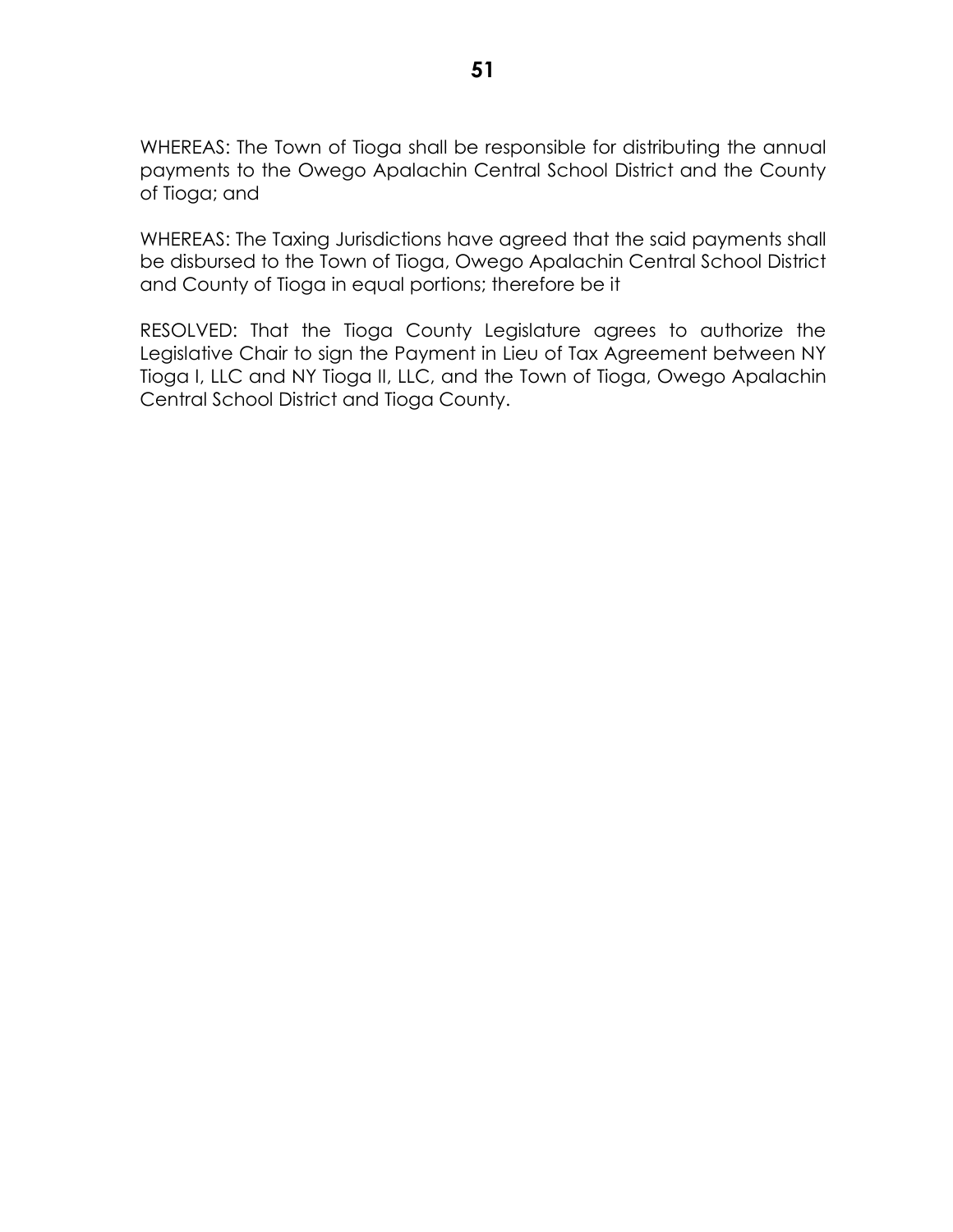WHEREAS: The Town of Tioga shall be responsible for distributing the annual payments to the Owego Apalachin Central School District and the County of Tioga; and

WHEREAS: The Taxing Jurisdictions have agreed that the said payments shall be disbursed to the Town of Tioga, Owego Apalachin Central School District and County of Tioga in equal portions; therefore be it

RESOLVED: That the Tioga County Legislature agrees to authorize the Legislative Chair to sign the Payment in Lieu of Tax Agreement between NY Tioga I, LLC and NY Tioga II, LLC, and the Town of Tioga, Owego Apalachin Central School District and Tioga County.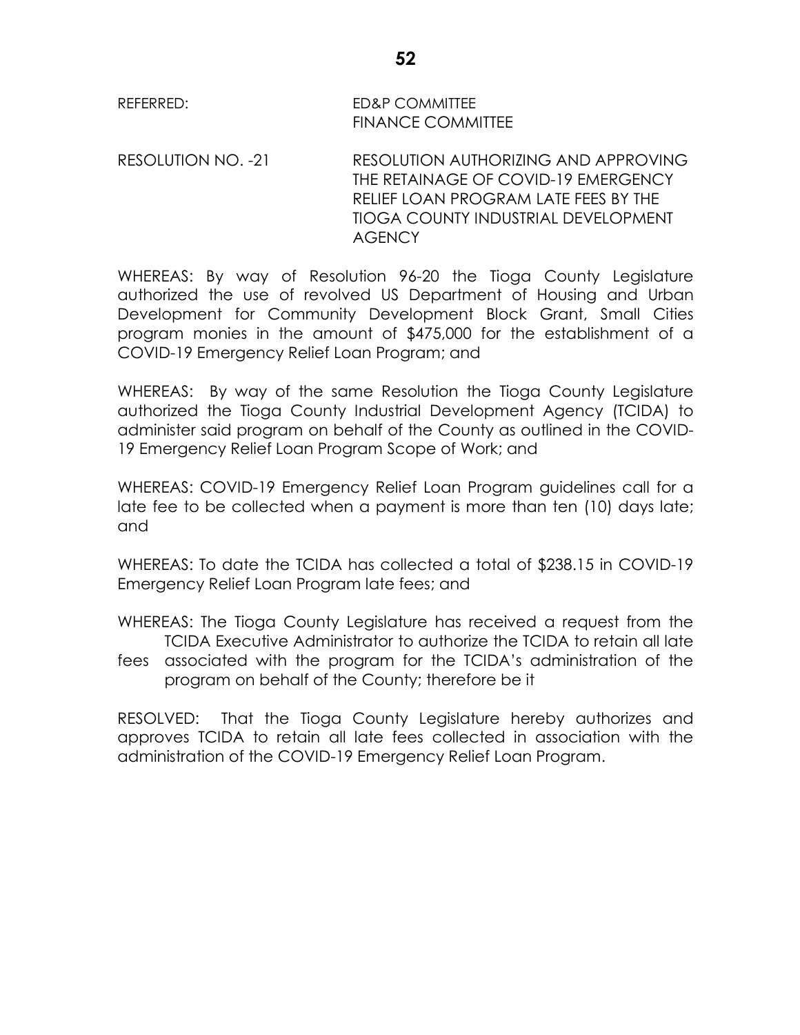REFERRED: ED&P COMMITTEE
FINANCE COMMITTEE

RESOLUTION NO. -21 RESOLUTION AUTHORIZING AND APPROVING THE RETAINAGE OF COVID-19 EMERGENCY RELIEF LOAN PROGRAM LATE FEES BY THE TIOGA COUNTY INDUSTRIAL DEVELOPMENT AGENCY

WHEREAS: By way of Resolution 96-20 the Tioga County Legislature authorized the use of revolved US Department of Housing and Urban Development for Community Development Block Grant, Small Cities program monies in the amount of $475,000 for the establishment of a COVID-19 Emergency Relief Loan Program; and

WHEREAS: By way of the same Resolution the Tioga County Legislature authorized the Tioga County Industrial Development Agency (TCIDA) to administer said program on behalf of the County as outlined in the COVID-19 Emergency Relief Loan Program Scope of Work; and

WHEREAS: COVID-19 Emergency Relief Loan Program guidelines call for a late fee to be collected when a payment is more than ten (10) days late; and

WHEREAS: To date the TCIDA has collected a total of $238.15 in COVID-19 Emergency Relief Loan Program late fees; and

WHEREAS: The Tioga County Legislature has received a request from the TCIDA Executive Administrator to authorize the TCIDA to retain all late fees associated with the program for the TCIDA's administration of the program on behalf of the County; therefore be it

RESOLVED: That the Tioga County Legislature hereby authorizes and approves TCIDA to retain all late fees collected in association with the administration of the COVID-19 Emergency Relief Loan Program.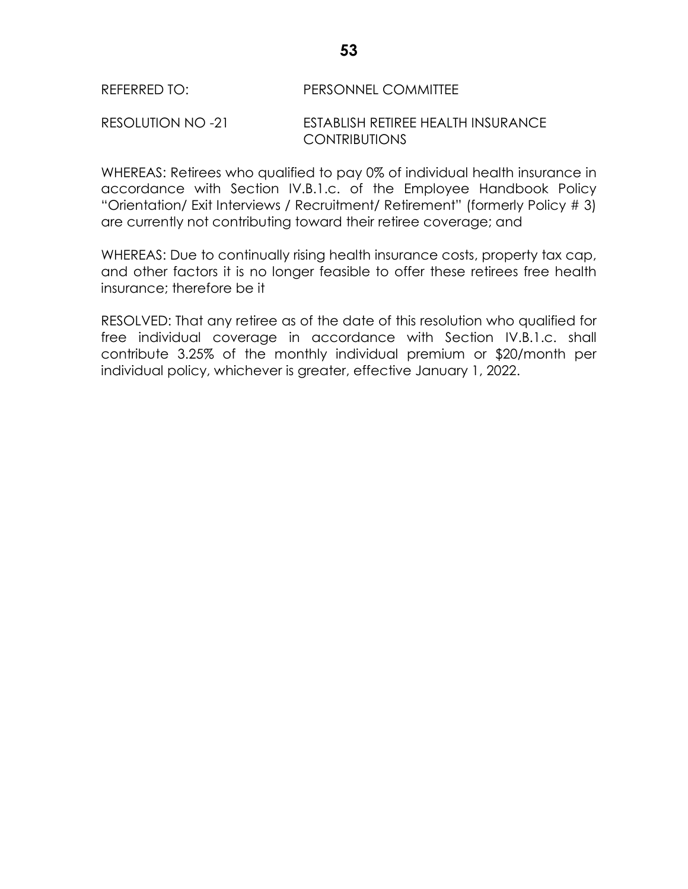REFERRED TO: PERSONNEL COMMITTEE

RESOLUTION NO -21 ESTABLISH RETIREE HEALTH INSURANCE CONTRIBUTIONS

WHEREAS: Retirees who qualified to pay 0% of individual health insurance in accordance with Section IV.B.1.c. of the Employee Handbook Policy "Orientation/ Exit Interviews / Recruitment/ Retirement" (formerly Policy # 3) are currently not contributing toward their retiree coverage; and

WHEREAS: Due to continually rising health insurance costs, property tax cap, and other factors it is no longer feasible to offer these retirees free health insurance; therefore be it

RESOLVED: That any retiree as of the date of this resolution who qualified for free individual coverage in accordance with Section IV.B.1.c. shall contribute 3.25% of the monthly individual premium or $20/month per individual policy, whichever is greater, effective January 1, 2022.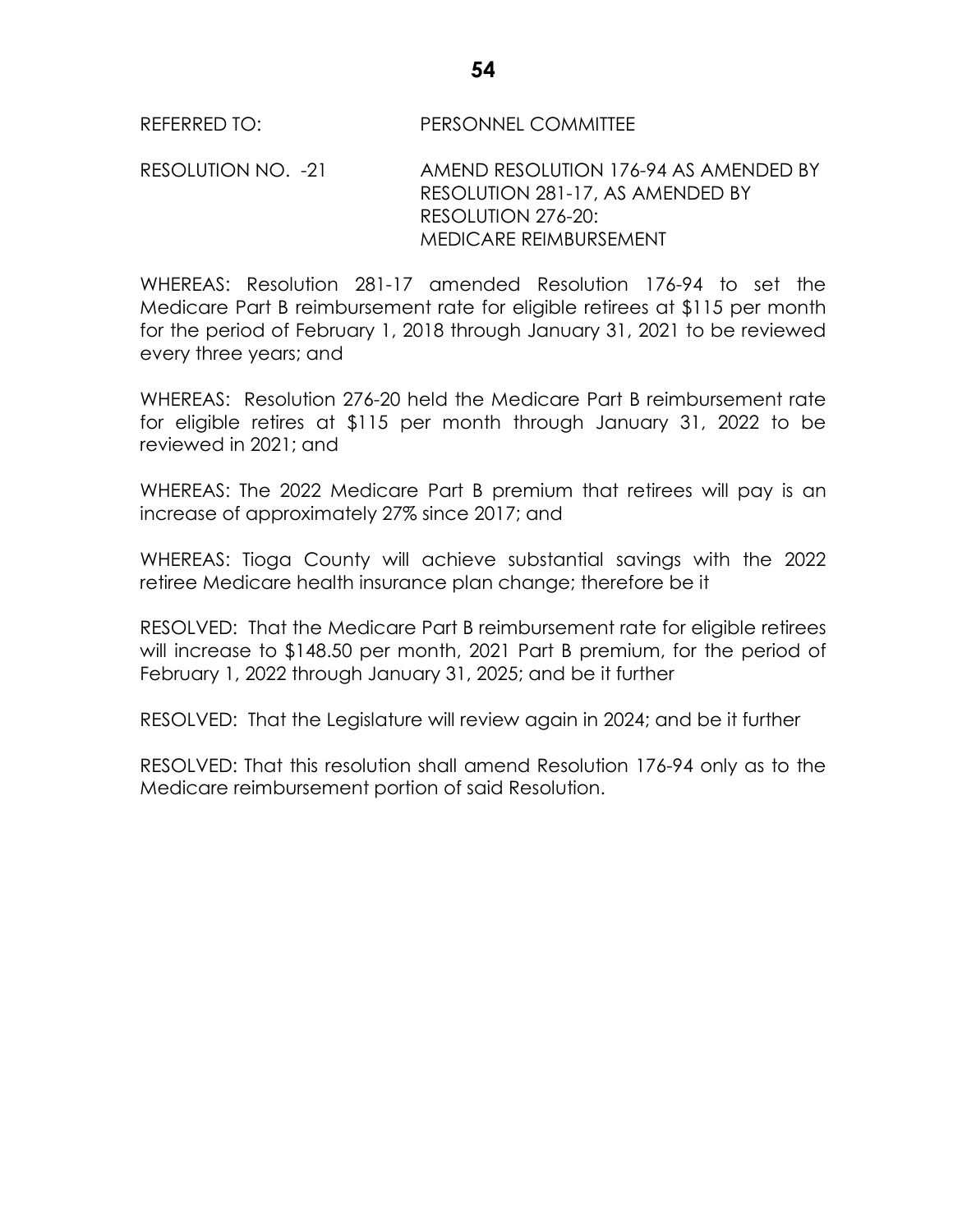REFERRED TO: PERSONNEL COMMITTEE

RESOLUTION NO. -21 AMEND RESOLUTION 176-94 AS AMENDED BY RESOLUTION 281-17, AS AMENDED BY RESOLUTION 276-20: MEDICARE REIMBURSEMENT

WHEREAS: Resolution 281-17 amended Resolution 176-94 to set the Medicare Part B reimbursement rate for eligible retirees at $115 per month for the period of February 1, 2018 through January 31, 2021 to be reviewed every three years; and

WHEREAS: Resolution 276-20 held the Medicare Part B reimbursement rate for eligible retires at $115 per month through January 31, 2022 to be reviewed in 2021; and

WHEREAS: The 2022 Medicare Part B premium that retirees will pay is an increase of approximately 27% since 2017; and

WHEREAS: Tioga County will achieve substantial savings with the 2022 retiree Medicare health insurance plan change; therefore be it

RESOLVED: That the Medicare Part B reimbursement rate for eligible retirees will increase to $148.50 per month, 2021 Part B premium, for the period of February 1, 2022 through January 31, 2025; and be it further

RESOLVED: That the Legislature will review again in 2024; and be it further

RESOLVED: That this resolution shall amend Resolution 176-94 only as to the Medicare reimbursement portion of said Resolution.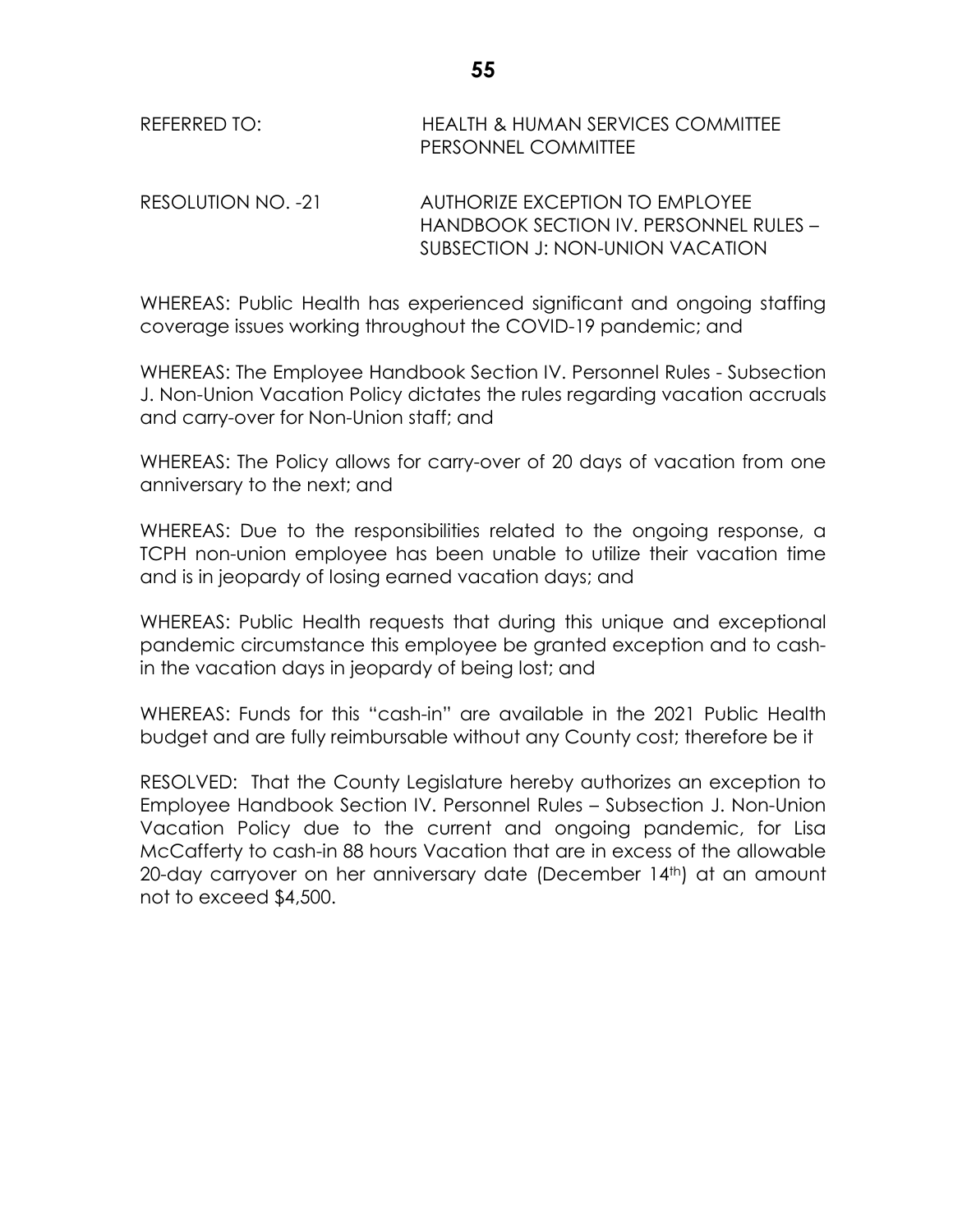REFERRED TO: HEALTH & HUMAN SERVICES COMMITTEE
PERSONNEL COMMITTEE

RESOLUTION NO. -21 AUTHORIZE EXCEPTION TO EMPLOYEE HANDBOOK SECTION IV. PERSONNEL RULES – SUBSECTION J: NON-UNION VACATION

WHEREAS: Public Health has experienced significant and ongoing staffing coverage issues working throughout the COVID-19 pandemic; and

WHEREAS: The Employee Handbook Section IV. Personnel Rules - Subsection J. Non-Union Vacation Policy dictates the rules regarding vacation accruals and carry-over for Non-Union staff; and

WHEREAS: The Policy allows for carry-over of 20 days of vacation from one anniversary to the next; and

WHEREAS: Due to the responsibilities related to the ongoing response, a TCPH non-union employee has been unable to utilize their vacation time and is in jeopardy of losing earned vacation days; and

WHEREAS: Public Health requests that during this unique and exceptional pandemic circumstance this employee be granted exception and to cash-in the vacation days in jeopardy of being lost; and

WHEREAS: Funds for this "cash-in" are available in the 2021 Public Health budget and are fully reimbursable without any County cost; therefore be it

RESOLVED: That the County Legislature hereby authorizes an exception to Employee Handbook Section IV. Personnel Rules – Subsection J. Non-Union Vacation Policy due to the current and ongoing pandemic, for Lisa McCafferty to cash-in 88 hours Vacation that are in excess of the allowable 20-day carryover on her anniversary date (December 14th) at an amount not to exceed $4,500.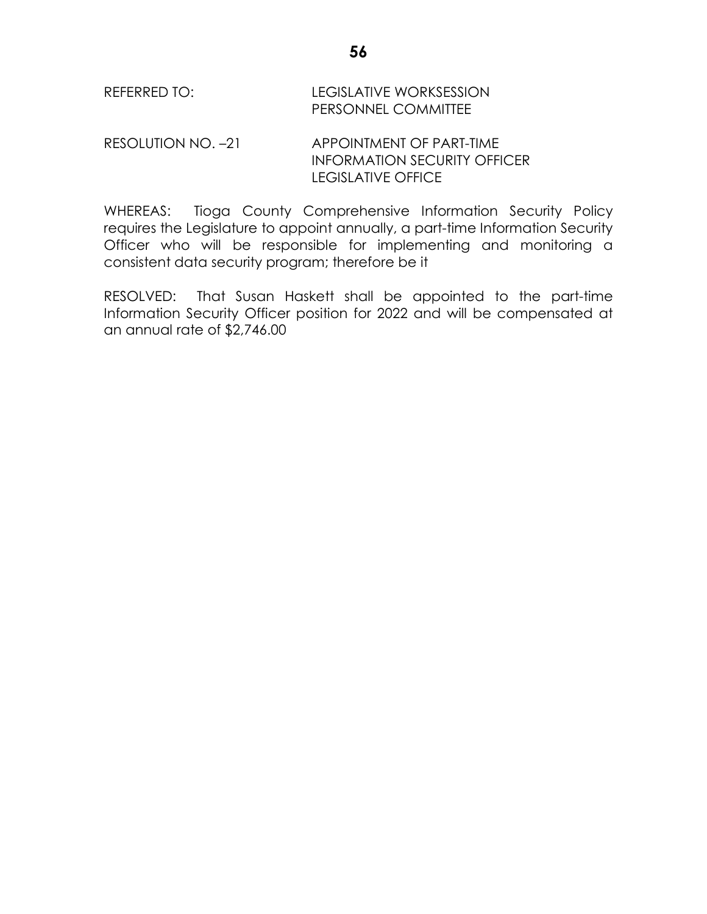REFERRED TO: LEGISLATIVE WORKSESSION
PERSONNEL COMMITTEE

RESOLUTION NO. –21 APPOINTMENT OF PART-TIME
INFORMATION SECURITY OFFICER
LEGISLATIVE OFFICE

WHEREAS: Tioga County Comprehensive Information Security Policy requires the Legislature to appoint annually, a part-time Information Security Officer who will be responsible for implementing and monitoring a consistent data security program; therefore be it

RESOLVED: That Susan Haskett shall be appointed to the part-time Information Security Officer position for 2022 and will be compensated at an annual rate of $2,746.00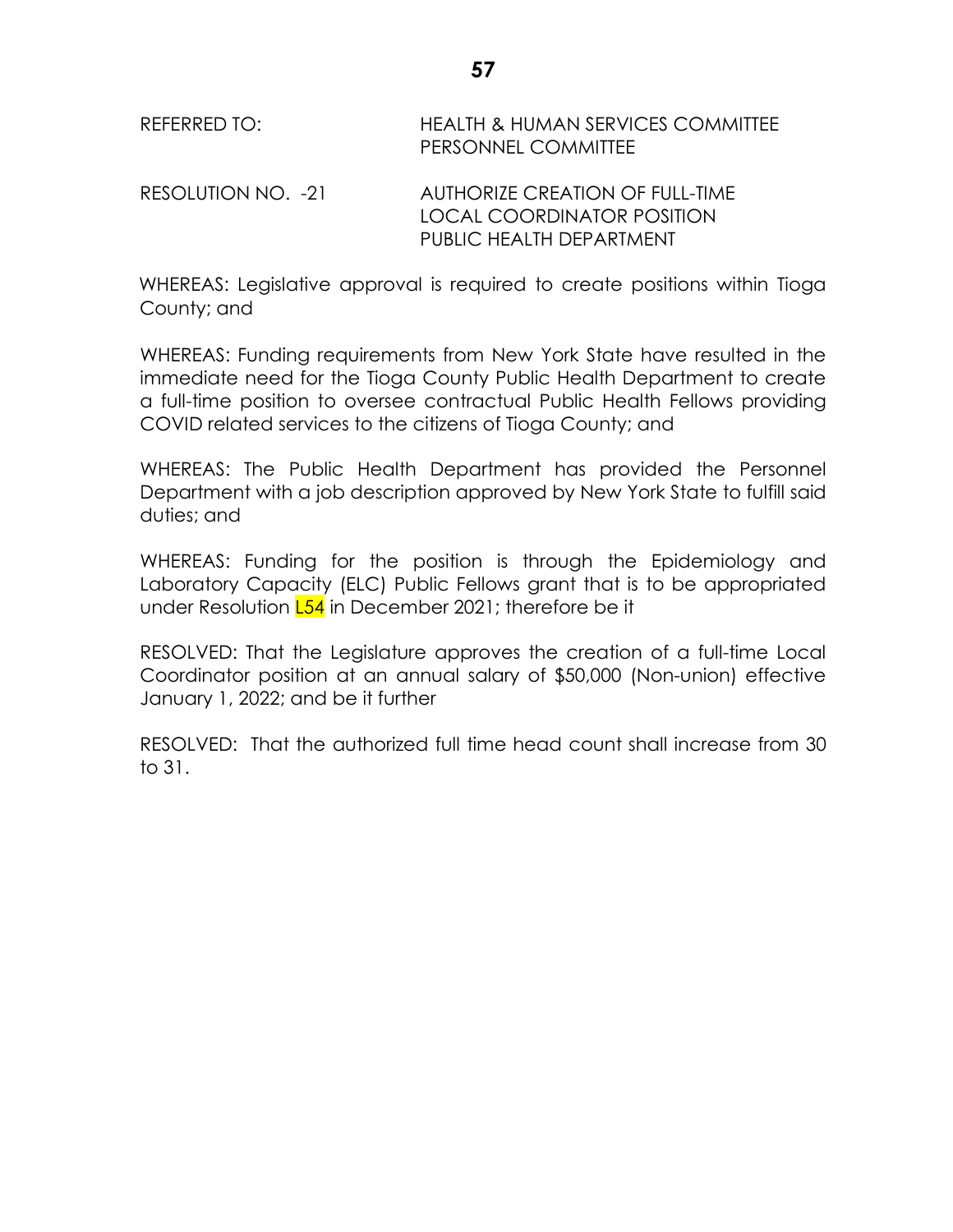REFERRED TO: HEALTH & HUMAN SERVICES COMMITTEE
PERSONNEL COMMITTEE

RESOLUTION NO. -21 AUTHORIZE CREATION OF FULL-TIME LOCAL COORDINATOR POSITION PUBLIC HEALTH DEPARTMENT

WHEREAS: Legislative approval is required to create positions within Tioga County; and

WHEREAS: Funding requirements from New York State have resulted in the immediate need for the Tioga County Public Health Department to create a full-time position to oversee contractual Public Health Fellows providing COVID related services to the citizens of Tioga County; and

WHEREAS: The Public Health Department has provided the Personnel Department with a job description approved by New York State to fulfill said duties; and

WHEREAS: Funding for the position is through the Epidemiology and Laboratory Capacity (ELC) Public Fellows grant that is to be appropriated under Resolution L54 in December 2021; therefore be it

RESOLVED: That the Legislature approves the creation of a full-time Local Coordinator position at an annual salary of $50,000 (Non-union) effective January 1, 2022; and be it further

RESOLVED: That the authorized full time head count shall increase from 30 to 31.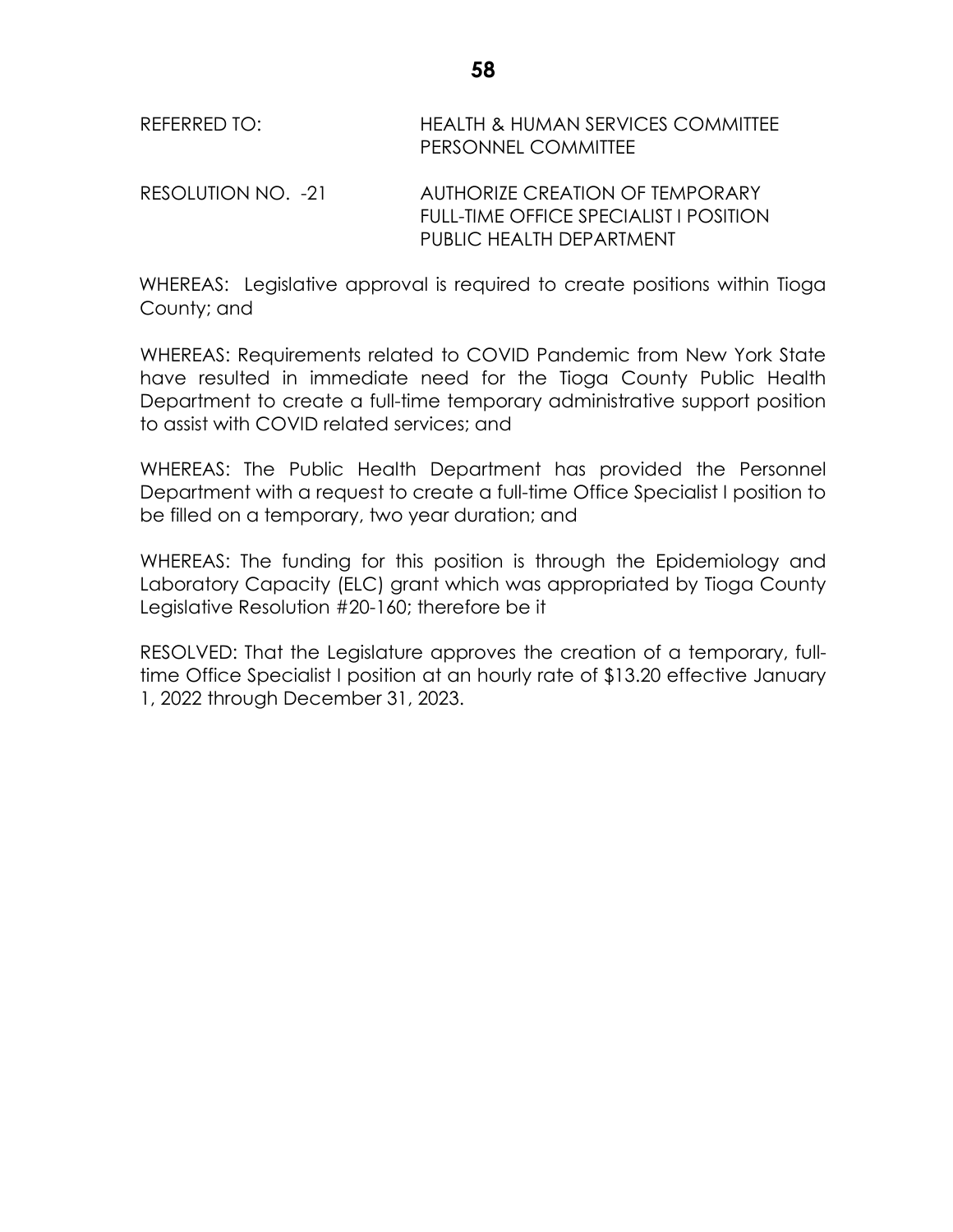REFERRED TO: HEALTH & HUMAN SERVICES COMMITTEE
PERSONNEL COMMITTEE

RESOLUTION NO. -21 AUTHORIZE CREATION OF TEMPORARY FULL-TIME OFFICE SPECIALIST I POSITION PUBLIC HEALTH DEPARTMENT

WHEREAS: Legislative approval is required to create positions within Tioga County; and

WHEREAS: Requirements related to COVID Pandemic from New York State have resulted in immediate need for the Tioga County Public Health Department to create a full-time temporary administrative support position to assist with COVID related services; and

WHEREAS: The Public Health Department has provided the Personnel Department with a request to create a full-time Office Specialist I position to be filled on a temporary, two year duration; and

WHEREAS: The funding for this position is through the Epidemiology and Laboratory Capacity (ELC) grant which was appropriated by Tioga County Legislative Resolution #20-160; therefore be it

RESOLVED: That the Legislature approves the creation of a temporary, full-time Office Specialist I position at an hourly rate of $13.20 effective January 1, 2022 through December 31, 2023.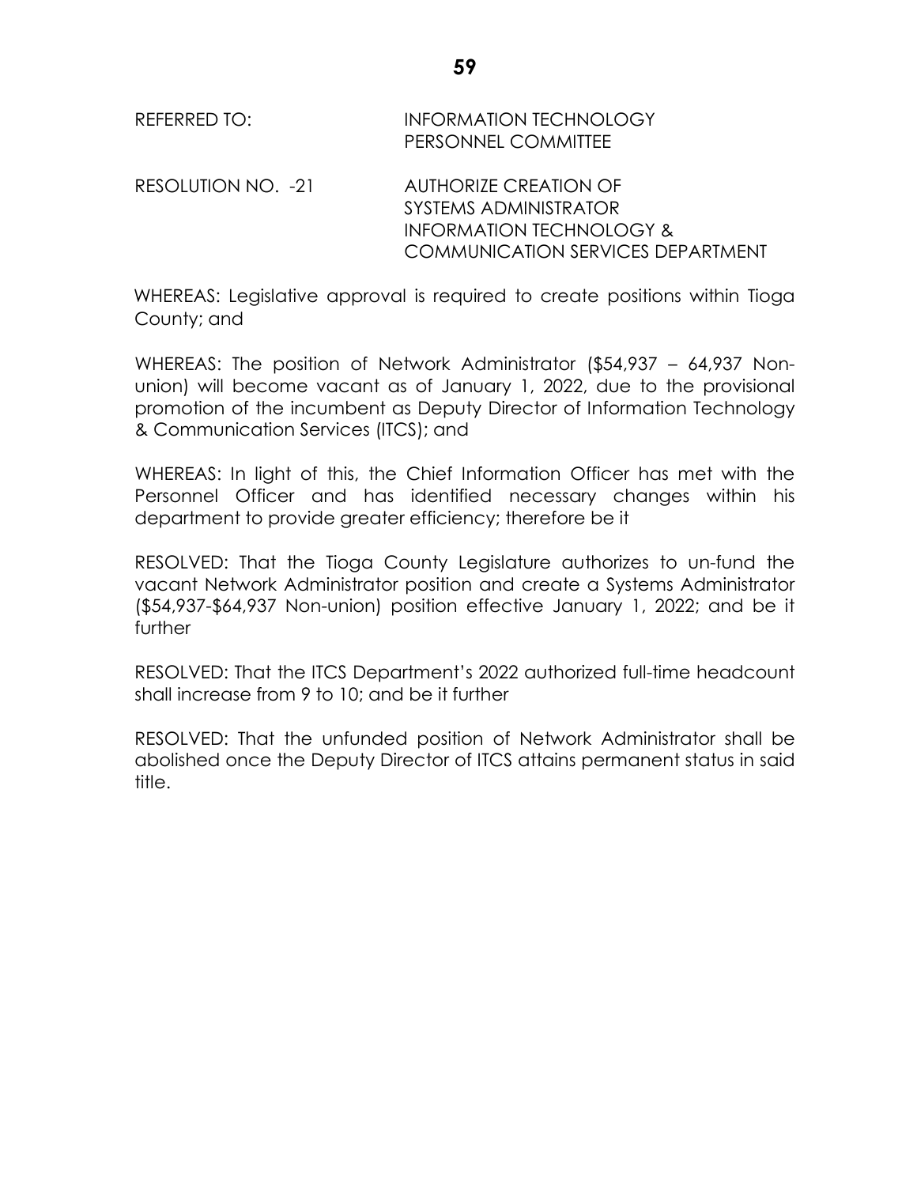REFERRED TO: INFORMATION TECHNOLOGY
PERSONNEL COMMITTEE

RESOLUTION NO. -21 AUTHORIZE CREATION OF
SYSTEMS ADMINISTRATOR
INFORMATION TECHNOLOGY &
COMMUNICATION SERVICES DEPARTMENT

WHEREAS: Legislative approval is required to create positions within Tioga County; and

WHEREAS: The position of Network Administrator ($54,937 – 64,937 Non-union) will become vacant as of January 1, 2022, due to the provisional promotion of the incumbent as Deputy Director of Information Technology & Communication Services (ITCS); and

WHEREAS: In light of this, the Chief Information Officer has met with the Personnel Officer and has identified necessary changes within his department to provide greater efficiency; therefore be it

RESOLVED: That the Tioga County Legislature authorizes to un-fund the vacant Network Administrator position and create a Systems Administrator ($54,937-$64,937 Non-union) position effective January 1, 2022; and be it further

RESOLVED: That the ITCS Department's 2022 authorized full-time headcount shall increase from 9 to 10; and be it further

RESOLVED: That the unfunded position of Network Administrator shall be abolished once the Deputy Director of ITCS attains permanent status in said title.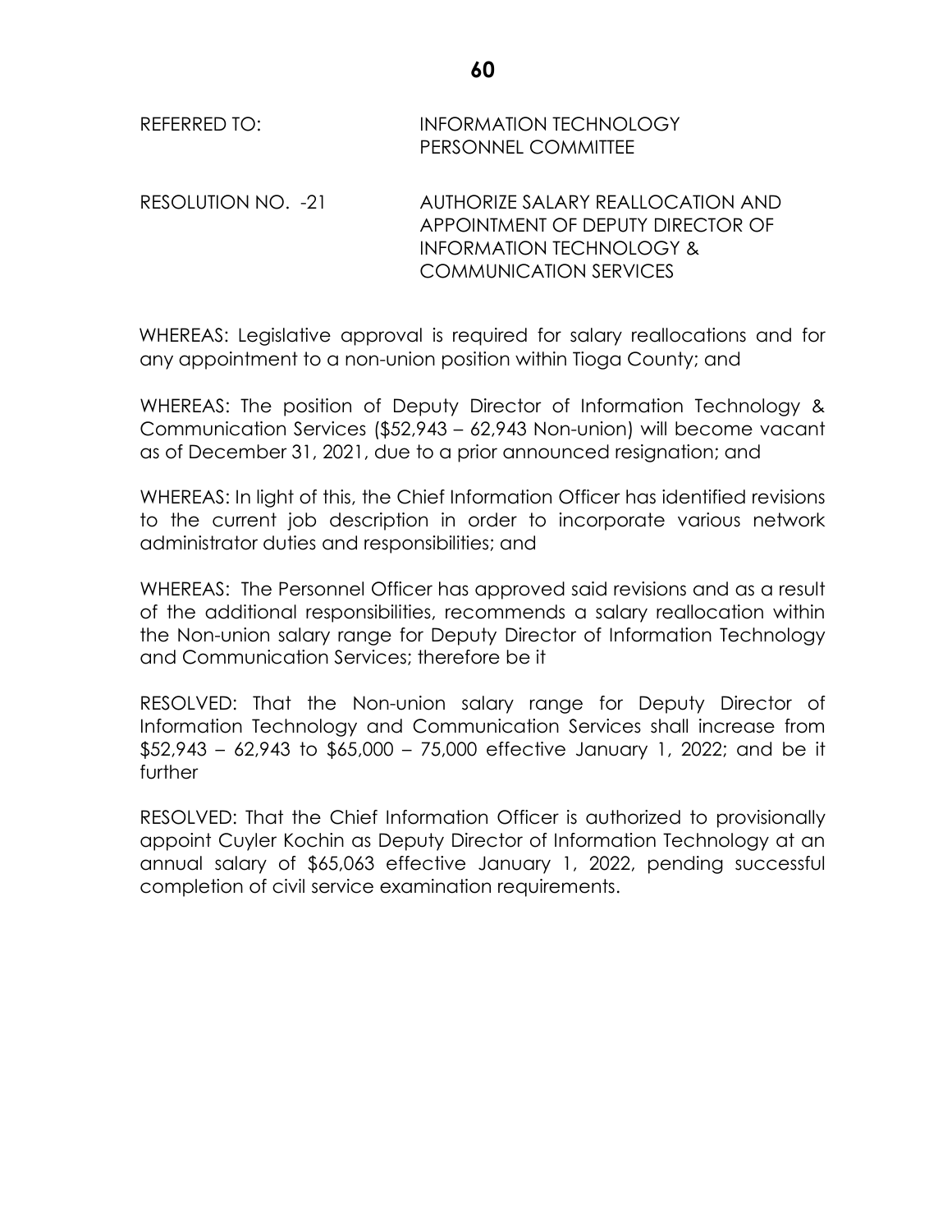REFERRED TO: INFORMATION TECHNOLOGY
PERSONNEL COMMITTEE

RESOLUTION NO. -21 AUTHORIZE SALARY REALLOCATION AND APPOINTMENT OF DEPUTY DIRECTOR OF INFORMATION TECHNOLOGY & COMMUNICATION SERVICES

WHEREAS: Legislative approval is required for salary reallocations and for any appointment to a non-union position within Tioga County; and

WHEREAS: The position of Deputy Director of Information Technology & Communication Services ($52,943 – 62,943 Non-union) will become vacant as of December 31, 2021, due to a prior announced resignation; and

WHEREAS: In light of this, the Chief Information Officer has identified revisions to the current job description in order to incorporate various network administrator duties and responsibilities; and

WHEREAS: The Personnel Officer has approved said revisions and as a result of the additional responsibilities, recommends a salary reallocation within the Non-union salary range for Deputy Director of Information Technology and Communication Services; therefore be it

RESOLVED: That the Non-union salary range for Deputy Director of Information Technology and Communication Services shall increase from $52,943 – 62,943 to $65,000 – 75,000 effective January 1, 2022; and be it further

RESOLVED: That the Chief Information Officer is authorized to provisionally appoint Cuyler Kochin as Deputy Director of Information Technology at an annual salary of $65,063 effective January 1, 2022, pending successful completion of civil service examination requirements.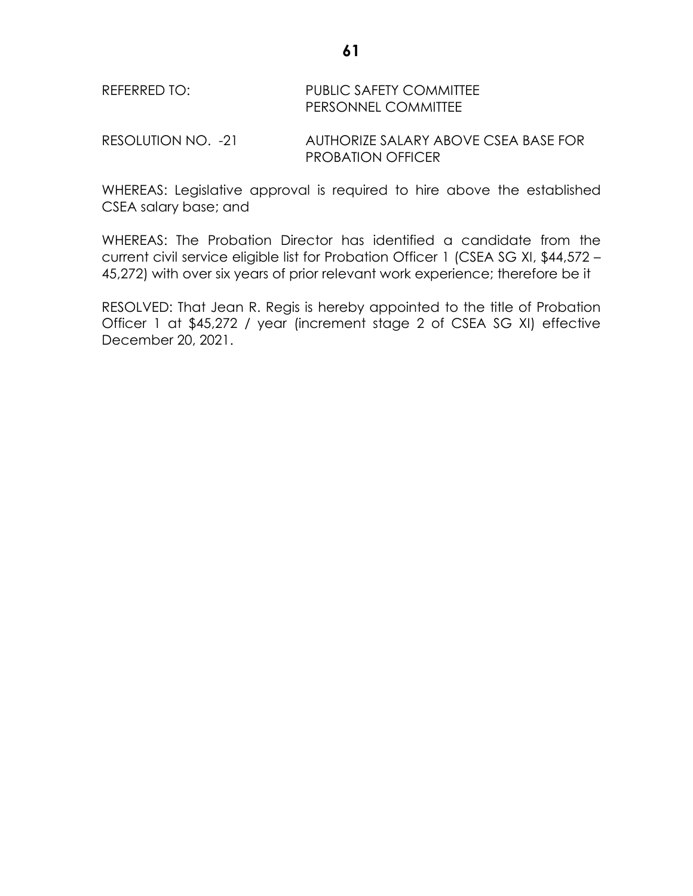REFERRED TO: PUBLIC SAFETY COMMITTEE
PERSONNEL COMMITTEE

RESOLUTION NO. -21 AUTHORIZE SALARY ABOVE CSEA BASE FOR PROBATION OFFICER

WHEREAS: Legislative approval is required to hire above the established CSEA salary base; and

WHEREAS: The Probation Director has identified a candidate from the current civil service eligible list for Probation Officer 1 (CSEA SG XI, $44,572 – 45,272) with over six years of prior relevant work experience; therefore be it

RESOLVED: That Jean R. Regis is hereby appointed to the title of Probation Officer 1 at $45,272 / year (increment stage 2 of CSEA SG XI) effective December 20, 2021.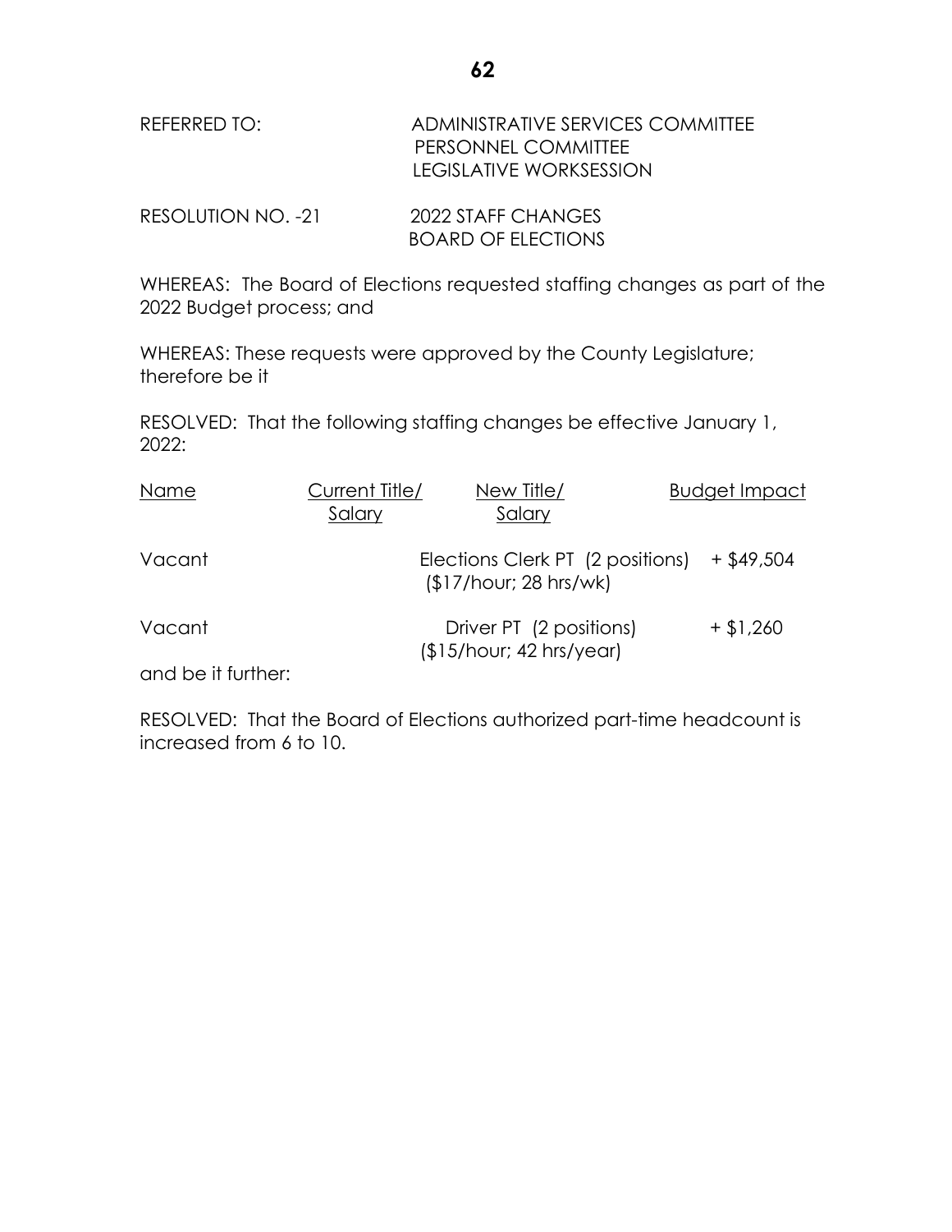REFERRED TO: ADMINISTRATIVE SERVICES COMMITTEE
PERSONNEL COMMITTEE
LEGISLATIVE WORKSESSION

RESOLUTION NO. -21 2022 STAFF CHANGES
BOARD OF ELECTIONS

WHEREAS: The Board of Elections requested staffing changes as part of the 2022 Budget process; and

WHEREAS: These requests were approved by the County Legislature; therefore be it

RESOLVED: That the following staffing changes be effective January 1, 2022:

| Name | Current Title/ Salary | New Title/ Salary | Budget Impact |
| --- | --- | --- | --- |
| Vacant | | Elections Clerk PT (2 positions) ($17/hour; 28 hrs/wk) | + $49,504 |
| Vacant | | Driver PT (2 positions) ($15/hour; 42 hrs/year) | + $1,260 |

and be it further:

RESOLVED: That the Board of Elections authorized part-time headcount is increased from 6 to 10.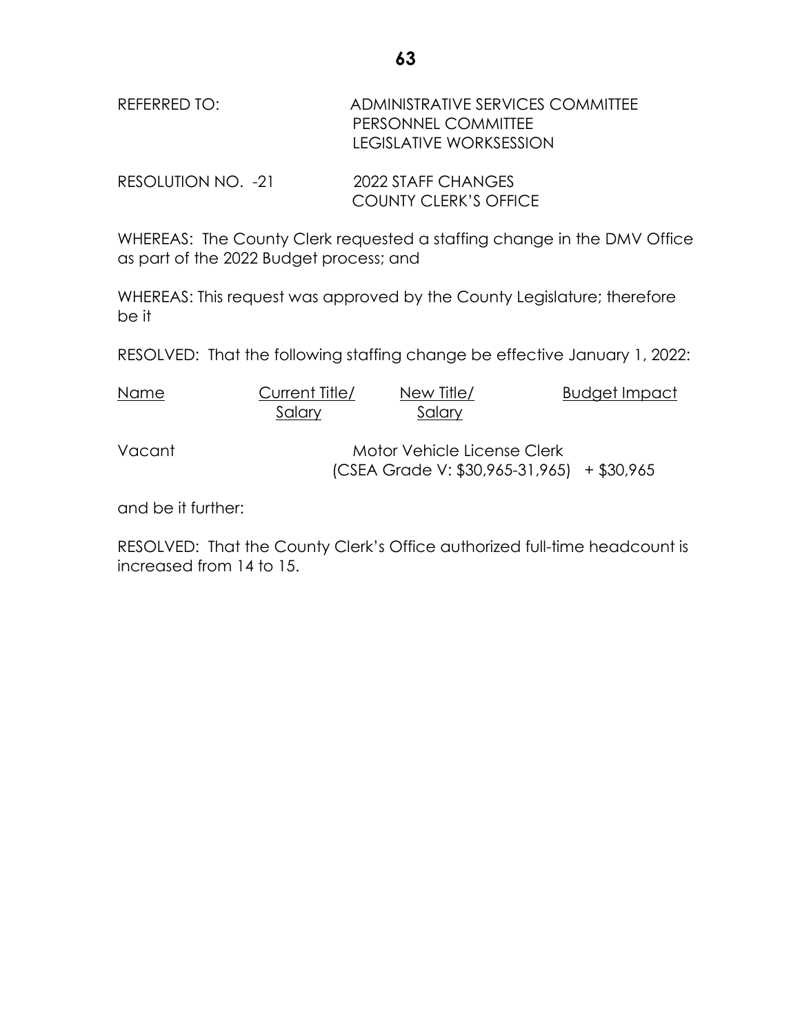REFERRED TO: ADMINISTRATIVE SERVICES COMMITTEE
PERSONNEL COMMITTEE
LEGISLATIVE WORKSESSION

RESOLUTION NO. -21 2022 STAFF CHANGES
COUNTY CLERK'S OFFICE

WHEREAS: The County Clerk requested a staffing change in the DMV Office as part of the 2022 Budget process; and

WHEREAS: This request was approved by the County Legislature; therefore be it

RESOLVED: That the following staffing change be effective January 1, 2022:

| Name | Current Title/ Salary | New Title/ Salary | Budget Impact |
|---|---|---|---|
| Vacant | | Motor Vehicle License Clerk (CSEA Grade V: $30,965-31,965) | + $30,965 |

and be it further:

RESOLVED: That the County Clerk's Office authorized full-time headcount is increased from 14 to 15.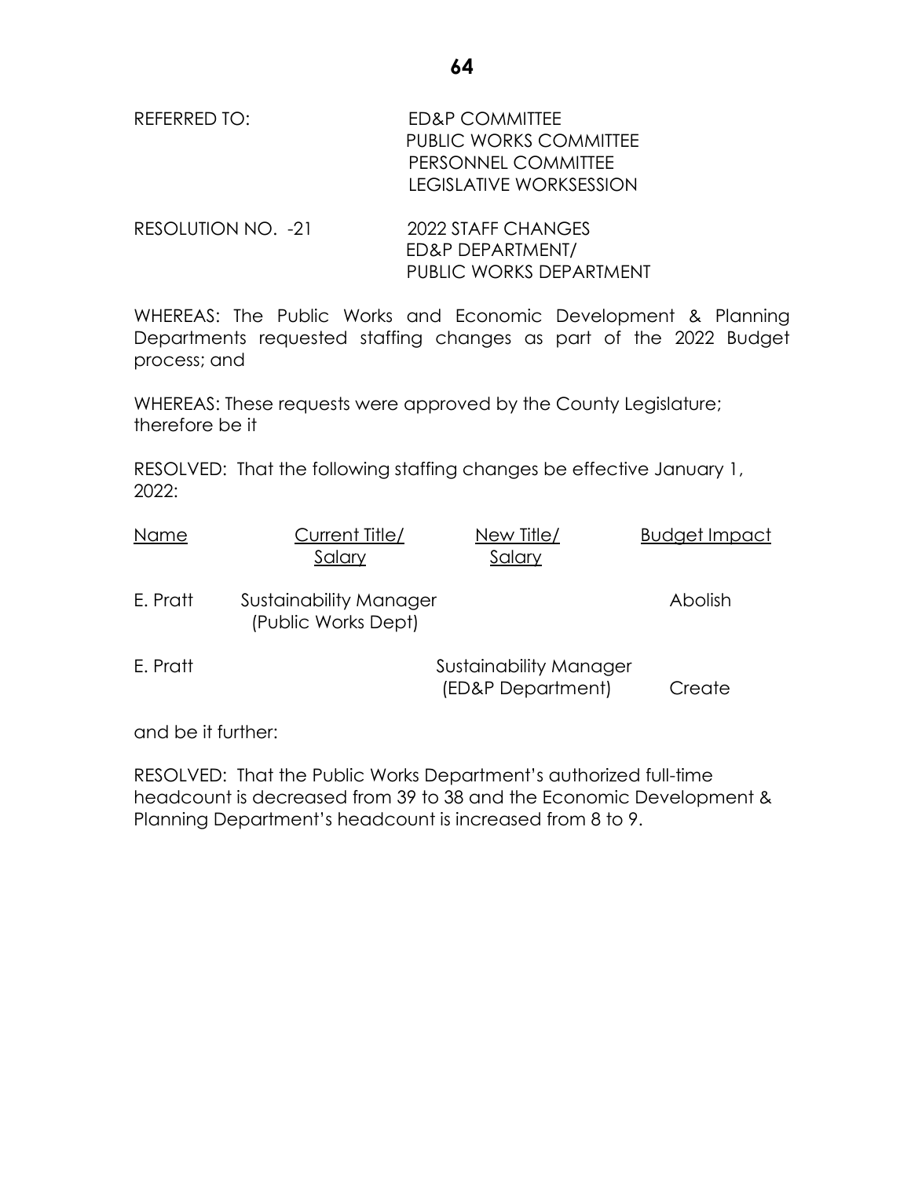REFERRED TO: ED&P COMMITTEE
PUBLIC WORKS COMMITTEE
PERSONNEL COMMITTEE
LEGISLATIVE WORKSESSION

RESOLUTION NO. -21 2022 STAFF CHANGES
ED&P DEPARTMENT/
PUBLIC WORKS DEPARTMENT

WHEREAS: The Public Works and Economic Development & Planning Departments requested staffing changes as part of the 2022 Budget process; and

WHEREAS: These requests were approved by the County Legislature; therefore be it

RESOLVED: That the following staffing changes be effective January 1, 2022:

| Name | Current Title/ Salary | New Title/ Salary | Budget Impact |
|---|---|---|---|
| E. Pratt | Sustainability Manager (Public Works Dept) | | Abolish |
| E. Pratt | | Sustainability Manager (ED&P Department) | Create |

and be it further:

RESOLVED: That the Public Works Department's authorized full-time headcount is decreased from 39 to 38 and the Economic Development & Planning Department's headcount is increased from 8 to 9.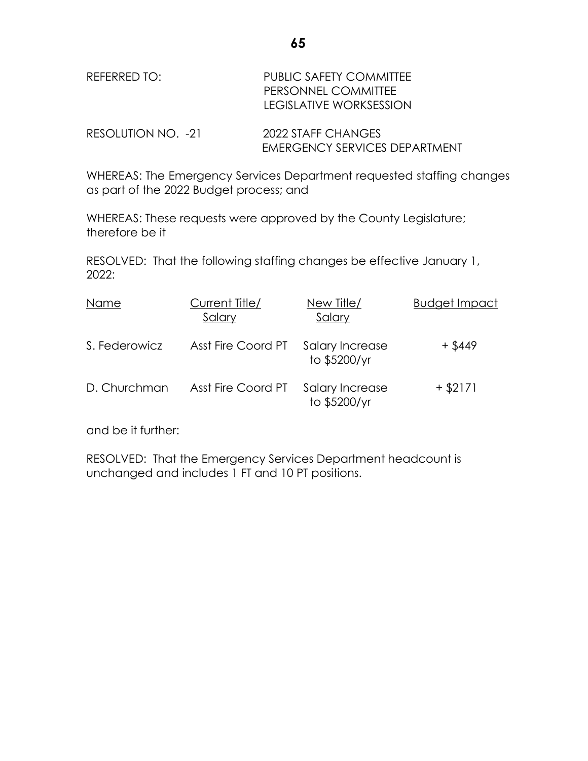REFERRED TO: PUBLIC SAFETY COMMITTEE
PERSONNEL COMMITTEE
LEGISLATIVE WORKSESSION

RESOLUTION NO. -21 2022 STAFF CHANGES
EMERGENCY SERVICES DEPARTMENT

WHEREAS: The Emergency Services Department requested staffing changes as part of the 2022 Budget process; and

WHEREAS: These requests were approved by the County Legislature; therefore be it

RESOLVED: That the following staffing changes be effective January 1, 2022:

| Name | Current Title/ Salary | New Title/ Salary | Budget Impact |
|---|---|---|---|
| S. Federowicz | Asst Fire Coord PT | Salary Increase to $5200/yr | + $449 |
| D. Churchman | Asst Fire Coord PT | Salary Increase to $5200/yr | + $2171 |

and be it further:

RESOLVED: That the Emergency Services Department headcount is unchanged and includes 1 FT and 10 PT positions.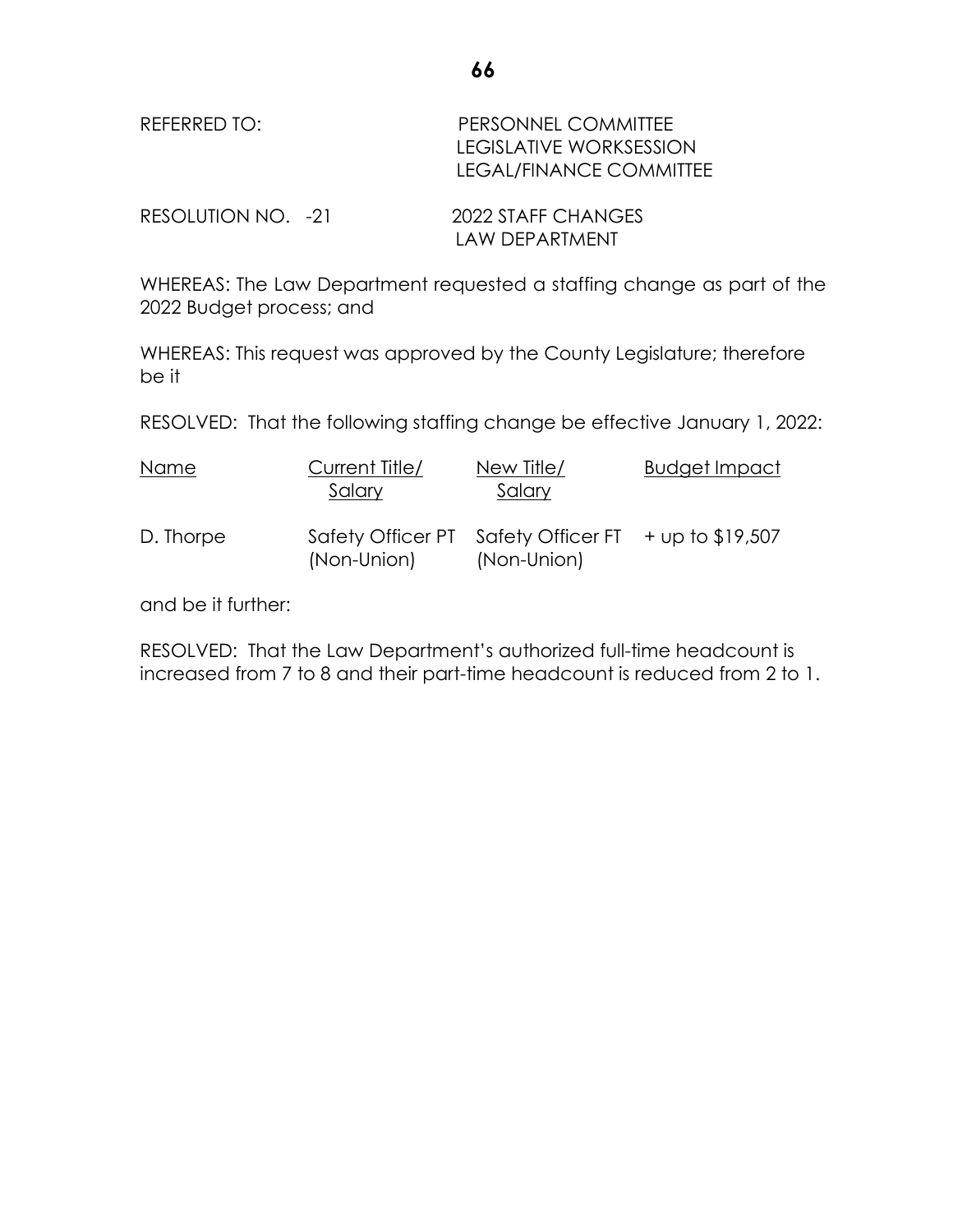REFERRED TO: PERSONNEL COMMITTEE
LEGISLATIVE WORKSESSION
LEGAL/FINANCE COMMITTEE

RESOLUTION NO. -21 2022 STAFF CHANGES
LAW DEPARTMENT

WHEREAS: The Law Department requested a staffing change as part of the 2022 Budget process; and

WHEREAS: This request was approved by the County Legislature; therefore be it

RESOLVED: That the following staffing change be effective January 1, 2022:

| Name | Current Title/ Salary | New Title/ Salary | Budget Impact |
|---|---|---|---|
| D. Thorpe | Safety Officer PT (Non-Union) | Safety Officer FT (Non-Union) | + up to $19,507 |

and be it further:

RESOLVED: That the Law Department's authorized full-time headcount is increased from 7 to 8 and their part-time headcount is reduced from 2 to 1.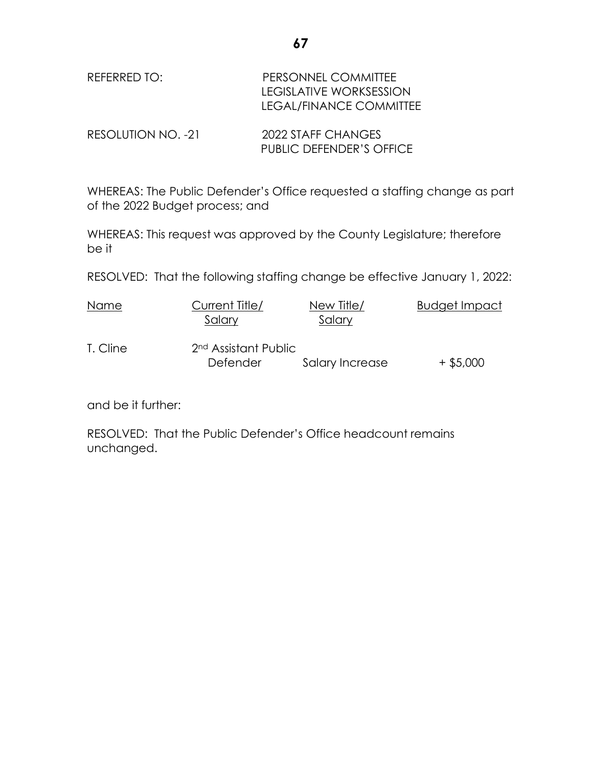REFERRED TO: PERSONNEL COMMITTEE
LEGISLATIVE WORKSESSION
LEGAL/FINANCE COMMITTEE

RESOLUTION NO. -21 2022 STAFF CHANGES
PUBLIC DEFENDER'S OFFICE

WHEREAS: The Public Defender's Office requested a staffing change as part of the 2022 Budget process; and

WHEREAS: This request was approved by the County Legislature; therefore be it

RESOLVED: That the following staffing change be effective January 1, 2022:

| Name | Current Title/ Salary | New Title/ Salary | Budget Impact |
|---|---|---|---|
| T. Cline | 2nd Assistant Public Defender | Salary Increase | + $5,000 |

and be it further:

RESOLVED: That the Public Defender's Office headcount remains unchanged.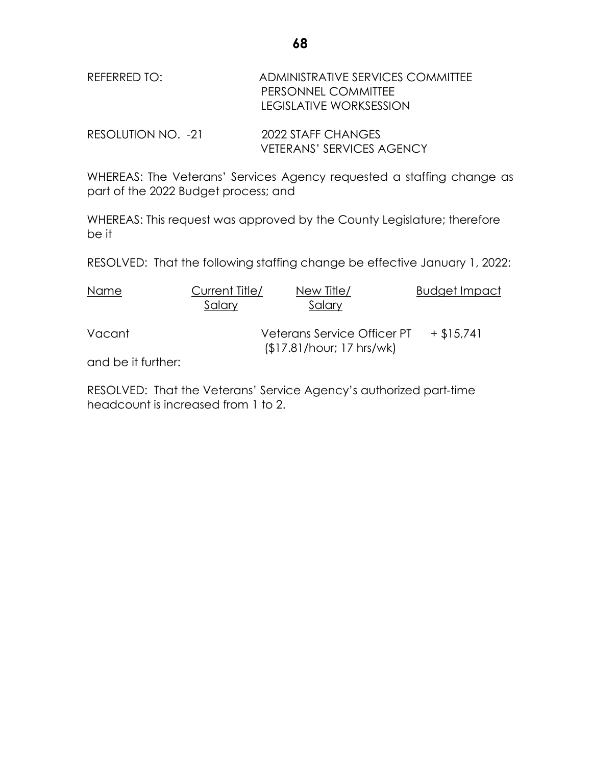REFERRED TO: ADMINISTRATIVE SERVICES COMMITTEE
PERSONNEL COMMITTEE
LEGISLATIVE WORKSESSION

RESOLUTION NO. -21 2022 STAFF CHANGES
VETERANS' SERVICES AGENCY

WHEREAS: The Veterans' Services Agency requested a staffing change as part of the 2022 Budget process; and

WHEREAS: This request was approved by the County Legislature; therefore be it

RESOLVED: That the following staffing change be effective January 1, 2022:

| Name | Current Title/ Salary | New Title/ Salary | Budget Impact |
|---|---|---|---|
| Vacant | | Veterans Service Officer PT ($17.81/hour; 17 hrs/wk) | + $15,741 |

and be it further:

RESOLVED: That the Veterans' Service Agency's authorized part-time headcount is increased from 1 to 2.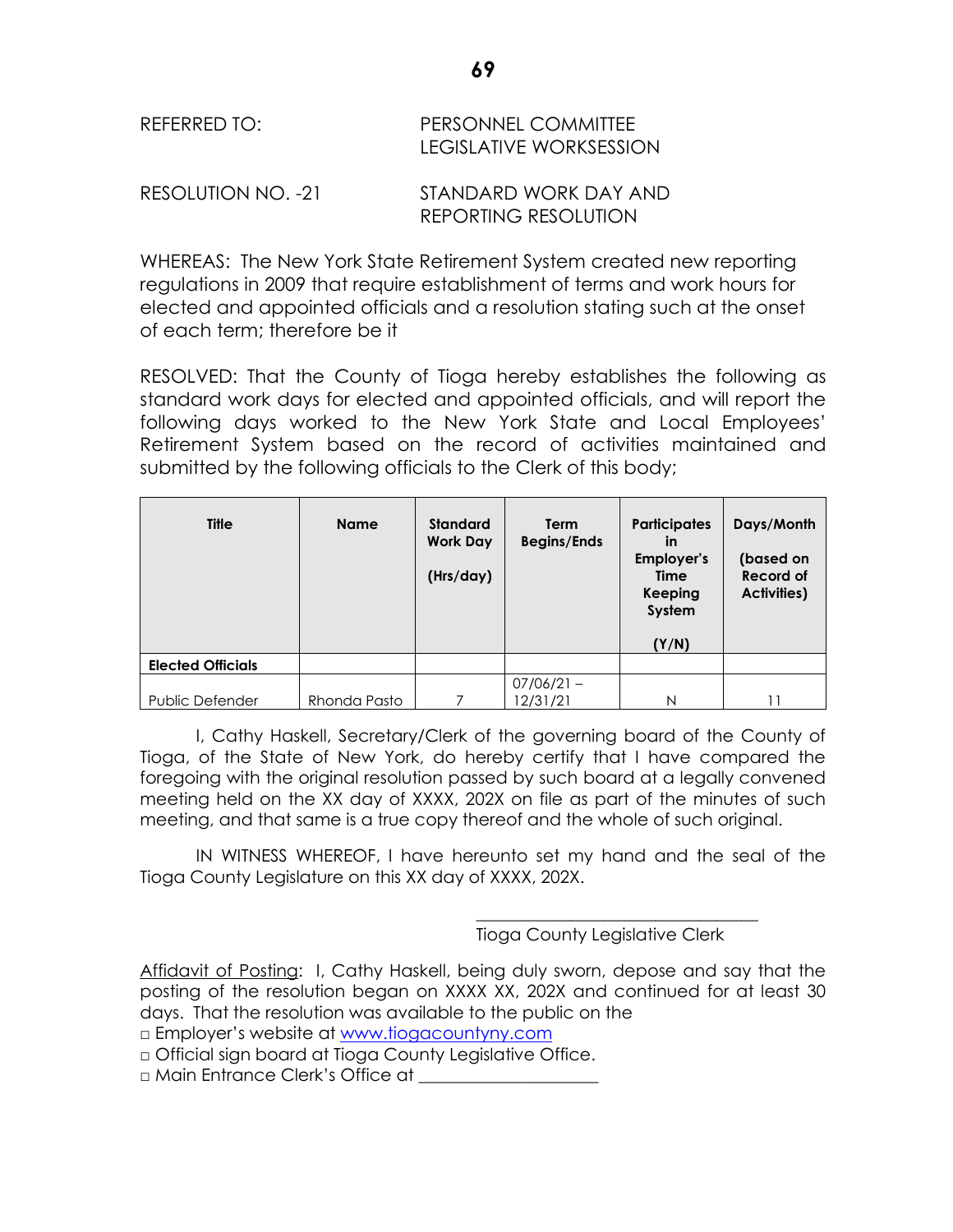REFERRED TO: PERSONNEL COMMITTEE
LEGISLATIVE WORKSESSION

RESOLUTION NO. -21 STANDARD WORK DAY AND REPORTING RESOLUTION

WHEREAS: The New York State Retirement System created new reporting regulations in 2009 that require establishment of terms and work hours for elected and appointed officials and a resolution stating such at the onset of each term; therefore be it

RESOLVED: That the County of Tioga hereby establishes the following as standard work days for elected and appointed officials, and will report the following days worked to the New York State and Local Employees' Retirement System based on the record of activities maintained and submitted by the following officials to the Clerk of this body;

| Title | Name | Standard Work Day (Hrs/day) | Term Begins/Ends | Participates in Employer's Time Keeping System (Y/N) | Days/Month (based on Record of Activities) |
|---|---|---|---|---|---|
| **Elected Officials** | | | | | |
| Public Defender | Rhonda Pasto | 7 | 07/06/21 – 12/31/21 | N | 11 |

I, Cathy Haskell, Secretary/Clerk of the governing board of the County of Tioga, of the State of New York, do hereby certify that I have compared the foregoing with the original resolution passed by such board at a legally convened meeting held on the XX day of XXXX, 202X on file as part of the minutes of such meeting, and that same is a true copy thereof and the whole of such original.

IN WITNESS WHEREOF, I have hereunto set my hand and the seal of the Tioga County Legislature on this XX day of XXXX, 202X.

\_\_\_\_\_\_\_\_\_\_\_\_\_\_\_\_\_\_\_\_\_\_\_\_\_\_\_\_\_\_\_\_
Tioga County Legislative Clerk

Affidavit of Posting: I, Cathy Haskell, being duly sworn, depose and say that the posting of the resolution began on XXXX XX, 202X and continued for at least 30 days. That the resolution was available to the public on the

□ Employer's website at www.tiogacountyny.com
□ Official sign board at Tioga County Legislative Office.
□ Main Entrance Clerk's Office at \_\_\_\_\_\_\_\_\_\_\_\_\_\_\_\_\_\_\_\_